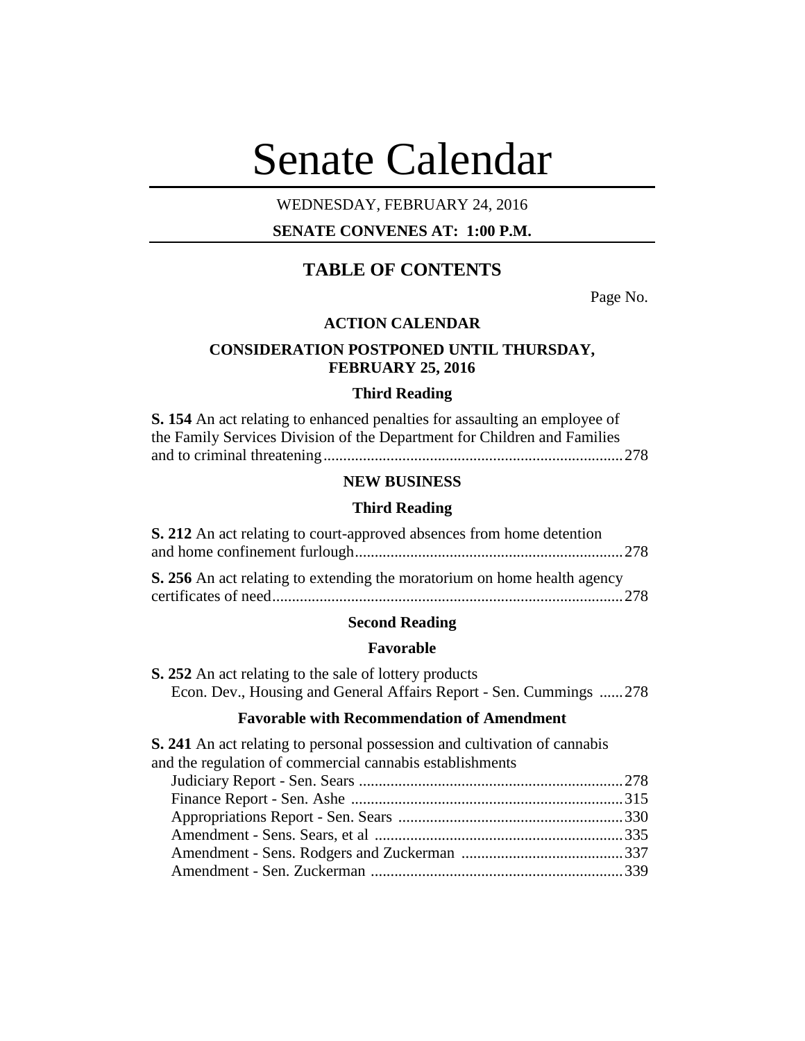# Senate Calendar

WEDNESDAY, FEBRUARY 24, 2016

**SENATE CONVENES AT: 1:00 P.M.**

## TABLE OF CONTENTS

Page No.

### ACTION CALENDAR

### CONSIDERATION POSTPONED UNTIL THURSDAY, FEBRUARY 25, 2016

#### Third Reading

**S. 154** An act relating to enhanced penalties for assaulting an employee of the Family Services Division of the Department for Children and Families and to criminal threatening ........ 278

### NEW BUSINESS

#### Third Reading

**S. 212** An act relating to court-approved absences from home detention and home confinement furlough ........ 278

**S. 256** An act relating to extending the moratorium on home health agency certificates of need ........ 278

#### Second Reading

#### Favorable

**S. 252** An act relating to the sale of lottery products
Econ. Dev., Housing and General Affairs Report - Sen. Cummings ........ 278

#### Favorable with Recommendation of Amendment

**S. 241** An act relating to personal possession and cultivation of cannabis and the regulation of commercial cannabis establishments
Judiciary Report - Sen. Sears ........ 278
Finance Report - Sen. Ashe ........ 315
Appropriations Report - Sen. Sears ........ 330
Amendment - Sens. Sears, et al ........ 335
Amendment - Sens. Rodgers and Zuckerman ........ 337
Amendment - Sen. Zuckerman ........ 339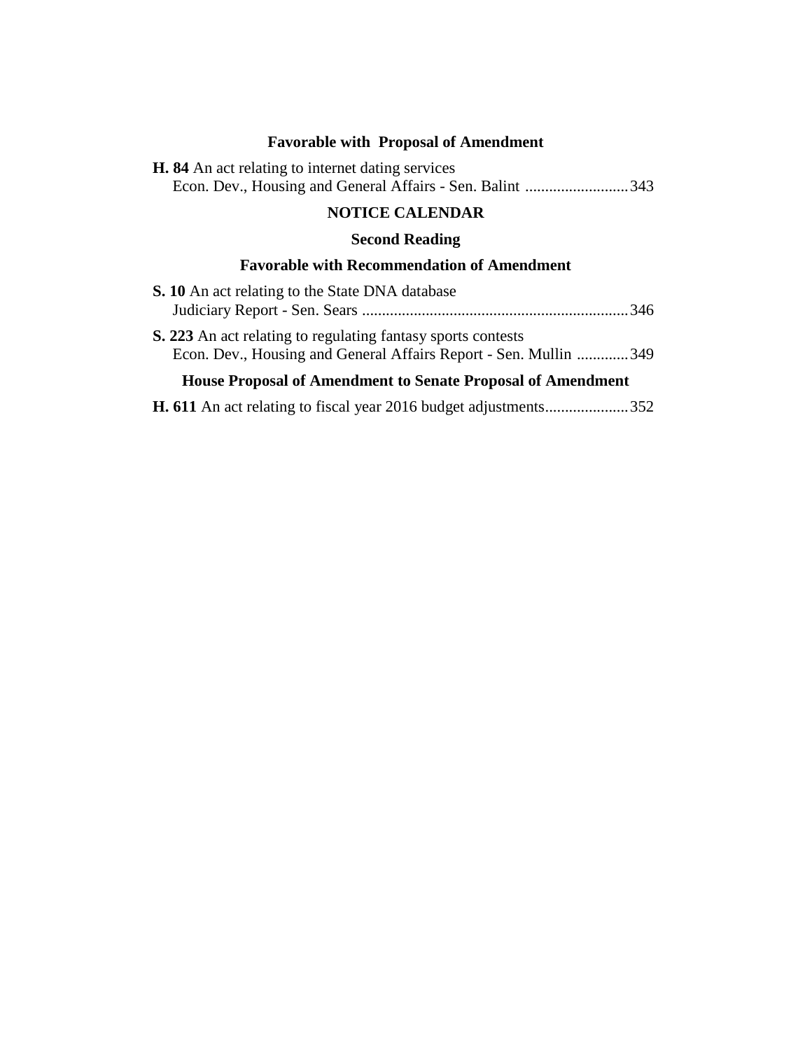**Favorable with Proposal of Amendment**

**H. 84** An act relating to internet dating services
Econ. Dev., Housing and General Affairs - Sen. Balint ..........................343

**NOTICE CALENDAR**

**Second Reading**

**Favorable with Recommendation of Amendment**

**S. 10** An act relating to the State DNA database
Judiciary Report - Sen. Sears ..................................................................346

**S. 223** An act relating to regulating fantasy sports contests
Econ. Dev., Housing and General Affairs Report - Sen. Mullin .............349

**House Proposal of Amendment to Senate Proposal of Amendment**

**H. 611** An act relating to fiscal year 2016 budget adjustments.....................352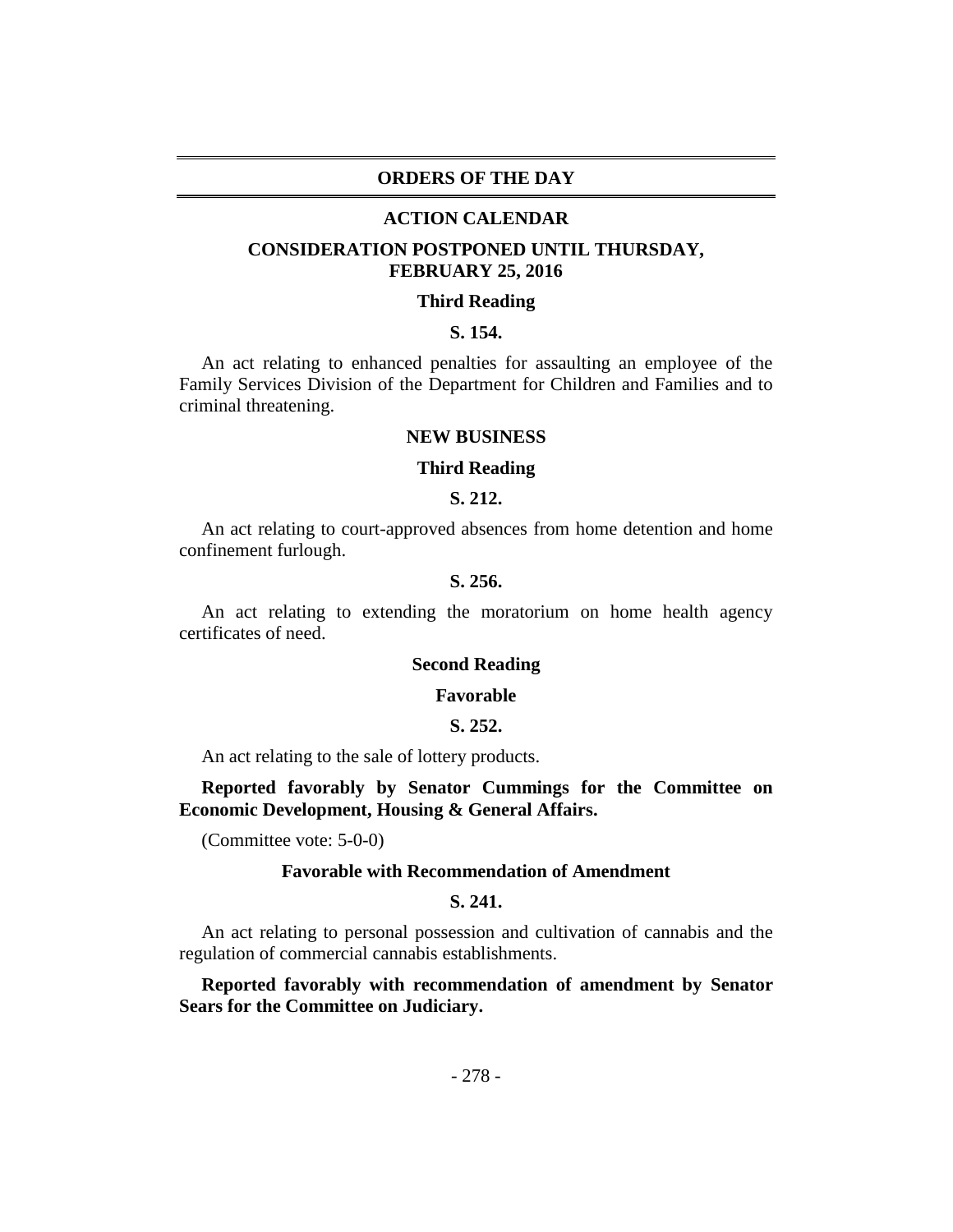# ORDERS OF THE DAY

## ACTION CALENDAR

### CONSIDERATION POSTPONED UNTIL THURSDAY, FEBRUARY 25, 2016

**Third Reading**

**S. 154.**

An act relating to enhanced penalties for assaulting an employee of the Family Services Division of the Department for Children and Families and to criminal threatening.

### NEW BUSINESS

**Third Reading**

**S. 212.**

An act relating to court-approved absences from home detention and home confinement furlough.

**S. 256.**

An act relating to extending the moratorium on home health agency certificates of need.

**Second Reading**

**Favorable**

**S. 252.**

An act relating to the sale of lottery products.

**Reported favorably by Senator Cummings for the Committee on Economic Development, Housing & General Affairs.**

(Committee vote: 5-0-0)

**Favorable with Recommendation of Amendment**

**S. 241.**

An act relating to personal possession and cultivation of cannabis and the regulation of commercial cannabis establishments.

**Reported favorably with recommendation of amendment by Senator Sears for the Committee on Judiciary.**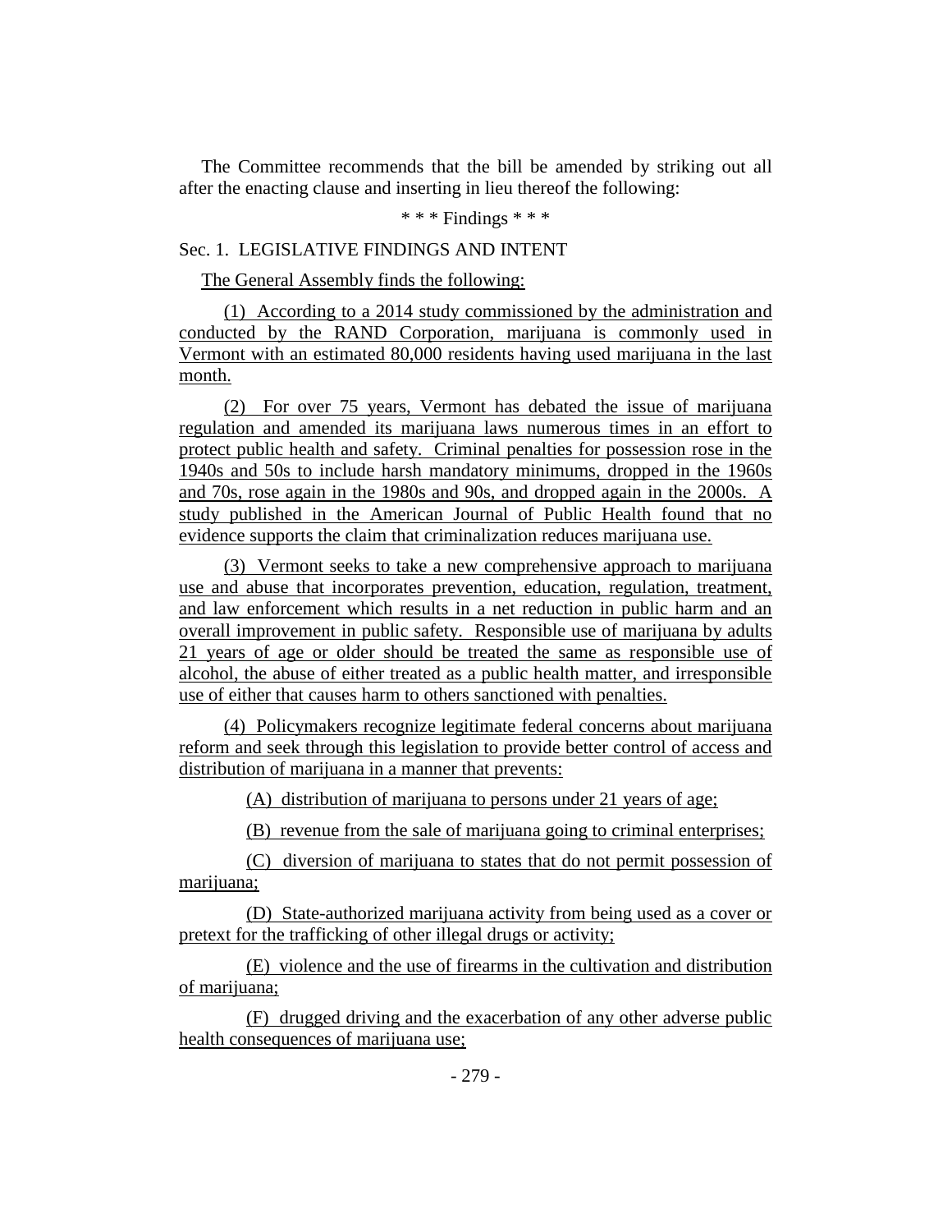The Committee recommends that the bill be amended by striking out all after the enacting clause and inserting in lieu thereof the following:

\* \* \* Findings \* \* \*

Sec. 1. LEGISLATIVE FINDINGS AND INTENT

The General Assembly finds the following:

(1) According to a 2014 study commissioned by the administration and conducted by the RAND Corporation, marijuana is commonly used in Vermont with an estimated 80,000 residents having used marijuana in the last month.

(2) For over 75 years, Vermont has debated the issue of marijuana regulation and amended its marijuana laws numerous times in an effort to protect public health and safety. Criminal penalties for possession rose in the 1940s and 50s to include harsh mandatory minimums, dropped in the 1960s and 70s, rose again in the 1980s and 90s, and dropped again in the 2000s. A study published in the American Journal of Public Health found that no evidence supports the claim that criminalization reduces marijuana use.

(3) Vermont seeks to take a new comprehensive approach to marijuana use and abuse that incorporates prevention, education, regulation, treatment, and law enforcement which results in a net reduction in public harm and an overall improvement in public safety. Responsible use of marijuana by adults 21 years of age or older should be treated the same as responsible use of alcohol, the abuse of either treated as a public health matter, and irresponsible use of either that causes harm to others sanctioned with penalties.

(4) Policymakers recognize legitimate federal concerns about marijuana reform and seek through this legislation to provide better control of access and distribution of marijuana in a manner that prevents:

(A) distribution of marijuana to persons under 21 years of age;

(B) revenue from the sale of marijuana going to criminal enterprises;

(C) diversion of marijuana to states that do not permit possession of marijuana;

(D) State-authorized marijuana activity from being used as a cover or pretext for the trafficking of other illegal drugs or activity;

(E) violence and the use of firearms in the cultivation and distribution of marijuana;

(F) drugged driving and the exacerbation of any other adverse public health consequences of marijuana use;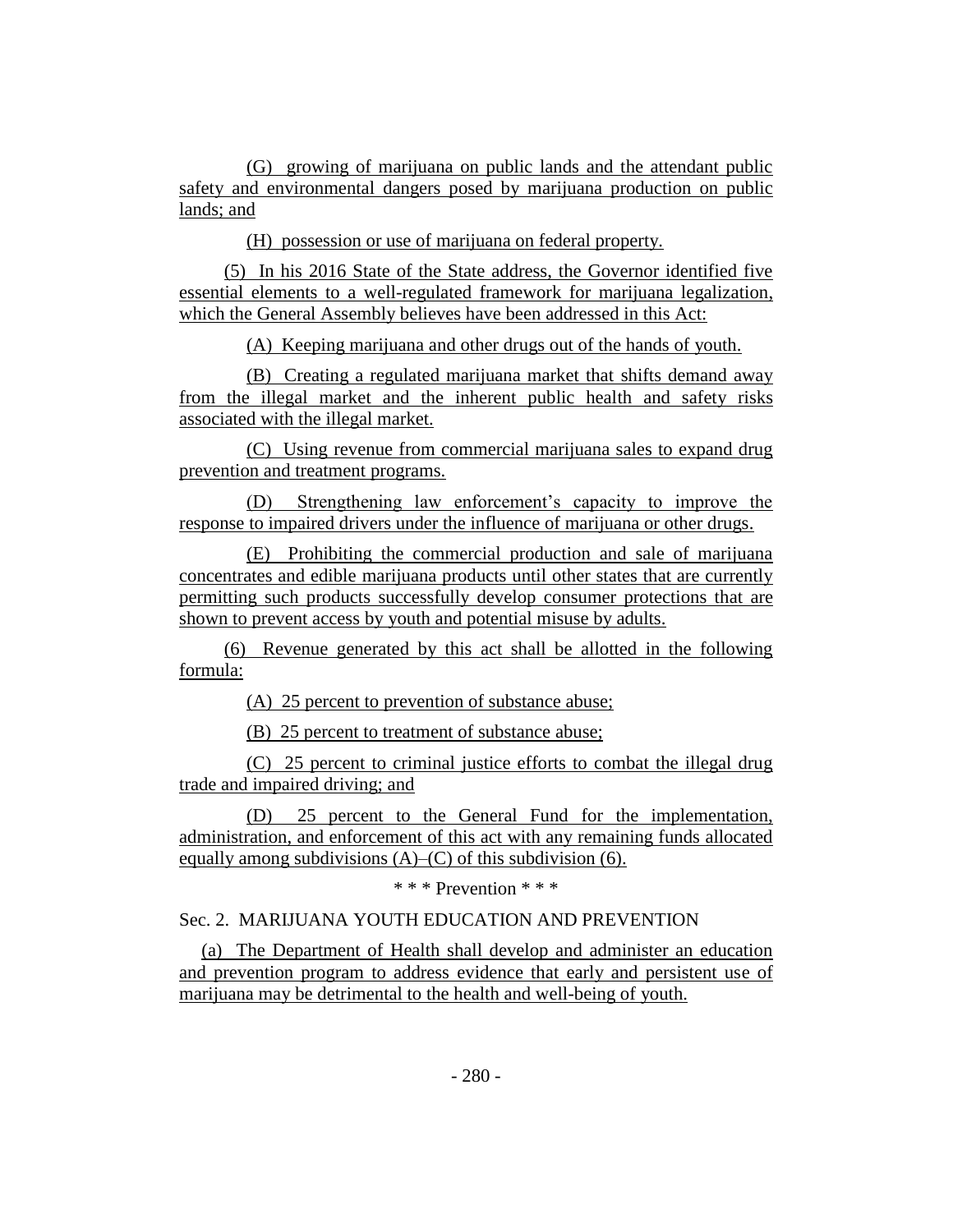(G) growing of marijuana on public lands and the attendant public safety and environmental dangers posed by marijuana production on public lands; and

(H) possession or use of marijuana on federal property.

(5) In his 2016 State of the State address, the Governor identified five essential elements to a well-regulated framework for marijuana legalization, which the General Assembly believes have been addressed in this Act:

(A) Keeping marijuana and other drugs out of the hands of youth.

(B) Creating a regulated marijuana market that shifts demand away from the illegal market and the inherent public health and safety risks associated with the illegal market.

(C) Using revenue from commercial marijuana sales to expand drug prevention and treatment programs.

(D) Strengthening law enforcement's capacity to improve the response to impaired drivers under the influence of marijuana or other drugs.

(E) Prohibiting the commercial production and sale of marijuana concentrates and edible marijuana products until other states that are currently permitting such products successfully develop consumer protections that are shown to prevent access by youth and potential misuse by adults.

(6) Revenue generated by this act shall be allotted in the following formula:

(A) 25 percent to prevention of substance abuse;

(B) 25 percent to treatment of substance abuse;

(C) 25 percent to criminal justice efforts to combat the illegal drug trade and impaired driving; and

(D) 25 percent to the General Fund for the implementation, administration, and enforcement of this act with any remaining funds allocated equally among subdivisions (A)–(C) of this subdivision (6).

\* \* \* Prevention \* \* \*

Sec. 2. MARIJUANA YOUTH EDUCATION AND PREVENTION

(a) The Department of Health shall develop and administer an education and prevention program to address evidence that early and persistent use of marijuana may be detrimental to the health and well-being of youth.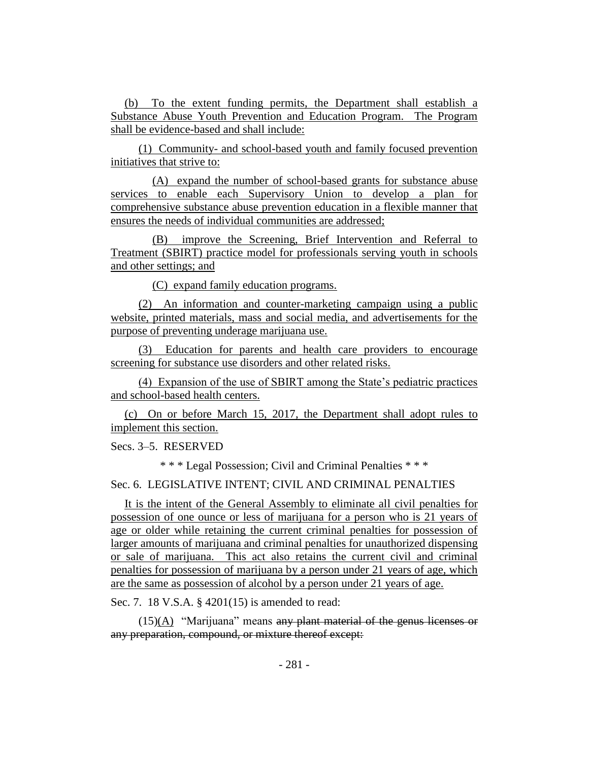(b) To the extent funding permits, the Department shall establish a Substance Abuse Youth Prevention and Education Program. The Program shall be evidence-based and shall include:

(1) Community- and school-based youth and family focused prevention initiatives that strive to:

(A) expand the number of school-based grants for substance abuse services to enable each Supervisory Union to develop a plan for comprehensive substance abuse prevention education in a flexible manner that ensures the needs of individual communities are addressed;

(B) improve the Screening, Brief Intervention and Referral to Treatment (SBIRT) practice model for professionals serving youth in schools and other settings; and

(C) expand family education programs.

(2) An information and counter-marketing campaign using a public website, printed materials, mass and social media, and advertisements for the purpose of preventing underage marijuana use.

(3) Education for parents and health care providers to encourage screening for substance use disorders and other related risks.

(4) Expansion of the use of SBIRT among the State's pediatric practices and school-based health centers.

(c) On or before March 15, 2017, the Department shall adopt rules to implement this section.

Secs. 3–5. RESERVED

\* \* \* Legal Possession; Civil and Criminal Penalties \* \* \*

Sec. 6. LEGISLATIVE INTENT; CIVIL AND CRIMINAL PENALTIES

It is the intent of the General Assembly to eliminate all civil penalties for possession of one ounce or less of marijuana for a person who is 21 years of age or older while retaining the current criminal penalties for possession of larger amounts of marijuana and criminal penalties for unauthorized dispensing or sale of marijuana. This act also retains the current civil and criminal penalties for possession of marijuana by a person under 21 years of age, which are the same as possession of alcohol by a person under 21 years of age.

Sec. 7. 18 V.S.A. § 4201(15) is amended to read:

(15)(A) "Marijuana" means ~~any plant material of the genus licenses or any preparation, compound, or mixture thereof except:~~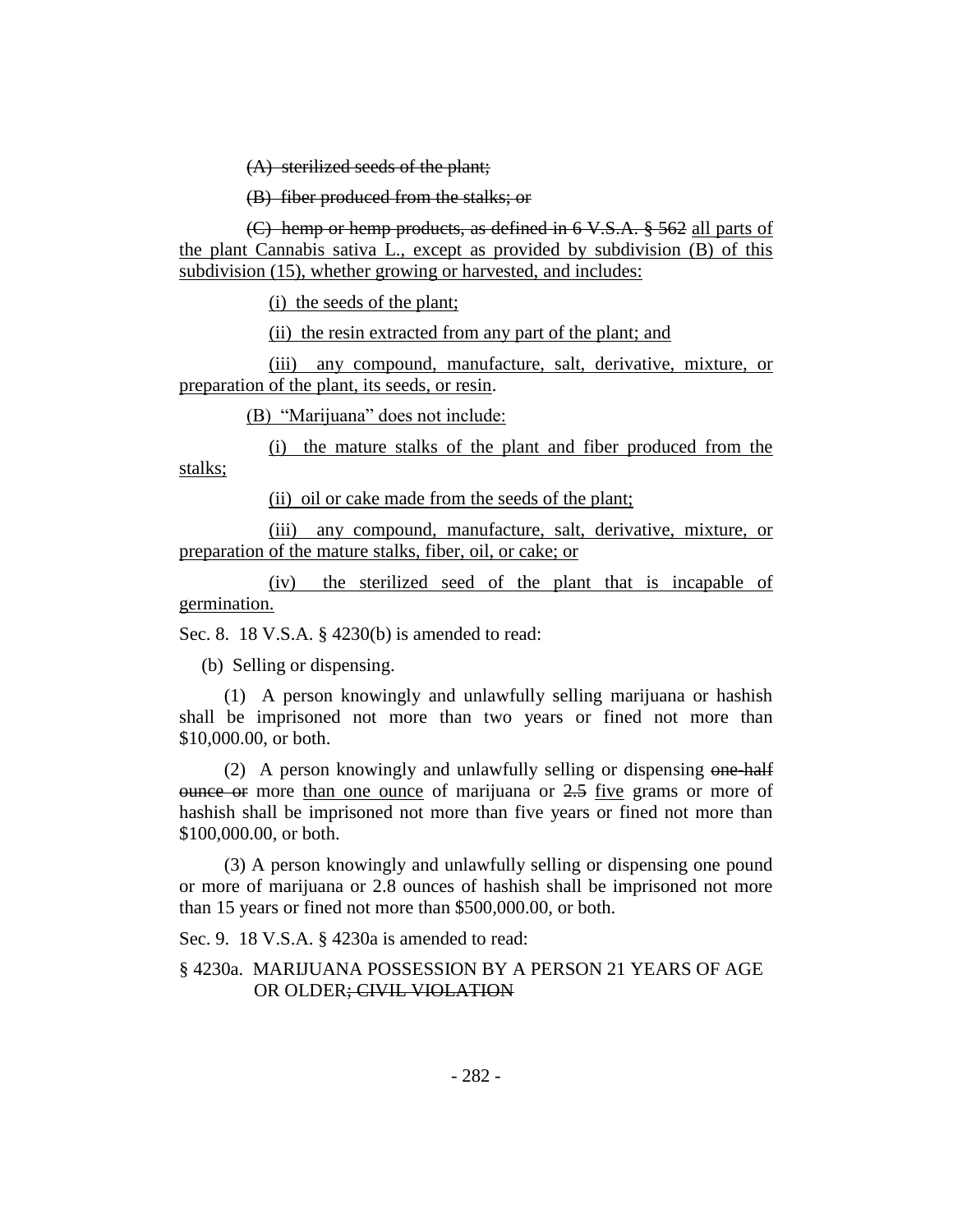~~(A) sterilized seeds of the plant;~~

~~(B) fiber produced from the stalks; or~~

~~(C) hemp or hemp products, as defined in 6 V.S.A. § 562~~ <u>all parts of the plant Cannabis sativa L., except as provided by subdivision (B) of this subdivision (15), whether growing or harvested, and includes:</u>

<u>(i) the seeds of the plant;</u>

<u>(ii) the resin extracted from any part of the plant; and</u>

<u>(iii) any compound, manufacture, salt, derivative, mixture, or preparation of the plant, its seeds, or resin</u>.

<u>(B) "Marijuana" does not include:</u>

<u>(i) the mature stalks of the plant and fiber produced from the stalks;</u>

<u>(ii) oil or cake made from the seeds of the plant;</u>

<u>(iii) any compound, manufacture, salt, derivative, mixture, or preparation of the mature stalks, fiber, oil, or cake; or</u>

<u>(iv) the sterilized seed of the plant that is incapable of germination.</u>

Sec. 8. 18 V.S.A. § 4230(b) is amended to read:

(b) Selling or dispensing.

(1) A person knowingly and unlawfully selling marijuana or hashish shall be imprisoned not more than two years or fined not more than $10,000.00, or both.

(2) A person knowingly and unlawfully selling or dispensing ~~one-half ounce or~~ more <u>than one ounce</u> of marijuana or ~~2.5~~ <u>five</u> grams or more of hashish shall be imprisoned not more than five years or fined not more than $100,000.00, or both.

(3) A person knowingly and unlawfully selling or dispensing one pound or more of marijuana or 2.8 ounces of hashish shall be imprisoned not more than 15 years or fined not more than $500,000.00, or both.

Sec. 9. 18 V.S.A. § 4230a is amended to read:

§ 4230a. MARIJUANA POSSESSION BY A PERSON 21 YEARS OF AGE OR OLDER~~; CIVIL VIOLATION~~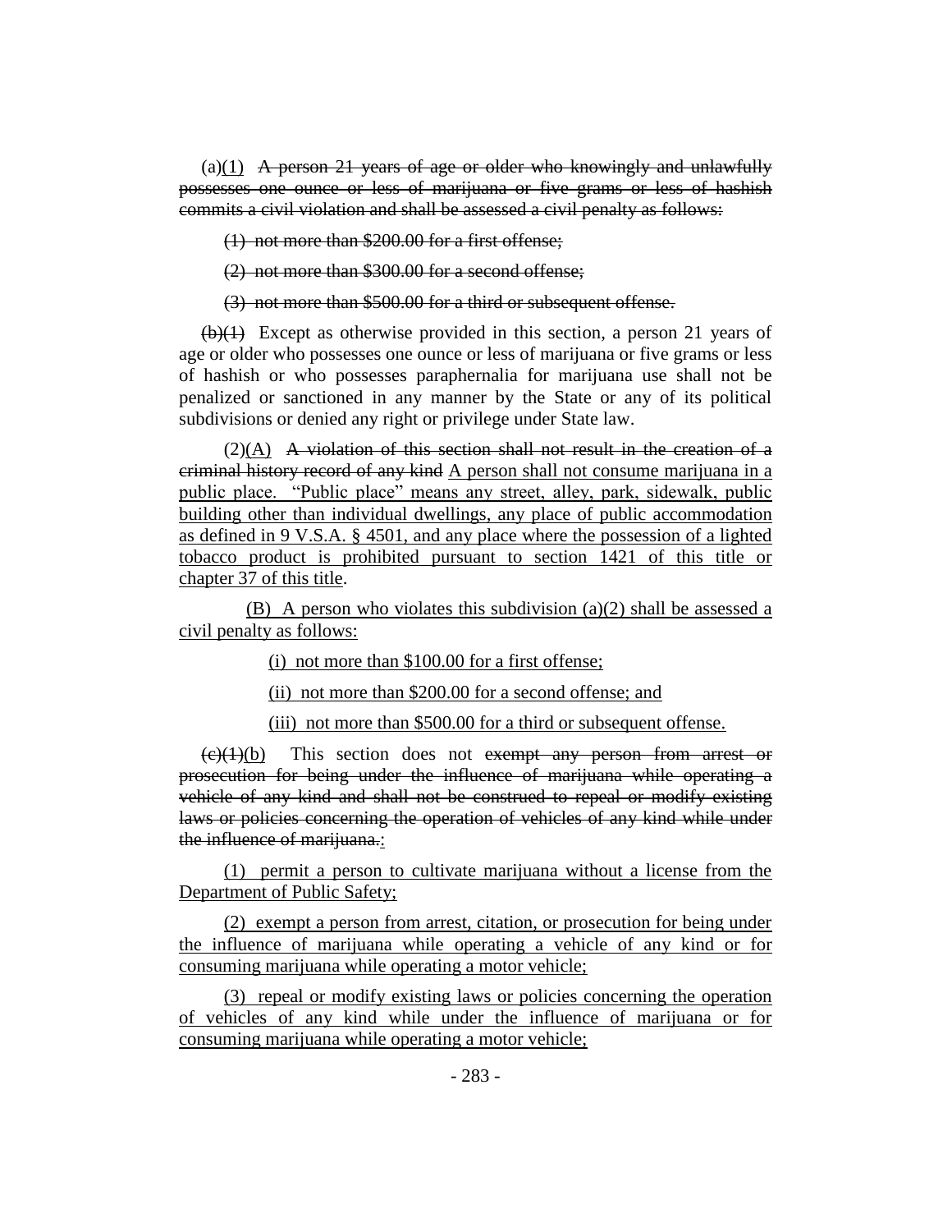(a)<u>(1)</u> ~~A person 21 years of age or older who knowingly and unlawfully possesses one ounce or less of marijuana or five grams or less of hashish commits a civil violation and shall be assessed a civil penalty as follows:~~

~~(1) not more than $200.00 for a first offense;~~

~~(2) not more than $300.00 for a second offense;~~

~~(3) not more than $500.00 for a third or subsequent offense.~~

~~(b)(1)~~ Except as otherwise provided in this section, a person 21 years of age or older who possesses one ounce or less of marijuana or five grams or less of hashish or who possesses paraphernalia for marijuana use shall not be penalized or sanctioned in any manner by the State or any of its political subdivisions or denied any right or privilege under State law.

(2)<u>(A)</u> ~~A violation of this section shall not result in the creation of a criminal history record of any kind~~ <u>A person shall not consume marijuana in a public place. "Public place" means any street, alley, park, sidewalk, public building other than individual dwellings, any place of public accommodation as defined in 9 V.S.A. § 4501, and any place where the possession of a lighted tobacco product is prohibited pursuant to section 1421 of this title or chapter 37 of this title</u>.

<u>(B) A person who violates this subdivision (a)(2) shall be assessed a civil penalty as follows:</u>

<u>(i) not more than $100.00 for a first offense;</u>

<u>(ii) not more than $200.00 for a second offense; and</u>

<u>(iii) not more than $500.00 for a third or subsequent offense.</u>

~~(c)(1)~~<u>(b)</u> This section does not ~~exempt any person from arrest or prosecution for being under the influence of marijuana while operating a vehicle of any kind and shall not be construed to repeal or modify existing laws or policies concerning the operation of vehicles of any kind while under the influence of marijuana.~~<u>:</u>

<u>(1) permit a person to cultivate marijuana without a license from the Department of Public Safety;</u>

<u>(2) exempt a person from arrest, citation, or prosecution for being under the influence of marijuana while operating a vehicle of any kind or for consuming marijuana while operating a motor vehicle;</u>

<u>(3) repeal or modify existing laws or policies concerning the operation of vehicles of any kind while under the influence of marijuana or for consuming marijuana while operating a motor vehicle;</u>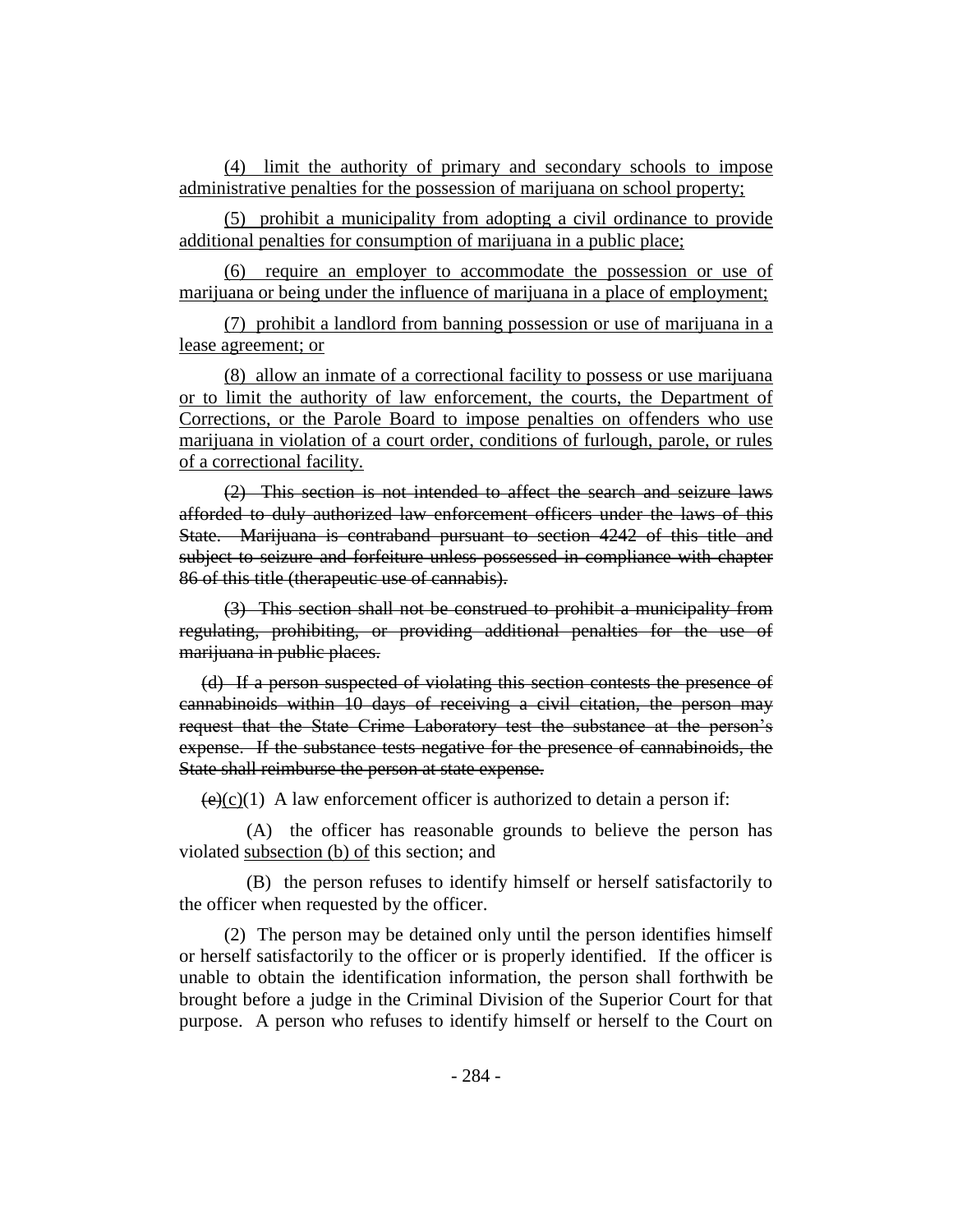(4) limit the authority of primary and secondary schools to impose administrative penalties for the possession of marijuana on school property;

(5) prohibit a municipality from adopting a civil ordinance to provide additional penalties for consumption of marijuana in a public place;

(6) require an employer to accommodate the possession or use of marijuana or being under the influence of marijuana in a place of employment;

(7) prohibit a landlord from banning possession or use of marijuana in a lease agreement; or

(8) allow an inmate of a correctional facility to possess or use marijuana or to limit the authority of law enforcement, the courts, the Department of Corrections, or the Parole Board to impose penalties on offenders who use marijuana in violation of a court order, conditions of furlough, parole, or rules of a correctional facility.

~~(2) This section is not intended to affect the search and seizure laws afforded to duly authorized law enforcement officers under the laws of this State. Marijuana is contraband pursuant to section 4242 of this title and subject to seizure and forfeiture unless possessed in compliance with chapter 86 of this title (therapeutic use of cannabis).~~

~~(3) This section shall not be construed to prohibit a municipality from regulating, prohibiting, or providing additional penalties for the use of marijuana in public places.~~

~~(d) If a person suspected of violating this section contests the presence of cannabinoids within 10 days of receiving a civil citation, the person may request that the State Crime Laboratory test the substance at the person's expense. If the substance tests negative for the presence of cannabinoids, the State shall reimburse the person at state expense.~~

~~(e)~~(c)(1) A law enforcement officer is authorized to detain a person if:

(A) the officer has reasonable grounds to believe the person has violated subsection (b) of this section; and

(B) the person refuses to identify himself or herself satisfactorily to the officer when requested by the officer.

(2) The person may be detained only until the person identifies himself or herself satisfactorily to the officer or is properly identified. If the officer is unable to obtain the identification information, the person shall forthwith be brought before a judge in the Criminal Division of the Superior Court for that purpose. A person who refuses to identify himself or herself to the Court on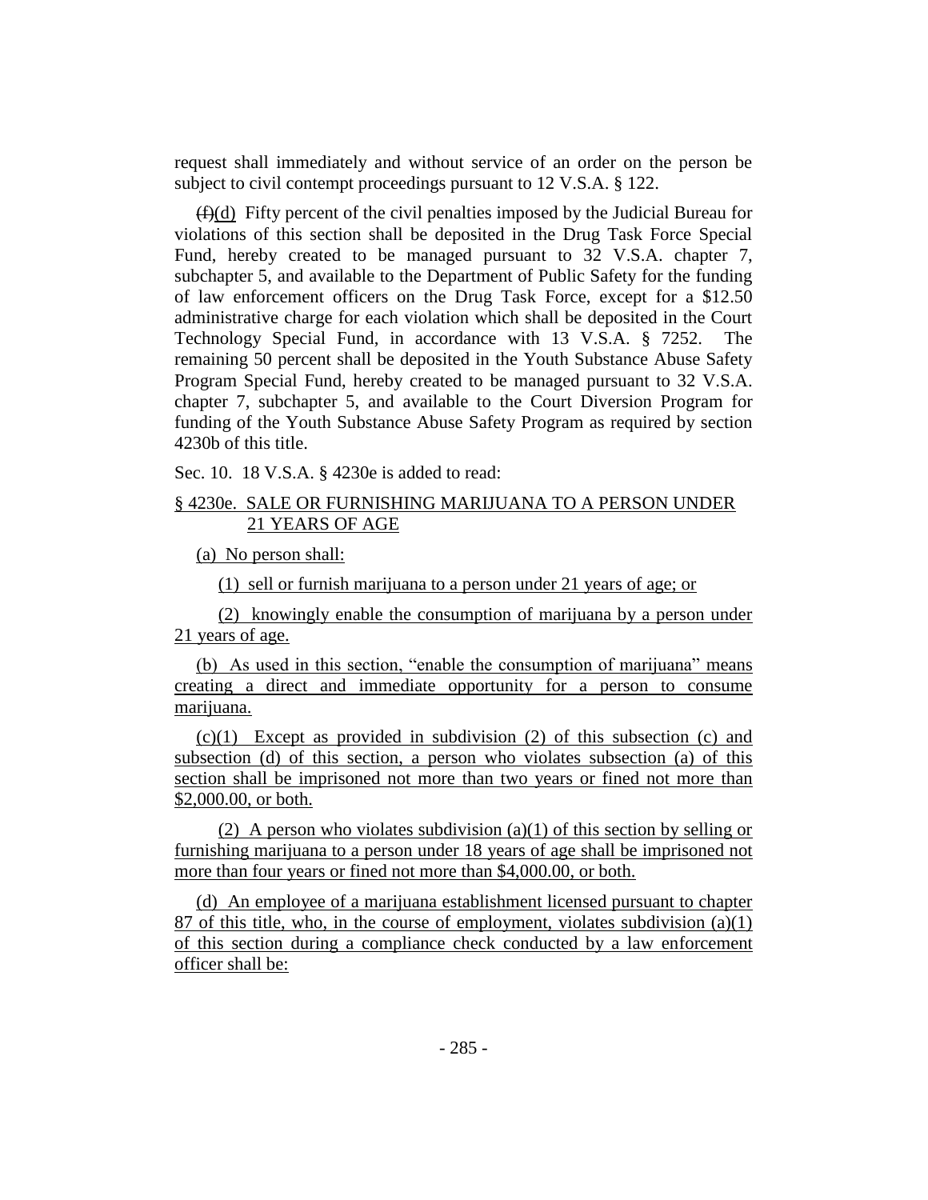request shall immediately and without service of an order on the person be subject to civil contempt proceedings pursuant to 12 V.S.A. § 122.

~~(f)~~(d) Fifty percent of the civil penalties imposed by the Judicial Bureau for violations of this section shall be deposited in the Drug Task Force Special Fund, hereby created to be managed pursuant to 32 V.S.A. chapter 7, subchapter 5, and available to the Department of Public Safety for the funding of law enforcement officers on the Drug Task Force, except for a $12.50 administrative charge for each violation which shall be deposited in the Court Technology Special Fund, in accordance with 13 V.S.A. § 7252. The remaining 50 percent shall be deposited in the Youth Substance Abuse Safety Program Special Fund, hereby created to be managed pursuant to 32 V.S.A. chapter 7, subchapter 5, and available to the Court Diversion Program for funding of the Youth Substance Abuse Safety Program as required by section 4230b of this title.

Sec. 10. 18 V.S.A. § 4230e is added to read:

§ 4230e. SALE OR FURNISHING MARIJUANA TO A PERSON UNDER 21 YEARS OF AGE

(a) No person shall:

(1) sell or furnish marijuana to a person under 21 years of age; or

(2) knowingly enable the consumption of marijuana by a person under 21 years of age.

(b) As used in this section, "enable the consumption of marijuana" means creating a direct and immediate opportunity for a person to consume marijuana.

(c)(1) Except as provided in subdivision (2) of this subsection (c) and subsection (d) of this section, a person who violates subsection (a) of this section shall be imprisoned not more than two years or fined not more than $2,000.00, or both.

(2) A person who violates subdivision (a)(1) of this section by selling or furnishing marijuana to a person under 18 years of age shall be imprisoned not more than four years or fined not more than $4,000.00, or both.

(d) An employee of a marijuana establishment licensed pursuant to chapter 87 of this title, who, in the course of employment, violates subdivision (a)(1) of this section during a compliance check conducted by a law enforcement officer shall be: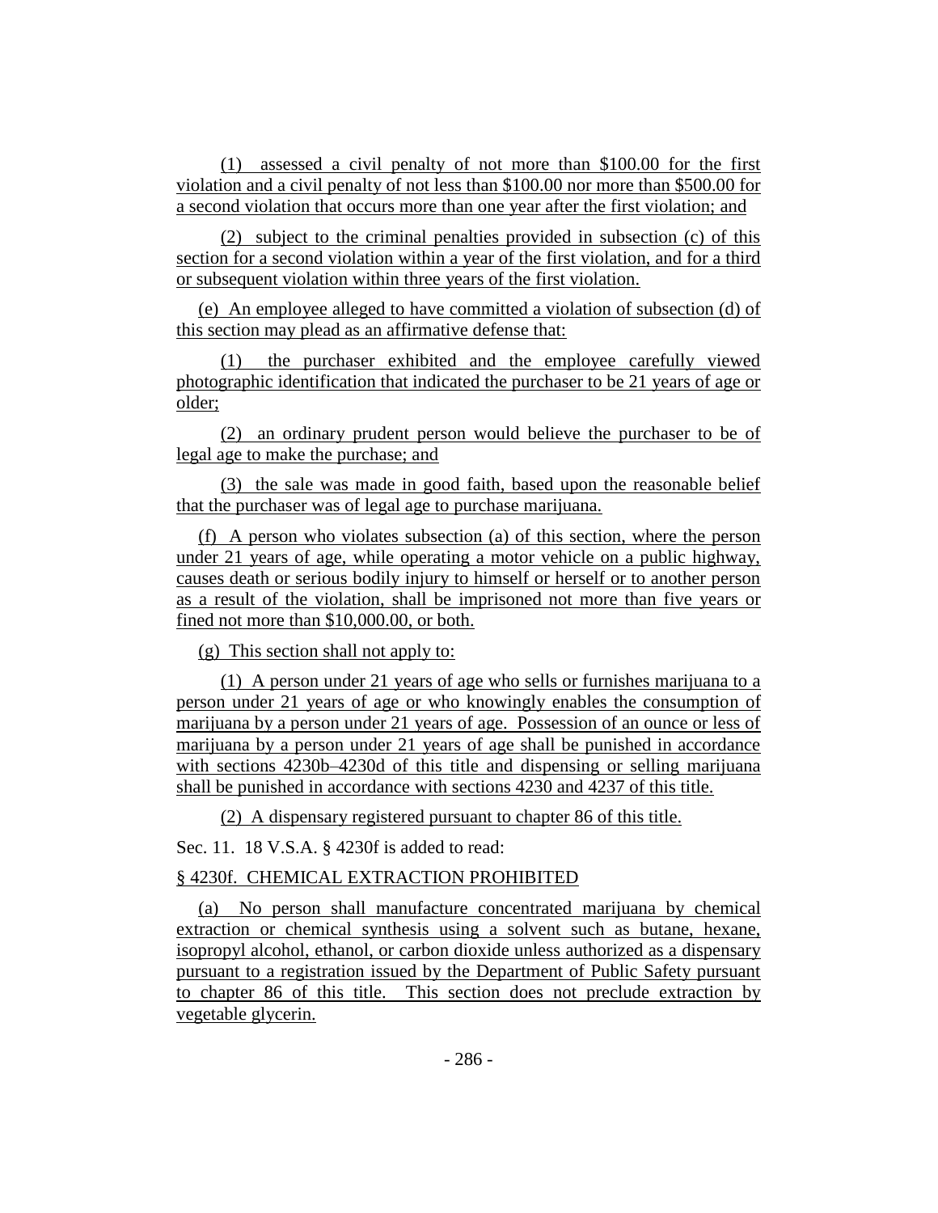(1) assessed a civil penalty of not more than $100.00 for the first violation and a civil penalty of not less than $100.00 nor more than $500.00 for a second violation that occurs more than one year after the first violation; and

(2) subject to the criminal penalties provided in subsection (c) of this section for a second violation within a year of the first violation, and for a third or subsequent violation within three years of the first violation.

(e) An employee alleged to have committed a violation of subsection (d) of this section may plead as an affirmative defense that:

(1) the purchaser exhibited and the employee carefully viewed photographic identification that indicated the purchaser to be 21 years of age or older;

(2) an ordinary prudent person would believe the purchaser to be of legal age to make the purchase; and

(3) the sale was made in good faith, based upon the reasonable belief that the purchaser was of legal age to purchase marijuana.

(f) A person who violates subsection (a) of this section, where the person under 21 years of age, while operating a motor vehicle on a public highway, causes death or serious bodily injury to himself or herself or to another person as a result of the violation, shall be imprisoned not more than five years or fined not more than $10,000.00, or both.

(g) This section shall not apply to:

(1) A person under 21 years of age who sells or furnishes marijuana to a person under 21 years of age or who knowingly enables the consumption of marijuana by a person under 21 years of age. Possession of an ounce or less of marijuana by a person under 21 years of age shall be punished in accordance with sections 4230b–4230d of this title and dispensing or selling marijuana shall be punished in accordance with sections 4230 and 4237 of this title.

(2) A dispensary registered pursuant to chapter 86 of this title.

Sec. 11. 18 V.S.A. § 4230f is added to read:

§ 4230f. CHEMICAL EXTRACTION PROHIBITED

(a) No person shall manufacture concentrated marijuana by chemical extraction or chemical synthesis using a solvent such as butane, hexane, isopropyl alcohol, ethanol, or carbon dioxide unless authorized as a dispensary pursuant to a registration issued by the Department of Public Safety pursuant to chapter 86 of this title. This section does not preclude extraction by vegetable glycerin.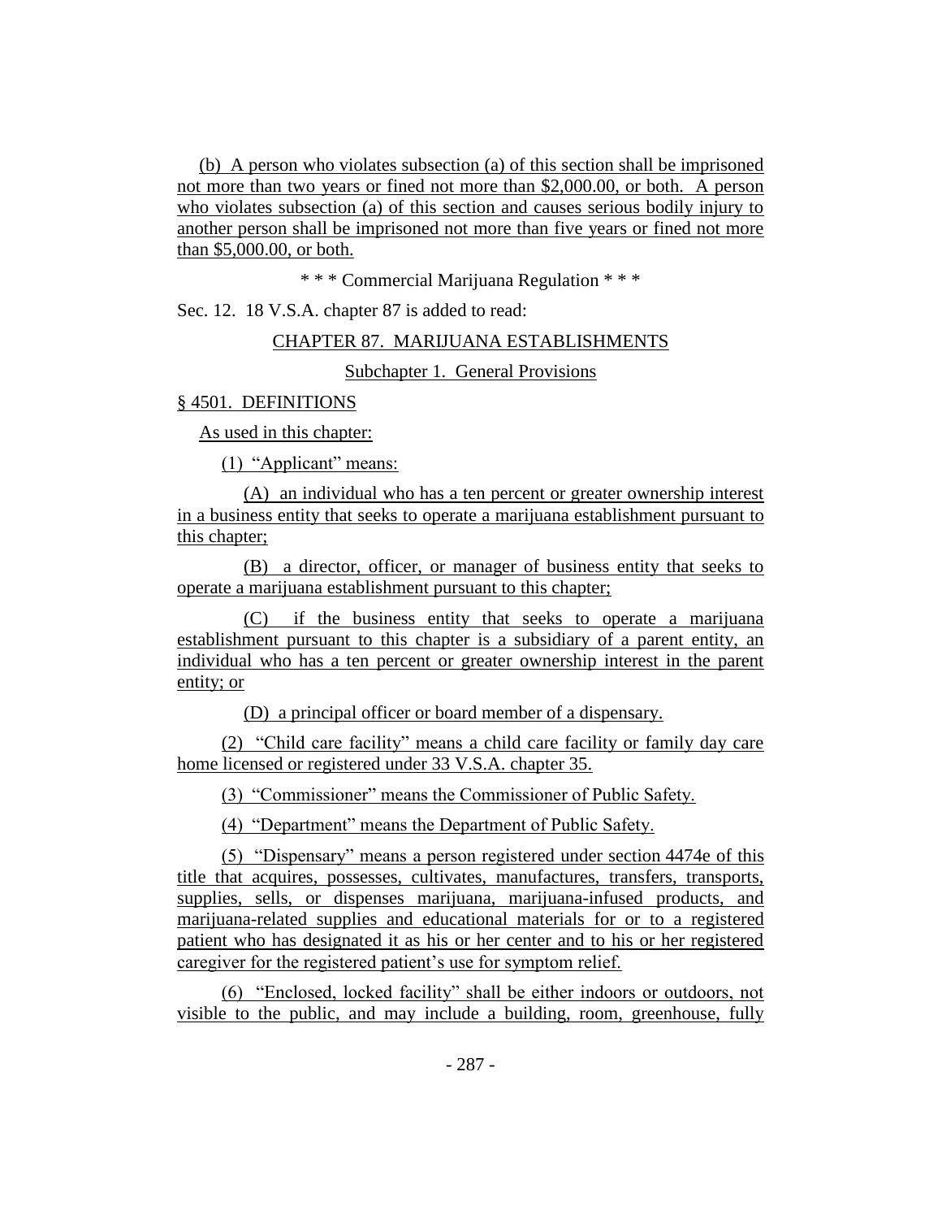(b) A person who violates subsection (a) of this section shall be imprisoned not more than two years or fined not more than $2,000.00, or both. A person who violates subsection (a) of this section and causes serious bodily injury to another person shall be imprisoned not more than five years or fined not more than $5,000.00, or both.

\* \* \* Commercial Marijuana Regulation \* \* \*

Sec. 12. 18 V.S.A. chapter 87 is added to read:

CHAPTER 87. MARIJUANA ESTABLISHMENTS

Subchapter 1. General Provisions

§ 4501. DEFINITIONS

As used in this chapter:

(1) "Applicant" means:

(A) an individual who has a ten percent or greater ownership interest in a business entity that seeks to operate a marijuana establishment pursuant to this chapter;

(B) a director, officer, or manager of business entity that seeks to operate a marijuana establishment pursuant to this chapter;

(C) if the business entity that seeks to operate a marijuana establishment pursuant to this chapter is a subsidiary of a parent entity, an individual who has a ten percent or greater ownership interest in the parent entity; or

(D) a principal officer or board member of a dispensary.

(2) "Child care facility" means a child care facility or family day care home licensed or registered under 33 V.S.A. chapter 35.

(3) "Commissioner" means the Commissioner of Public Safety.

(4) "Department" means the Department of Public Safety.

(5) "Dispensary" means a person registered under section 4474e of this title that acquires, possesses, cultivates, manufactures, transfers, transports, supplies, sells, or dispenses marijuana, marijuana-infused products, and marijuana-related supplies and educational materials for or to a registered patient who has designated it as his or her center and to his or her registered caregiver for the registered patient's use for symptom relief.

(6) "Enclosed, locked facility" shall be either indoors or outdoors, not visible to the public, and may include a building, room, greenhouse, fully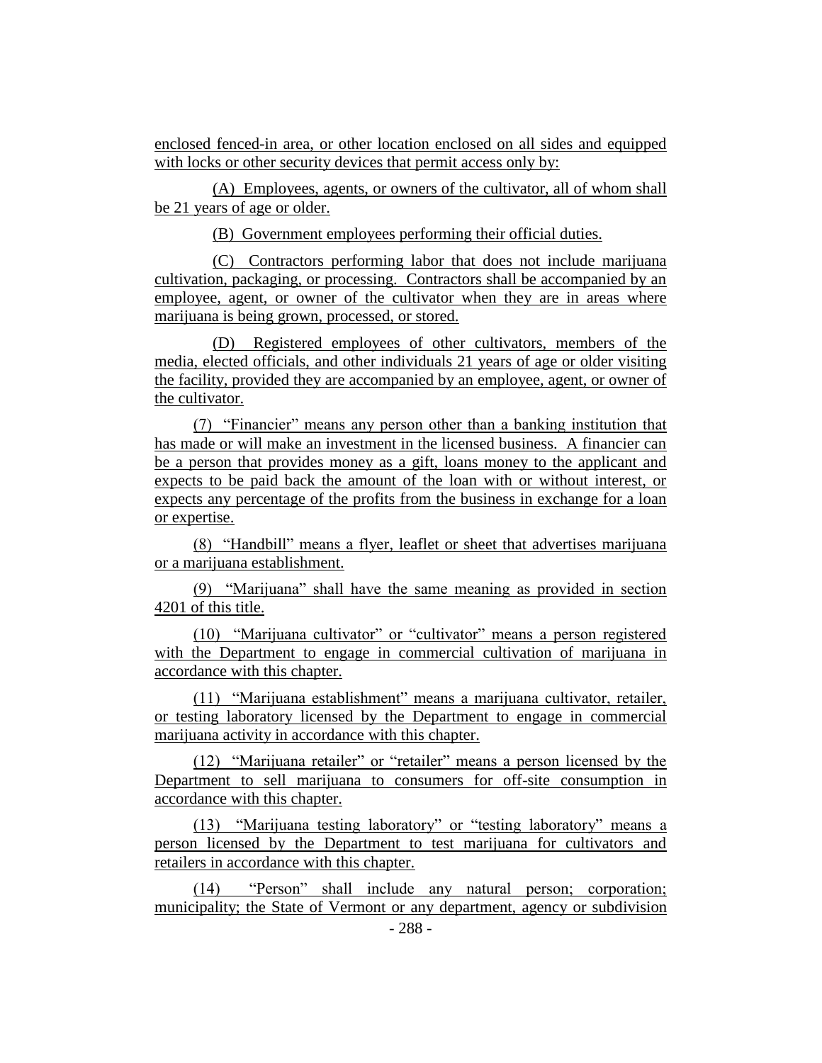enclosed fenced-in area, or other location enclosed on all sides and equipped with locks or other security devices that permit access only by:

(A) Employees, agents, or owners of the cultivator, all of whom shall be 21 years of age or older.

(B) Government employees performing their official duties.

(C) Contractors performing labor that does not include marijuana cultivation, packaging, or processing. Contractors shall be accompanied by an employee, agent, or owner of the cultivator when they are in areas where marijuana is being grown, processed, or stored.

(D) Registered employees of other cultivators, members of the media, elected officials, and other individuals 21 years of age or older visiting the facility, provided they are accompanied by an employee, agent, or owner of the cultivator.

(7) "Financier" means any person other than a banking institution that has made or will make an investment in the licensed business. A financier can be a person that provides money as a gift, loans money to the applicant and expects to be paid back the amount of the loan with or without interest, or expects any percentage of the profits from the business in exchange for a loan or expertise.

(8) "Handbill" means a flyer, leaflet or sheet that advertises marijuana or a marijuana establishment.

(9) "Marijuana" shall have the same meaning as provided in section 4201 of this title.

(10) "Marijuana cultivator" or "cultivator" means a person registered with the Department to engage in commercial cultivation of marijuana in accordance with this chapter.

(11) "Marijuana establishment" means a marijuana cultivator, retailer, or testing laboratory licensed by the Department to engage in commercial marijuana activity in accordance with this chapter.

(12) "Marijuana retailer" or "retailer" means a person licensed by the Department to sell marijuana to consumers for off-site consumption in accordance with this chapter.

(13) "Marijuana testing laboratory" or "testing laboratory" means a person licensed by the Department to test marijuana for cultivators and retailers in accordance with this chapter.

(14) "Person" shall include any natural person; corporation; municipality; the State of Vermont or any department, agency or subdivision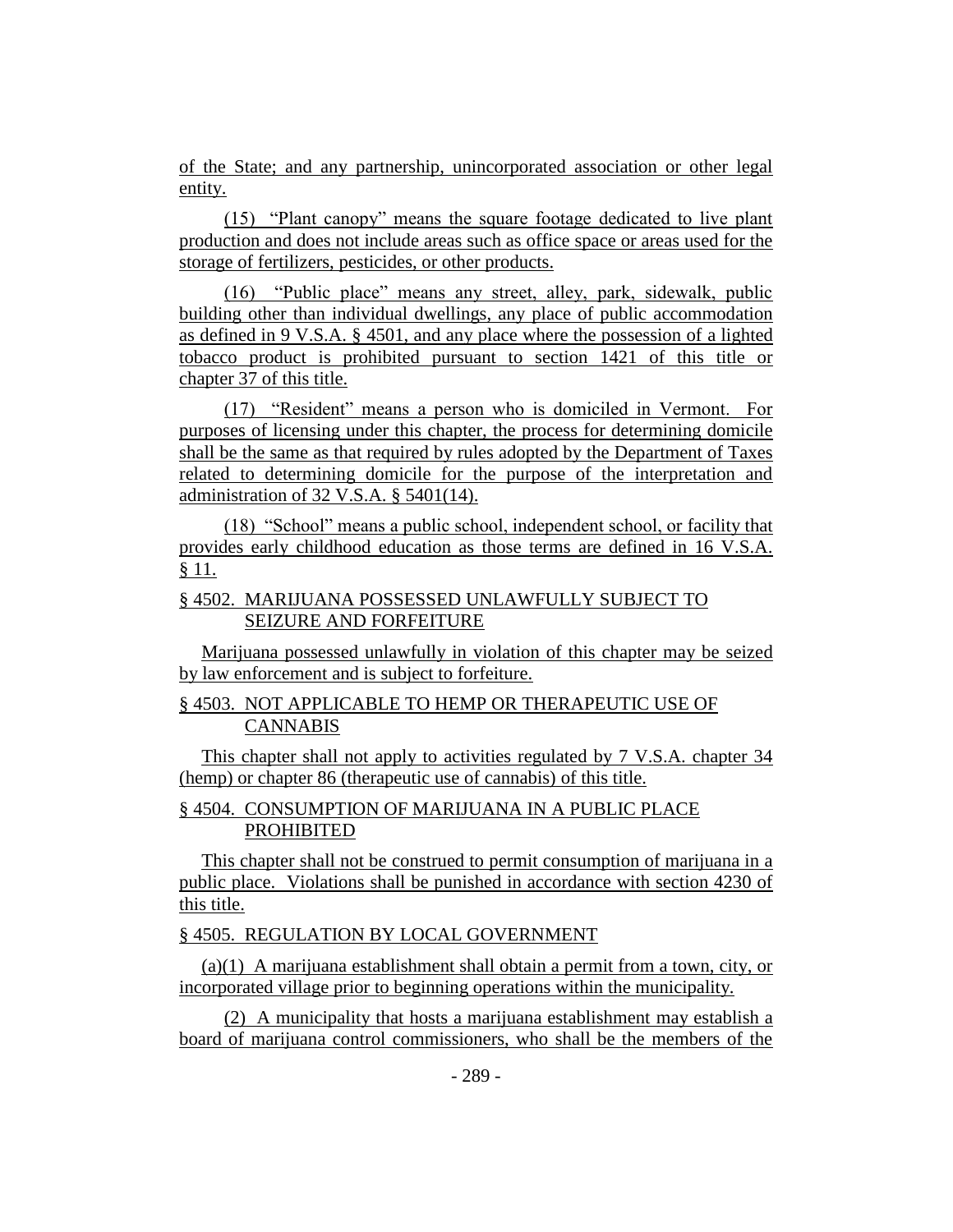of the State; and any partnership, unincorporated association or other legal entity.

(15) "Plant canopy" means the square footage dedicated to live plant production and does not include areas such as office space or areas used for the storage of fertilizers, pesticides, or other products.

(16) "Public place" means any street, alley, park, sidewalk, public building other than individual dwellings, any place of public accommodation as defined in 9 V.S.A. § 4501, and any place where the possession of a lighted tobacco product is prohibited pursuant to section 1421 of this title or chapter 37 of this title.

(17) "Resident" means a person who is domiciled in Vermont. For purposes of licensing under this chapter, the process for determining domicile shall be the same as that required by rules adopted by the Department of Taxes related to determining domicile for the purpose of the interpretation and administration of 32 V.S.A. § 5401(14).

(18) "School" means a public school, independent school, or facility that provides early childhood education as those terms are defined in 16 V.S.A. § 11.

§ 4502. MARIJUANA POSSESSED UNLAWFULLY SUBJECT TO SEIZURE AND FORFEITURE

Marijuana possessed unlawfully in violation of this chapter may be seized by law enforcement and is subject to forfeiture.

§ 4503. NOT APPLICABLE TO HEMP OR THERAPEUTIC USE OF CANNABIS

This chapter shall not apply to activities regulated by 7 V.S.A. chapter 34 (hemp) or chapter 86 (therapeutic use of cannabis) of this title.

§ 4504. CONSUMPTION OF MARIJUANA IN A PUBLIC PLACE PROHIBITED

This chapter shall not be construed to permit consumption of marijuana in a public place. Violations shall be punished in accordance with section 4230 of this title.

§ 4505. REGULATION BY LOCAL GOVERNMENT

(a)(1) A marijuana establishment shall obtain a permit from a town, city, or incorporated village prior to beginning operations within the municipality.

(2) A municipality that hosts a marijuana establishment may establish a board of marijuana control commissioners, who shall be the members of the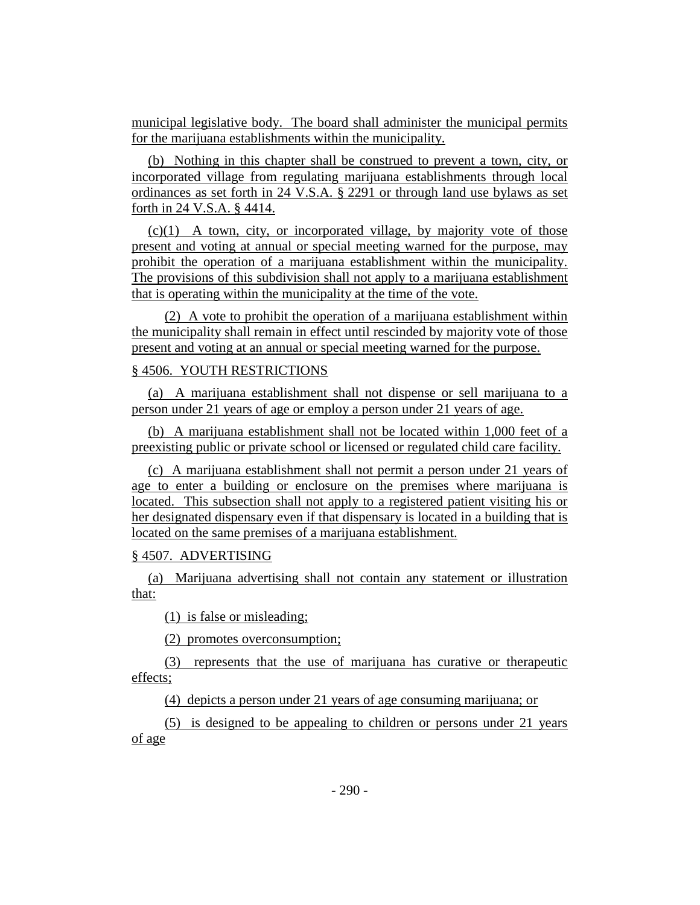municipal legislative body. The board shall administer the municipal permits for the marijuana establishments within the municipality.

(b) Nothing in this chapter shall be construed to prevent a town, city, or incorporated village from regulating marijuana establishments through local ordinances as set forth in 24 V.S.A. § 2291 or through land use bylaws as set forth in 24 V.S.A. § 4414.

(c)(1) A town, city, or incorporated village, by majority vote of those present and voting at annual or special meeting warned for the purpose, may prohibit the operation of a marijuana establishment within the municipality. The provisions of this subdivision shall not apply to a marijuana establishment that is operating within the municipality at the time of the vote.

(2) A vote to prohibit the operation of a marijuana establishment within the municipality shall remain in effect until rescinded by majority vote of those present and voting at an annual or special meeting warned for the purpose.

§ 4506. YOUTH RESTRICTIONS

(a) A marijuana establishment shall not dispense or sell marijuana to a person under 21 years of age or employ a person under 21 years of age.

(b) A marijuana establishment shall not be located within 1,000 feet of a preexisting public or private school or licensed or regulated child care facility.

(c) A marijuana establishment shall not permit a person under 21 years of age to enter a building or enclosure on the premises where marijuana is located. This subsection shall not apply to a registered patient visiting his or her designated dispensary even if that dispensary is located in a building that is located on the same premises of a marijuana establishment.

§ 4507. ADVERTISING

(a) Marijuana advertising shall not contain any statement or illustration that:

(1) is false or misleading;

(2) promotes overconsumption;

(3) represents that the use of marijuana has curative or therapeutic effects;

(4) depicts a person under 21 years of age consuming marijuana; or

(5) is designed to be appealing to children or persons under 21 years of age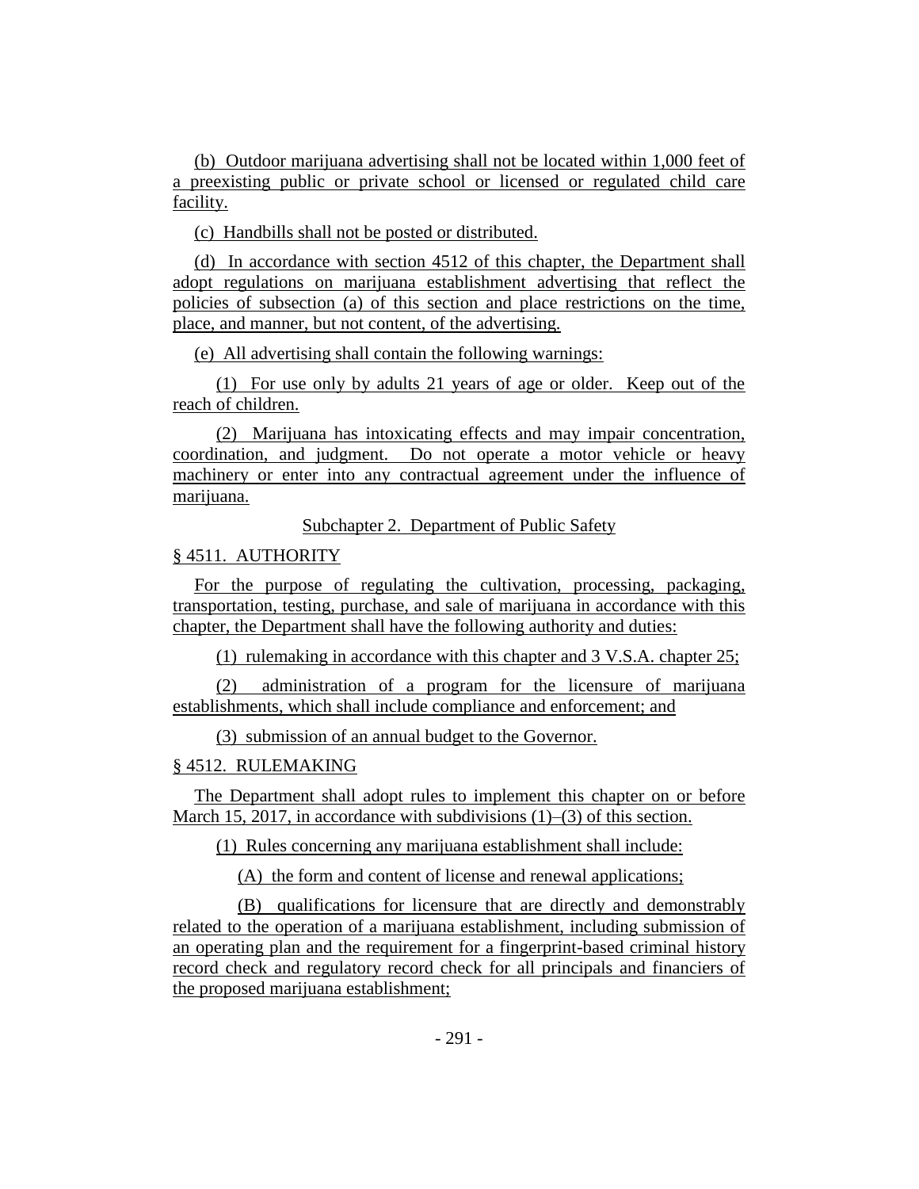(b) Outdoor marijuana advertising shall not be located within 1,000 feet of a preexisting public or private school or licensed or regulated child care facility.

(c) Handbills shall not be posted or distributed.

(d) In accordance with section 4512 of this chapter, the Department shall adopt regulations on marijuana establishment advertising that reflect the policies of subsection (a) of this section and place restrictions on the time, place, and manner, but not content, of the advertising.

(e) All advertising shall contain the following warnings:

(1) For use only by adults 21 years of age or older. Keep out of the reach of children.

(2) Marijuana has intoxicating effects and may impair concentration, coordination, and judgment. Do not operate a motor vehicle or heavy machinery or enter into any contractual agreement under the influence of marijuana.

Subchapter 2. Department of Public Safety

§ 4511. AUTHORITY

For the purpose of regulating the cultivation, processing, packaging, transportation, testing, purchase, and sale of marijuana in accordance with this chapter, the Department shall have the following authority and duties:

(1) rulemaking in accordance with this chapter and 3 V.S.A. chapter 25;

(2) administration of a program for the licensure of marijuana establishments, which shall include compliance and enforcement; and

(3) submission of an annual budget to the Governor.

§ 4512. RULEMAKING

The Department shall adopt rules to implement this chapter on or before March 15, 2017, in accordance with subdivisions (1)–(3) of this section.

(1) Rules concerning any marijuana establishment shall include:

(A) the form and content of license and renewal applications;

(B) qualifications for licensure that are directly and demonstrably related to the operation of a marijuana establishment, including submission of an operating plan and the requirement for a fingerprint-based criminal history record check and regulatory record check for all principals and financiers of the proposed marijuana establishment;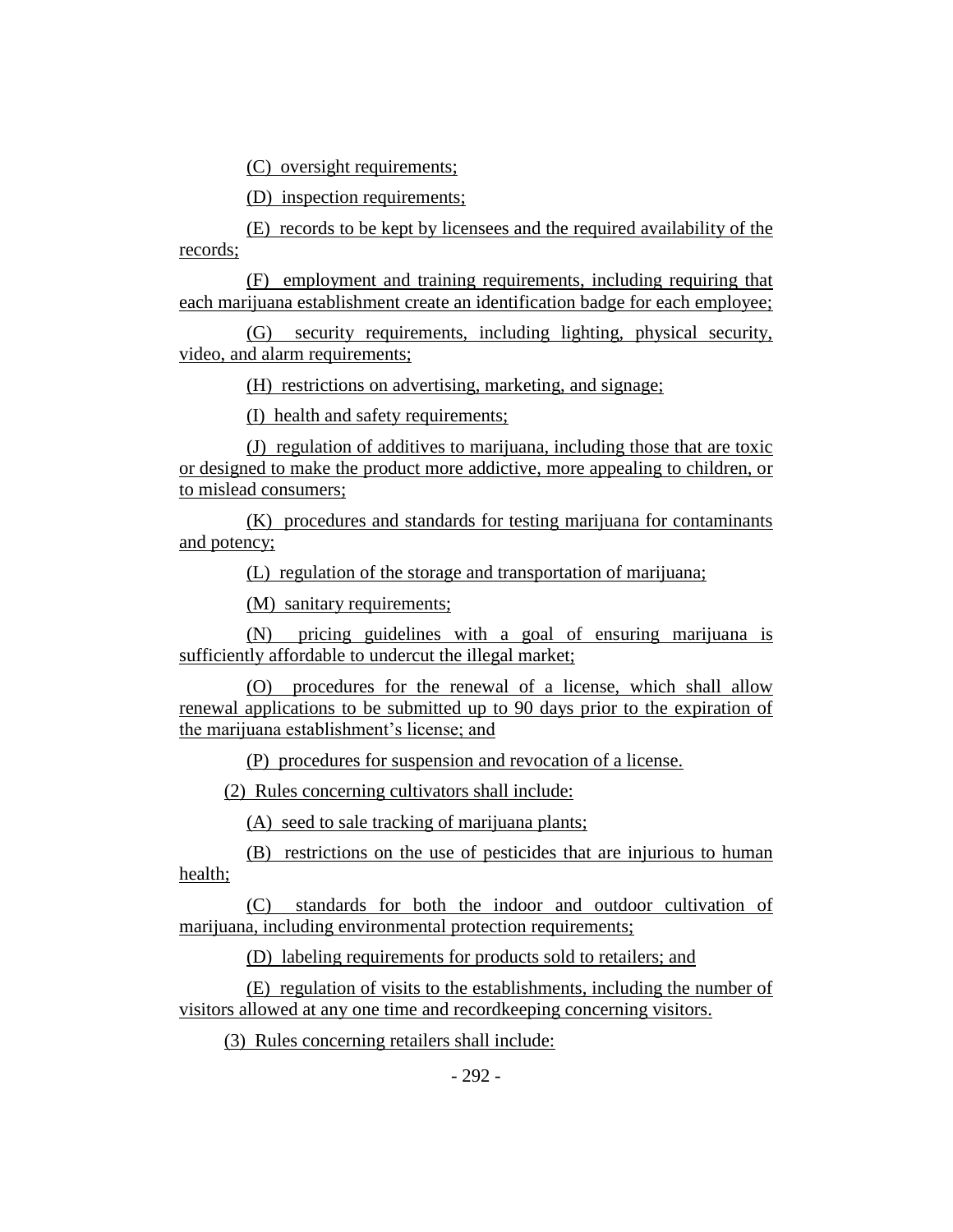(C) oversight requirements;

(D) inspection requirements;

(E) records to be kept by licensees and the required availability of the records;

(F) employment and training requirements, including requiring that each marijuana establishment create an identification badge for each employee;

(G) security requirements, including lighting, physical security, video, and alarm requirements;

(H) restrictions on advertising, marketing, and signage;

(I) health and safety requirements;

(J) regulation of additives to marijuana, including those that are toxic or designed to make the product more addictive, more appealing to children, or to mislead consumers;

(K) procedures and standards for testing marijuana for contaminants and potency;

(L) regulation of the storage and transportation of marijuana;

(M) sanitary requirements;

(N) pricing guidelines with a goal of ensuring marijuana is sufficiently affordable to undercut the illegal market;

(O) procedures for the renewal of a license, which shall allow renewal applications to be submitted up to 90 days prior to the expiration of the marijuana establishment's license; and

(P) procedures for suspension and revocation of a license.

(2) Rules concerning cultivators shall include:

(A) seed to sale tracking of marijuana plants;

(B) restrictions on the use of pesticides that are injurious to human health;

(C) standards for both the indoor and outdoor cultivation of marijuana, including environmental protection requirements;

(D) labeling requirements for products sold to retailers; and

(E) regulation of visits to the establishments, including the number of visitors allowed at any one time and recordkeeping concerning visitors.

(3) Rules concerning retailers shall include: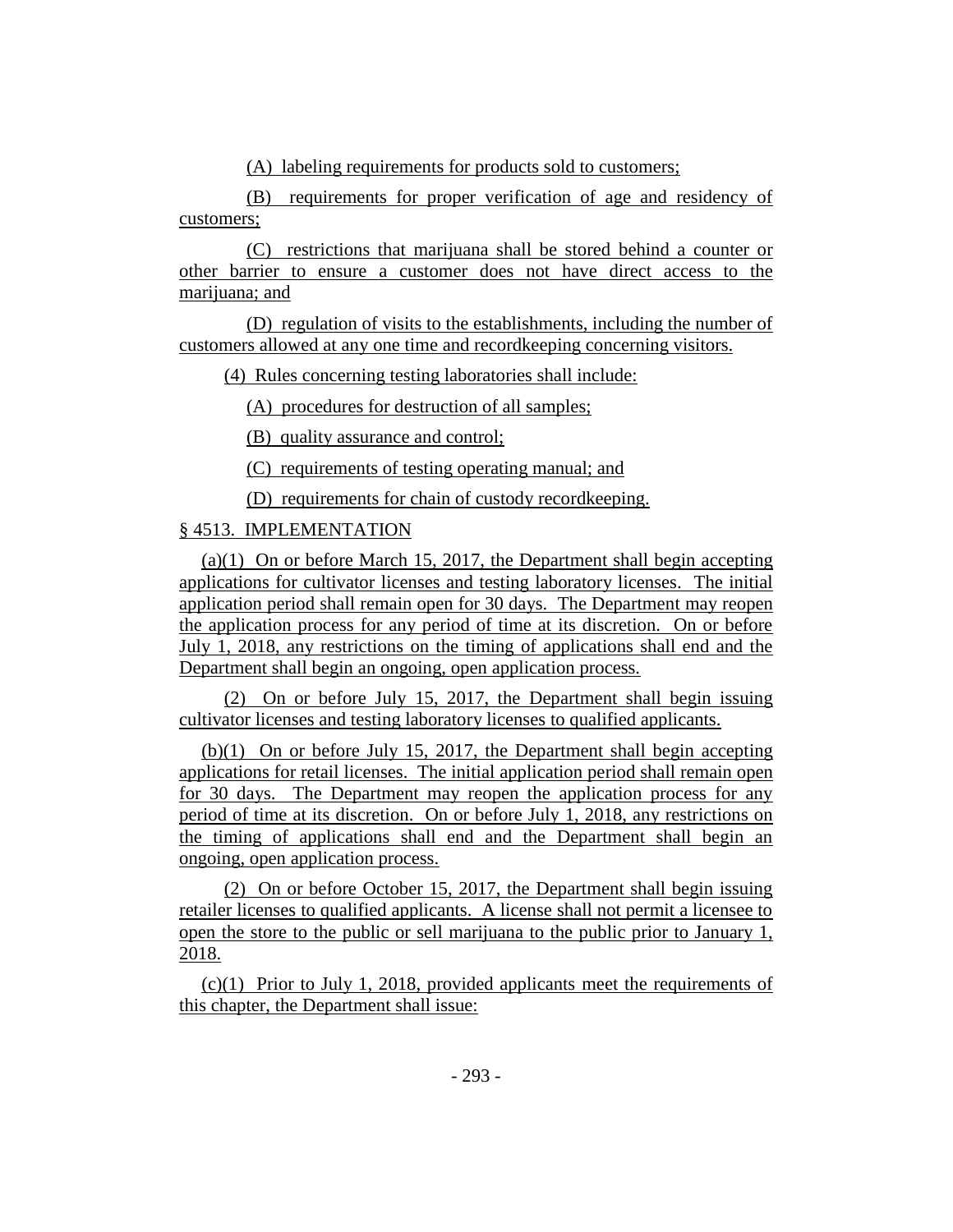(A) labeling requirements for products sold to customers;

(B) requirements for proper verification of age and residency of customers;

(C) restrictions that marijuana shall be stored behind a counter or other barrier to ensure a customer does not have direct access to the marijuana; and

(D) regulation of visits to the establishments, including the number of customers allowed at any one time and recordkeeping concerning visitors.

(4) Rules concerning testing laboratories shall include:

(A) procedures for destruction of all samples;

(B) quality assurance and control;

(C) requirements of testing operating manual; and

(D) requirements for chain of custody recordkeeping.

§ 4513. IMPLEMENTATION

(a)(1) On or before March 15, 2017, the Department shall begin accepting applications for cultivator licenses and testing laboratory licenses. The initial application period shall remain open for 30 days. The Department may reopen the application process for any period of time at its discretion. On or before July 1, 2018, any restrictions on the timing of applications shall end and the Department shall begin an ongoing, open application process.

(2) On or before July 15, 2017, the Department shall begin issuing cultivator licenses and testing laboratory licenses to qualified applicants.

(b)(1) On or before July 15, 2017, the Department shall begin accepting applications for retail licenses. The initial application period shall remain open for 30 days. The Department may reopen the application process for any period of time at its discretion. On or before July 1, 2018, any restrictions on the timing of applications shall end and the Department shall begin an ongoing, open application process.

(2) On or before October 15, 2017, the Department shall begin issuing retailer licenses to qualified applicants. A license shall not permit a licensee to open the store to the public or sell marijuana to the public prior to January 1, 2018.

(c)(1) Prior to July 1, 2018, provided applicants meet the requirements of this chapter, the Department shall issue: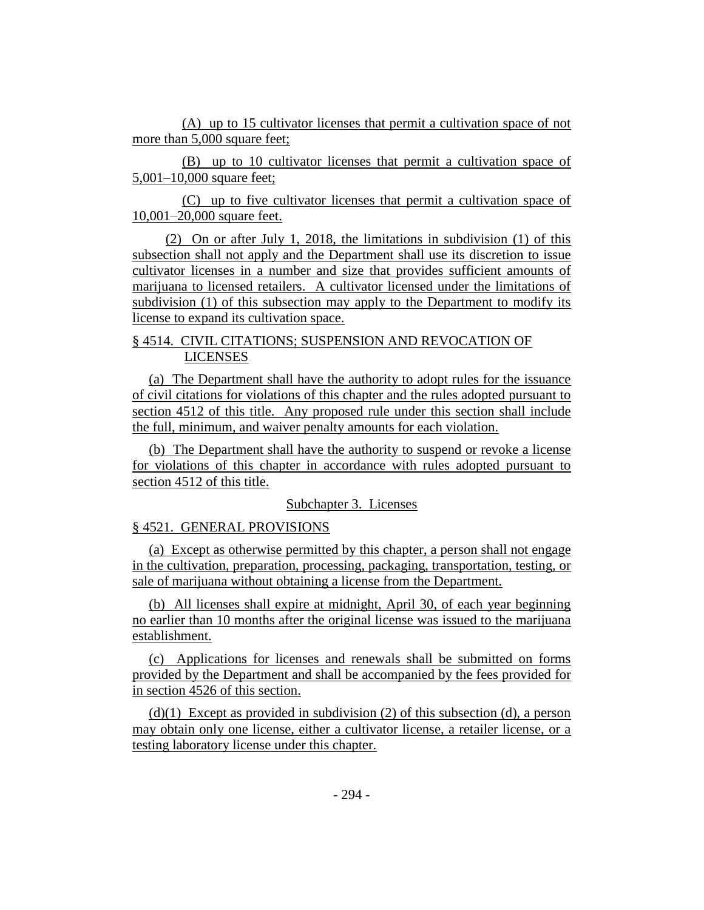(A) up to 15 cultivator licenses that permit a cultivation space of not more than 5,000 square feet;

(B) up to 10 cultivator licenses that permit a cultivation space of 5,001–10,000 square feet;

(C) up to five cultivator licenses that permit a cultivation space of 10,001–20,000 square feet.

(2) On or after July 1, 2018, the limitations in subdivision (1) of this subsection shall not apply and the Department shall use its discretion to issue cultivator licenses in a number and size that provides sufficient amounts of marijuana to licensed retailers. A cultivator licensed under the limitations of subdivision (1) of this subsection may apply to the Department to modify its license to expand its cultivation space.

§ 4514. CIVIL CITATIONS; SUSPENSION AND REVOCATION OF LICENSES

(a) The Department shall have the authority to adopt rules for the issuance of civil citations for violations of this chapter and the rules adopted pursuant to section 4512 of this title. Any proposed rule under this section shall include the full, minimum, and waiver penalty amounts for each violation.

(b) The Department shall have the authority to suspend or revoke a license for violations of this chapter in accordance with rules adopted pursuant to section 4512 of this title.

Subchapter 3. Licenses

§ 4521. GENERAL PROVISIONS

(a) Except as otherwise permitted by this chapter, a person shall not engage in the cultivation, preparation, processing, packaging, transportation, testing, or sale of marijuana without obtaining a license from the Department.

(b) All licenses shall expire at midnight, April 30, of each year beginning no earlier than 10 months after the original license was issued to the marijuana establishment.

(c) Applications for licenses and renewals shall be submitted on forms provided by the Department and shall be accompanied by the fees provided for in section 4526 of this section.

(d)(1) Except as provided in subdivision (2) of this subsection (d), a person may obtain only one license, either a cultivator license, a retailer license, or a testing laboratory license under this chapter.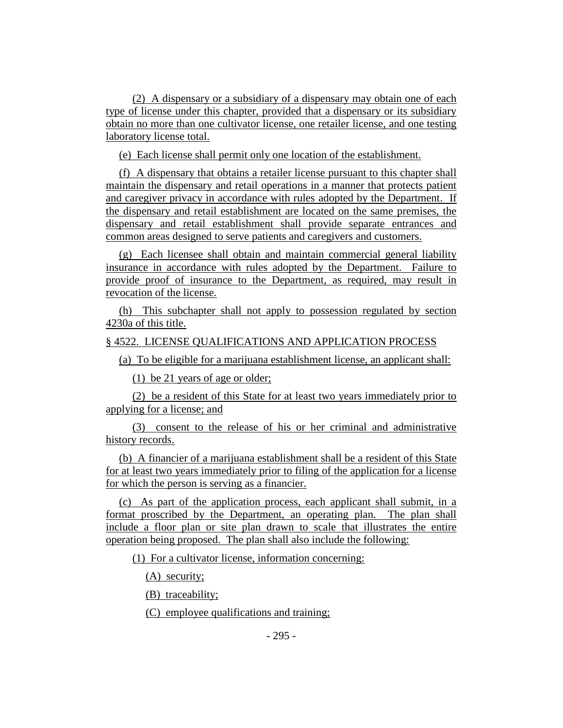(2) A dispensary or a subsidiary of a dispensary may obtain one of each type of license under this chapter, provided that a dispensary or its subsidiary obtain no more than one cultivator license, one retailer license, and one testing laboratory license total.

(e) Each license shall permit only one location of the establishment.

(f) A dispensary that obtains a retailer license pursuant to this chapter shall maintain the dispensary and retail operations in a manner that protects patient and caregiver privacy in accordance with rules adopted by the Department. If the dispensary and retail establishment are located on the same premises, the dispensary and retail establishment shall provide separate entrances and common areas designed to serve patients and caregivers and customers.

(g) Each licensee shall obtain and maintain commercial general liability insurance in accordance with rules adopted by the Department. Failure to provide proof of insurance to the Department, as required, may result in revocation of the license.

(h) This subchapter shall not apply to possession regulated by section 4230a of this title.

§ 4522. LICENSE QUALIFICATIONS AND APPLICATION PROCESS

(a) To be eligible for a marijuana establishment license, an applicant shall:

(1) be 21 years of age or older;

(2) be a resident of this State for at least two years immediately prior to applying for a license; and

(3) consent to the release of his or her criminal and administrative history records.

(b) A financier of a marijuana establishment shall be a resident of this State for at least two years immediately prior to filing of the application for a license for which the person is serving as a financier.

(c) As part of the application process, each applicant shall submit, in a format proscribed by the Department, an operating plan. The plan shall include a floor plan or site plan drawn to scale that illustrates the entire operation being proposed. The plan shall also include the following:

(1) For a cultivator license, information concerning:

(A) security;

(B) traceability;

(C) employee qualifications and training;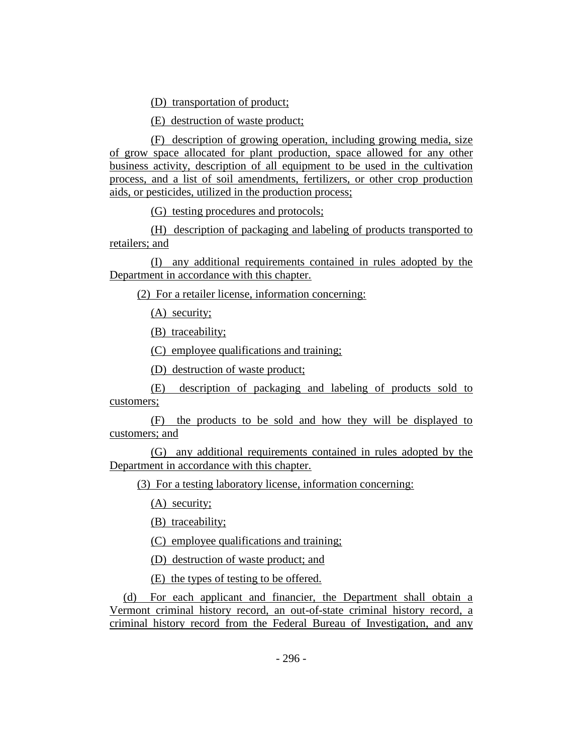(D) transportation of product;

(E) destruction of waste product;

(F) description of growing operation, including growing media, size of grow space allocated for plant production, space allowed for any other business activity, description of all equipment to be used in the cultivation process, and a list of soil amendments, fertilizers, or other crop production aids, or pesticides, utilized in the production process;

(G) testing procedures and protocols;

(H) description of packaging and labeling of products transported to retailers; and

(I) any additional requirements contained in rules adopted by the Department in accordance with this chapter.

(2) For a retailer license, information concerning:

(A) security;

(B) traceability;

(C) employee qualifications and training;

(D) destruction of waste product;

(E) description of packaging and labeling of products sold to customers;

(F) the products to be sold and how they will be displayed to customers; and

(G) any additional requirements contained in rules adopted by the Department in accordance with this chapter.

(3) For a testing laboratory license, information concerning:

(A) security;

(B) traceability;

(C) employee qualifications and training;

(D) destruction of waste product; and

(E) the types of testing to be offered.

(d) For each applicant and financier, the Department shall obtain a Vermont criminal history record, an out-of-state criminal history record, a criminal history record from the Federal Bureau of Investigation, and any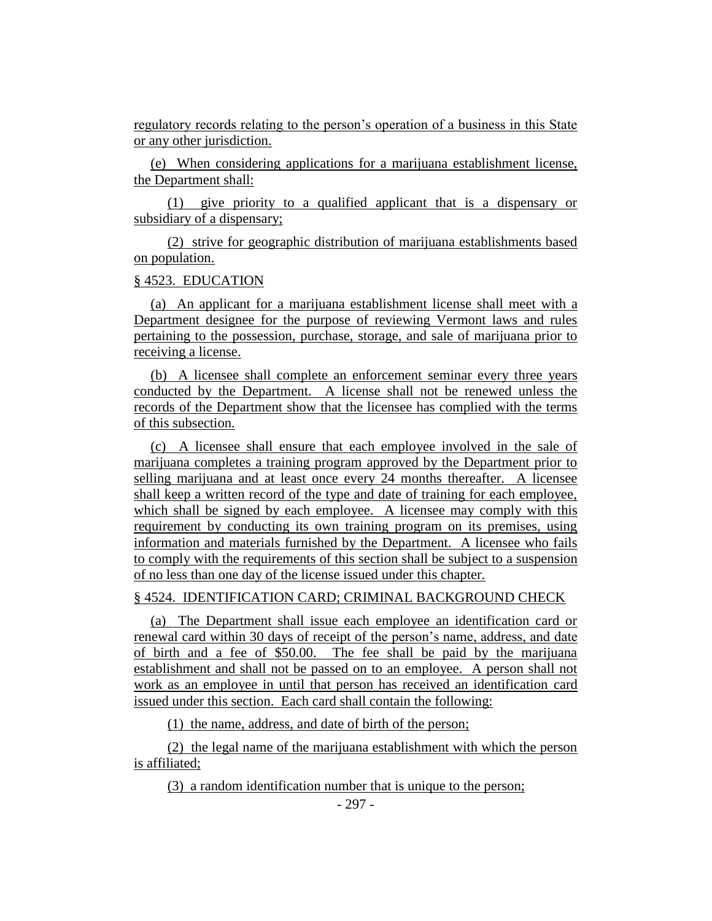regulatory records relating to the person's operation of a business in this State or any other jurisdiction.

(e) When considering applications for a marijuana establishment license, the Department shall:

(1) give priority to a qualified applicant that is a dispensary or subsidiary of a dispensary;

(2) strive for geographic distribution of marijuana establishments based on population.

§ 4523. EDUCATION

(a) An applicant for a marijuana establishment license shall meet with a Department designee for the purpose of reviewing Vermont laws and rules pertaining to the possession, purchase, storage, and sale of marijuana prior to receiving a license.

(b) A licensee shall complete an enforcement seminar every three years conducted by the Department. A license shall not be renewed unless the records of the Department show that the licensee has complied with the terms of this subsection.

(c) A licensee shall ensure that each employee involved in the sale of marijuana completes a training program approved by the Department prior to selling marijuana and at least once every 24 months thereafter. A licensee shall keep a written record of the type and date of training for each employee, which shall be signed by each employee. A licensee may comply with this requirement by conducting its own training program on its premises, using information and materials furnished by the Department. A licensee who fails to comply with the requirements of this section shall be subject to a suspension of no less than one day of the license issued under this chapter.

§ 4524. IDENTIFICATION CARD; CRIMINAL BACKGROUND CHECK

(a) The Department shall issue each employee an identification card or renewal card within 30 days of receipt of the person's name, address, and date of birth and a fee of $50.00. The fee shall be paid by the marijuana establishment and shall not be passed on to an employee. A person shall not work as an employee in until that person has received an identification card issued under this section. Each card shall contain the following:

(1) the name, address, and date of birth of the person;

(2) the legal name of the marijuana establishment with which the person is affiliated;

(3) a random identification number that is unique to the person;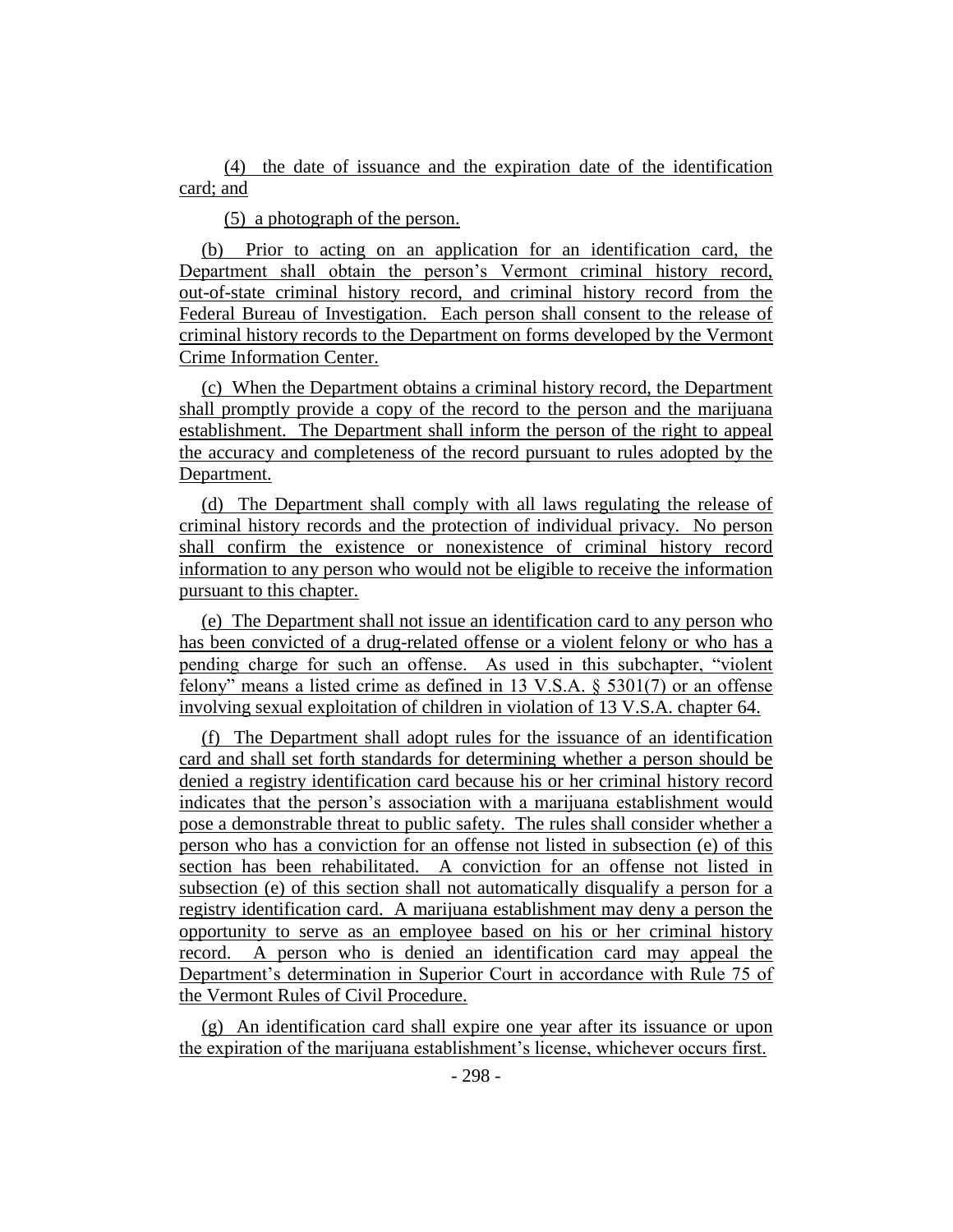(4) the date of issuance and the expiration date of the identification card; and

(5) a photograph of the person.

(b) Prior to acting on an application for an identification card, the Department shall obtain the person's Vermont criminal history record, out-of-state criminal history record, and criminal history record from the Federal Bureau of Investigation. Each person shall consent to the release of criminal history records to the Department on forms developed by the Vermont Crime Information Center.

(c) When the Department obtains a criminal history record, the Department shall promptly provide a copy of the record to the person and the marijuana establishment. The Department shall inform the person of the right to appeal the accuracy and completeness of the record pursuant to rules adopted by the Department.

(d) The Department shall comply with all laws regulating the release of criminal history records and the protection of individual privacy. No person shall confirm the existence or nonexistence of criminal history record information to any person who would not be eligible to receive the information pursuant to this chapter.

(e) The Department shall not issue an identification card to any person who has been convicted of a drug-related offense or a violent felony or who has a pending charge for such an offense. As used in this subchapter, "violent felony" means a listed crime as defined in 13 V.S.A. § 5301(7) or an offense involving sexual exploitation of children in violation of 13 V.S.A. chapter 64.

(f) The Department shall adopt rules for the issuance of an identification card and shall set forth standards for determining whether a person should be denied a registry identification card because his or her criminal history record indicates that the person's association with a marijuana establishment would pose a demonstrable threat to public safety. The rules shall consider whether a person who has a conviction for an offense not listed in subsection (e) of this section has been rehabilitated. A conviction for an offense not listed in subsection (e) of this section shall not automatically disqualify a person for a registry identification card. A marijuana establishment may deny a person the opportunity to serve as an employee based on his or her criminal history record. A person who is denied an identification card may appeal the Department's determination in Superior Court in accordance with Rule 75 of the Vermont Rules of Civil Procedure.

(g) An identification card shall expire one year after its issuance or upon the expiration of the marijuana establishment's license, whichever occurs first.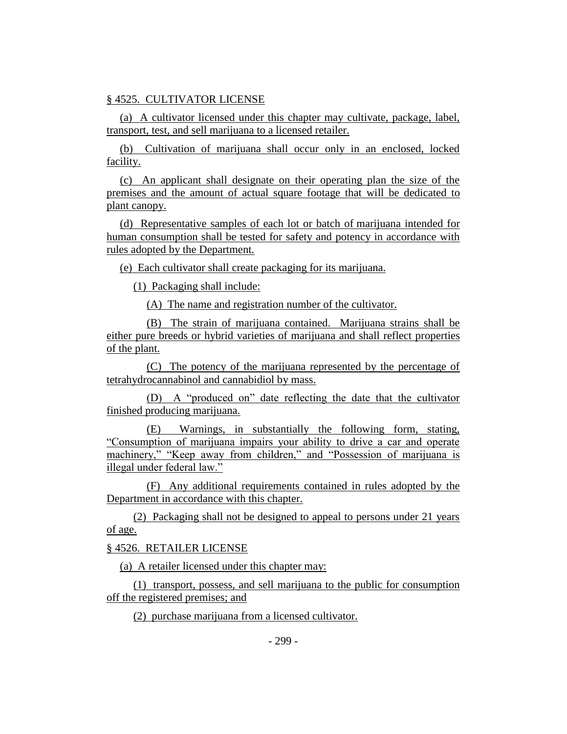§ 4525. CULTIVATOR LICENSE

(a) A cultivator licensed under this chapter may cultivate, package, label, transport, test, and sell marijuana to a licensed retailer.

(b) Cultivation of marijuana shall occur only in an enclosed, locked facility.

(c) An applicant shall designate on their operating plan the size of the premises and the amount of actual square footage that will be dedicated to plant canopy.

(d) Representative samples of each lot or batch of marijuana intended for human consumption shall be tested for safety and potency in accordance with rules adopted by the Department.

(e) Each cultivator shall create packaging for its marijuana.

(1) Packaging shall include:

(A) The name and registration number of the cultivator.

(B) The strain of marijuana contained. Marijuana strains shall be either pure breeds or hybrid varieties of marijuana and shall reflect properties of the plant.

(C) The potency of the marijuana represented by the percentage of tetrahydrocannabinol and cannabidiol by mass.

(D) A "produced on" date reflecting the date that the cultivator finished producing marijuana.

(E) Warnings, in substantially the following form, stating, "Consumption of marijuana impairs your ability to drive a car and operate machinery," "Keep away from children," and "Possession of marijuana is illegal under federal law."

(F) Any additional requirements contained in rules adopted by the Department in accordance with this chapter.

(2) Packaging shall not be designed to appeal to persons under 21 years of age.

§ 4526. RETAILER LICENSE

(a) A retailer licensed under this chapter may:

(1) transport, possess, and sell marijuana to the public for consumption off the registered premises; and

(2) purchase marijuana from a licensed cultivator.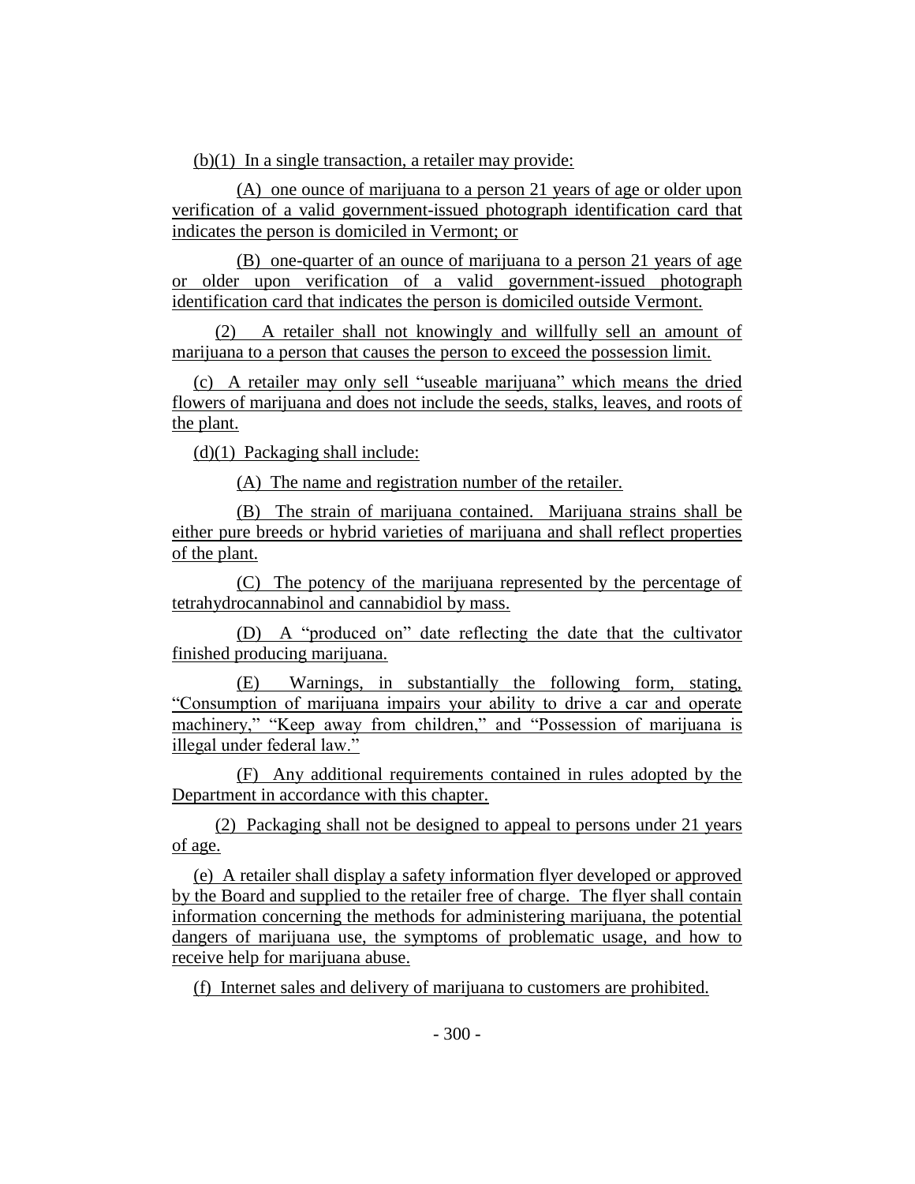(b)(1) In a single transaction, a retailer may provide:

(A) one ounce of marijuana to a person 21 years of age or older upon verification of a valid government-issued photograph identification card that indicates the person is domiciled in Vermont; or

(B) one-quarter of an ounce of marijuana to a person 21 years of age or older upon verification of a valid government-issued photograph identification card that indicates the person is domiciled outside Vermont.

(2) A retailer shall not knowingly and willfully sell an amount of marijuana to a person that causes the person to exceed the possession limit.

(c) A retailer may only sell "useable marijuana" which means the dried flowers of marijuana and does not include the seeds, stalks, leaves, and roots of the plant.

(d)(1) Packaging shall include:

(A) The name and registration number of the retailer.

(B) The strain of marijuana contained. Marijuana strains shall be either pure breeds or hybrid varieties of marijuana and shall reflect properties of the plant.

(C) The potency of the marijuana represented by the percentage of tetrahydrocannabinol and cannabidiol by mass.

(D) A "produced on" date reflecting the date that the cultivator finished producing marijuana.

(E) Warnings, in substantially the following form, stating, "Consumption of marijuana impairs your ability to drive a car and operate machinery," "Keep away from children," and "Possession of marijuana is illegal under federal law."

(F) Any additional requirements contained in rules adopted by the Department in accordance with this chapter.

(2) Packaging shall not be designed to appeal to persons under 21 years of age.

(e) A retailer shall display a safety information flyer developed or approved by the Board and supplied to the retailer free of charge. The flyer shall contain information concerning the methods for administering marijuana, the potential dangers of marijuana use, the symptoms of problematic usage, and how to receive help for marijuana abuse.

(f) Internet sales and delivery of marijuana to customers are prohibited.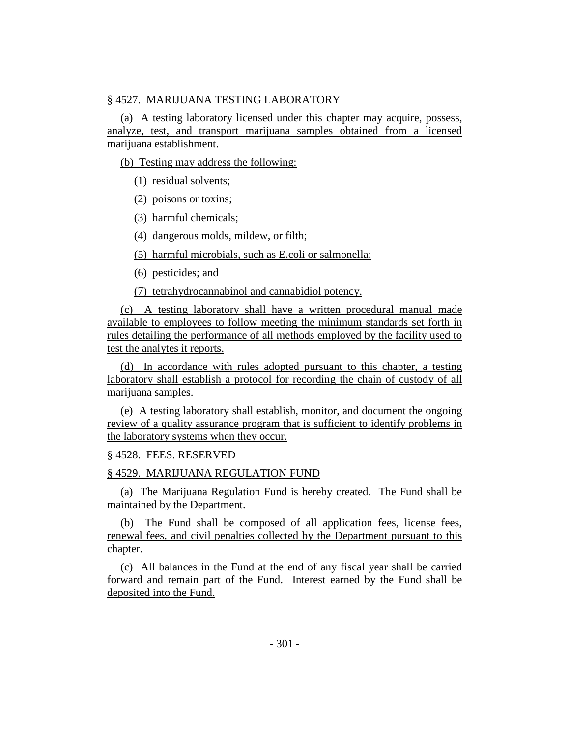§ 4527. MARIJUANA TESTING LABORATORY

(a) A testing laboratory licensed under this chapter may acquire, possess, analyze, test, and transport marijuana samples obtained from a licensed marijuana establishment.

(b) Testing may address the following:

(1) residual solvents;

(2) poisons or toxins;

(3) harmful chemicals;

(4) dangerous molds, mildew, or filth;

(5) harmful microbials, such as E.coli or salmonella;

(6) pesticides; and

(7) tetrahydrocannabinol and cannabidiol potency.

(c) A testing laboratory shall have a written procedural manual made available to employees to follow meeting the minimum standards set forth in rules detailing the performance of all methods employed by the facility used to test the analytes it reports.

(d) In accordance with rules adopted pursuant to this chapter, a testing laboratory shall establish a protocol for recording the chain of custody of all marijuana samples.

(e) A testing laboratory shall establish, monitor, and document the ongoing review of a quality assurance program that is sufficient to identify problems in the laboratory systems when they occur.

§ 4528. FEES. RESERVED

§ 4529. MARIJUANA REGULATION FUND

(a) The Marijuana Regulation Fund is hereby created. The Fund shall be maintained by the Department.

(b) The Fund shall be composed of all application fees, license fees, renewal fees, and civil penalties collected by the Department pursuant to this chapter.

(c) All balances in the Fund at the end of any fiscal year shall be carried forward and remain part of the Fund. Interest earned by the Fund shall be deposited into the Fund.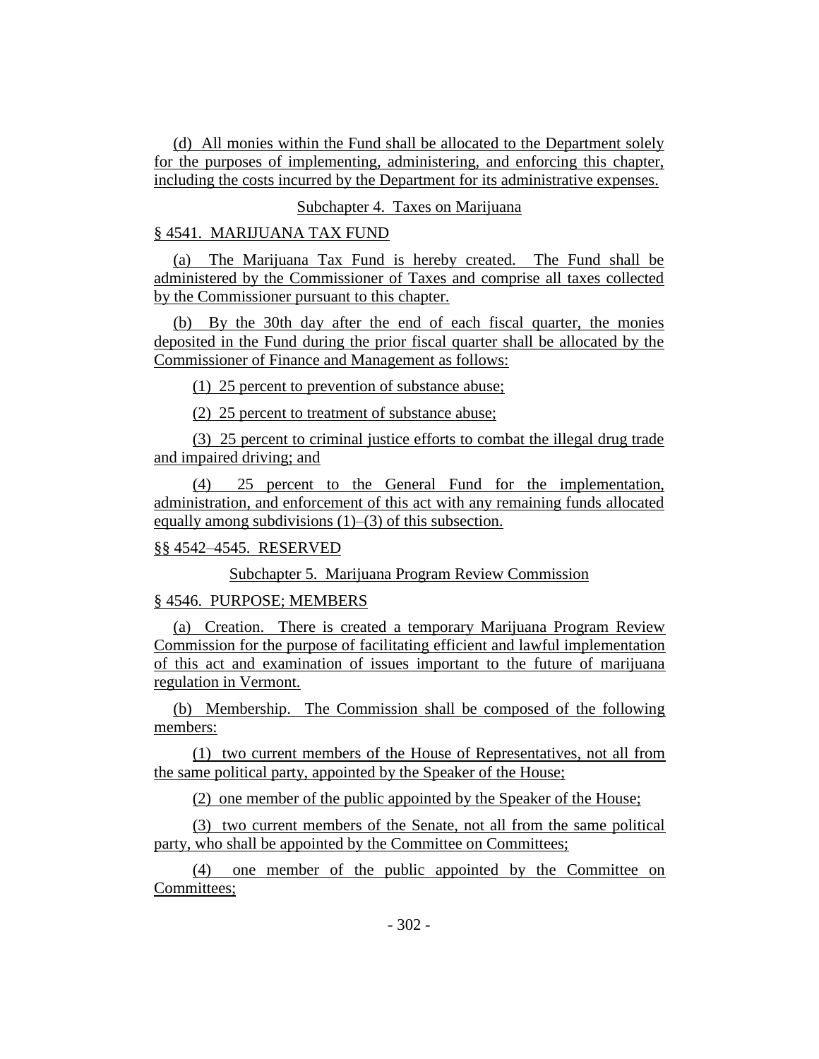(d) All monies within the Fund shall be allocated to the Department solely for the purposes of implementing, administering, and enforcing this chapter, including the costs incurred by the Department for its administrative expenses.

Subchapter 4. Taxes on Marijuana

§ 4541. MARIJUANA TAX FUND

(a) The Marijuana Tax Fund is hereby created. The Fund shall be administered by the Commissioner of Taxes and comprise all taxes collected by the Commissioner pursuant to this chapter.

(b) By the 30th day after the end of each fiscal quarter, the monies deposited in the Fund during the prior fiscal quarter shall be allocated by the Commissioner of Finance and Management as follows:

(1) 25 percent to prevention of substance abuse;

(2) 25 percent to treatment of substance abuse;

(3) 25 percent to criminal justice efforts to combat the illegal drug trade and impaired driving; and

(4) 25 percent to the General Fund for the implementation, administration, and enforcement of this act with any remaining funds allocated equally among subdivisions (1)–(3) of this subsection.

§§ 4542–4545. RESERVED

Subchapter 5. Marijuana Program Review Commission

§ 4546. PURPOSE; MEMBERS

(a) Creation. There is created a temporary Marijuana Program Review Commission for the purpose of facilitating efficient and lawful implementation of this act and examination of issues important to the future of marijuana regulation in Vermont.

(b) Membership. The Commission shall be composed of the following members:

(1) two current members of the House of Representatives, not all from the same political party, appointed by the Speaker of the House;

(2) one member of the public appointed by the Speaker of the House;

(3) two current members of the Senate, not all from the same political party, who shall be appointed by the Committee on Committees;

(4) one member of the public appointed by the Committee on Committees;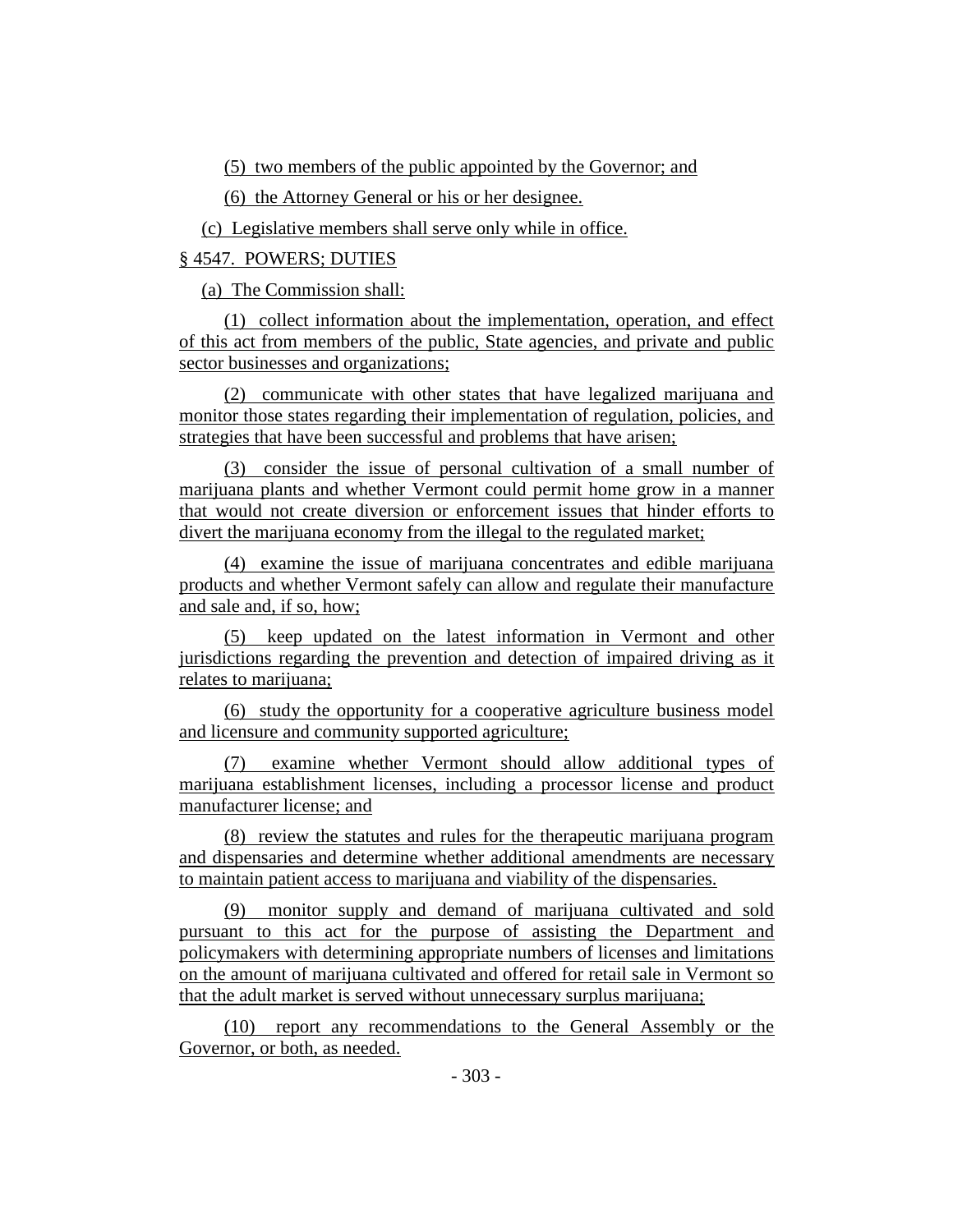(5) two members of the public appointed by the Governor; and

(6) the Attorney General or his or her designee.

(c) Legislative members shall serve only while in office.

§ 4547. POWERS; DUTIES

(a) The Commission shall:

(1) collect information about the implementation, operation, and effect of this act from members of the public, State agencies, and private and public sector businesses and organizations;

(2) communicate with other states that have legalized marijuana and monitor those states regarding their implementation of regulation, policies, and strategies that have been successful and problems that have arisen;

(3) consider the issue of personal cultivation of a small number of marijuana plants and whether Vermont could permit home grow in a manner that would not create diversion or enforcement issues that hinder efforts to divert the marijuana economy from the illegal to the regulated market;

(4) examine the issue of marijuana concentrates and edible marijuana products and whether Vermont safely can allow and regulate their manufacture and sale and, if so, how;

(5) keep updated on the latest information in Vermont and other jurisdictions regarding the prevention and detection of impaired driving as it relates to marijuana;

(6) study the opportunity for a cooperative agriculture business model and licensure and community supported agriculture;

(7) examine whether Vermont should allow additional types of marijuana establishment licenses, including a processor license and product manufacturer license; and

(8) review the statutes and rules for the therapeutic marijuana program and dispensaries and determine whether additional amendments are necessary to maintain patient access to marijuana and viability of the dispensaries.

(9) monitor supply and demand of marijuana cultivated and sold pursuant to this act for the purpose of assisting the Department and policymakers with determining appropriate numbers of licenses and limitations on the amount of marijuana cultivated and offered for retail sale in Vermont so that the adult market is served without unnecessary surplus marijuana;

(10) report any recommendations to the General Assembly or the Governor, or both, as needed.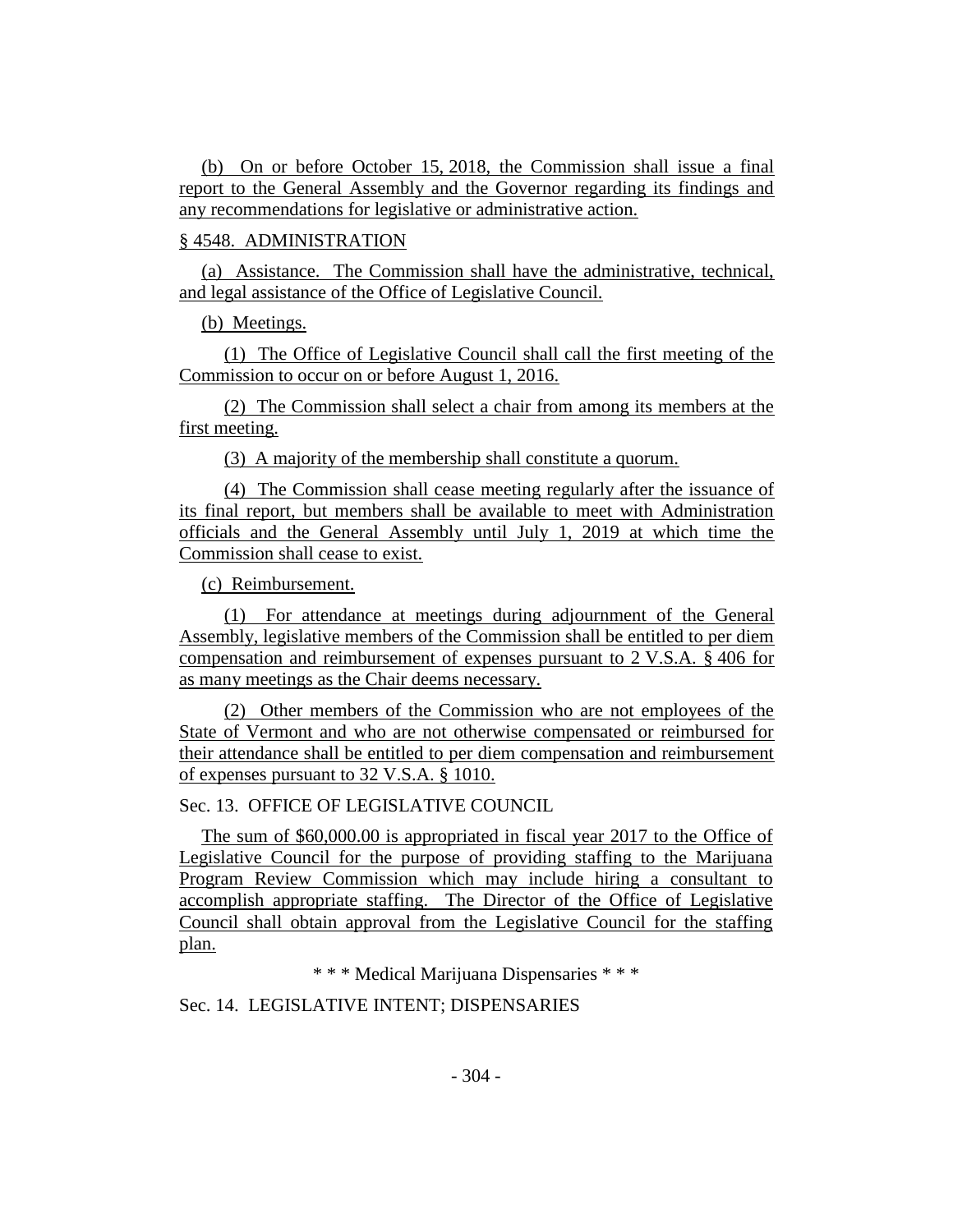(b) On or before October 15, 2018, the Commission shall issue a final report to the General Assembly and the Governor regarding its findings and any recommendations for legislative or administrative action.

§ 4548. ADMINISTRATION

(a) Assistance. The Commission shall have the administrative, technical, and legal assistance of the Office of Legislative Council.

(b) Meetings.

(1) The Office of Legislative Council shall call the first meeting of the Commission to occur on or before August 1, 2016.

(2) The Commission shall select a chair from among its members at the first meeting.

(3) A majority of the membership shall constitute a quorum.

(4) The Commission shall cease meeting regularly after the issuance of its final report, but members shall be available to meet with Administration officials and the General Assembly until July 1, 2019 at which time the Commission shall cease to exist.

(c) Reimbursement.

(1) For attendance at meetings during adjournment of the General Assembly, legislative members of the Commission shall be entitled to per diem compensation and reimbursement of expenses pursuant to 2 V.S.A. § 406 for as many meetings as the Chair deems necessary.

(2) Other members of the Commission who are not employees of the State of Vermont and who are not otherwise compensated or reimbursed for their attendance shall be entitled to per diem compensation and reimbursement of expenses pursuant to 32 V.S.A. § 1010.

Sec. 13. OFFICE OF LEGISLATIVE COUNCIL

The sum of $60,000.00 is appropriated in fiscal year 2017 to the Office of Legislative Council for the purpose of providing staffing to the Marijuana Program Review Commission which may include hiring a consultant to accomplish appropriate staffing. The Director of the Office of Legislative Council shall obtain approval from the Legislative Council for the staffing plan.

\* \* \* Medical Marijuana Dispensaries \* \* \*

Sec. 14. LEGISLATIVE INTENT; DISPENSARIES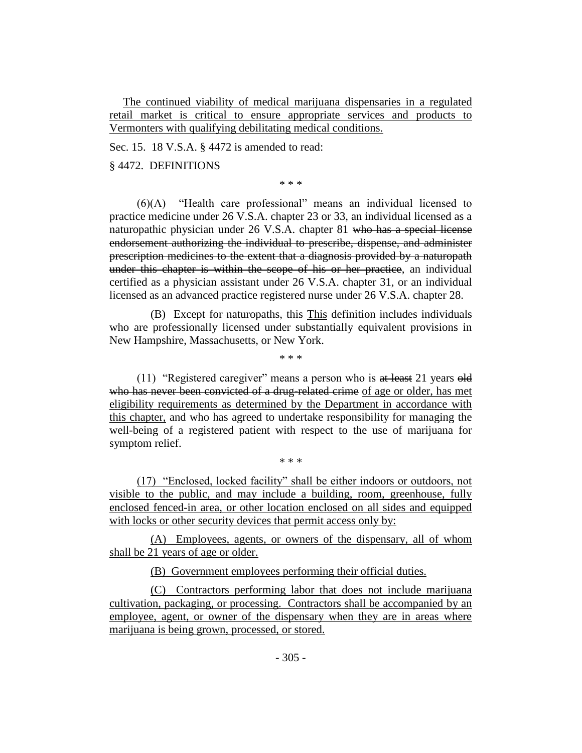The continued viability of medical marijuana dispensaries in a regulated retail market is critical to ensure appropriate services and products to Vermonters with qualifying debilitating medical conditions.

Sec. 15. 18 V.S.A. § 4472 is amended to read:

§ 4472. DEFINITIONS

\* \* \*

(6)(A) "Health care professional" means an individual licensed to practice medicine under 26 V.S.A. chapter 23 or 33, an individual licensed as a naturopathic physician under 26 V.S.A. chapter 81 ~~who has a special license endorsement authorizing the individual to prescribe, dispense, and administer prescription medicines to the extent that a diagnosis provided by a naturopath under this chapter is within the scope of his or her practice~~, an individual certified as a physician assistant under 26 V.S.A. chapter 31, or an individual licensed as an advanced practice registered nurse under 26 V.S.A. chapter 28.

(B) ~~Except for naturopaths, this~~ This definition includes individuals who are professionally licensed under substantially equivalent provisions in New Hampshire, Massachusetts, or New York.

\* \* \*

(11) "Registered caregiver" means a person who is ~~at least~~ 21 years ~~old who has never been convicted of a drug-related crime~~ of age or older, has met eligibility requirements as determined by the Department in accordance with this chapter, and who has agreed to undertake responsibility for managing the well-being of a registered patient with respect to the use of marijuana for symptom relief.

\* \* \*

(17) "Enclosed, locked facility" shall be either indoors or outdoors, not visible to the public, and may include a building, room, greenhouse, fully enclosed fenced-in area, or other location enclosed on all sides and equipped with locks or other security devices that permit access only by:

(A) Employees, agents, or owners of the dispensary, all of whom shall be 21 years of age or older.

(B) Government employees performing their official duties.

(C) Contractors performing labor that does not include marijuana cultivation, packaging, or processing. Contractors shall be accompanied by an employee, agent, or owner of the dispensary when they are in areas where marijuana is being grown, processed, or stored.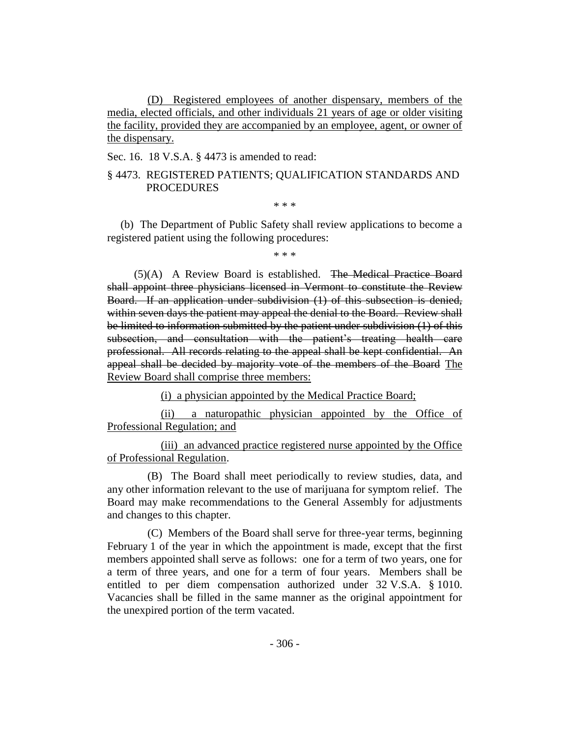(D) Registered employees of another dispensary, members of the media, elected officials, and other individuals 21 years of age or older visiting the facility, provided they are accompanied by an employee, agent, or owner of the dispensary.

Sec. 16. 18 V.S.A. § 4473 is amended to read:

§ 4473. REGISTERED PATIENTS; QUALIFICATION STANDARDS AND PROCEDURES

\* \* \*

(b) The Department of Public Safety shall review applications to become a registered patient using the following procedures:

\* \* \*

(5)(A) A Review Board is established. ~~The Medical Practice Board shall appoint three physicians licensed in Vermont to constitute the Review Board. If an application under subdivision (1) of this subsection is denied, within seven days the patient may appeal the denial to the Board. Review shall be limited to information submitted by the patient under subdivision (1) of this subsection, and consultation with the patient's treating health care professional. All records relating to the appeal shall be kept confidential. An appeal shall be decided by majority vote of the members of the Board~~ <u>The Review Board shall comprise three members:</u>

<u>(i) a physician appointed by the Medical Practice Board;</u>

<u>(ii) a naturopathic physician appointed by the Office of Professional Regulation; and</u>

<u>(iii) an advanced practice registered nurse appointed by the Office of Professional Regulation</u>.

(B) The Board shall meet periodically to review studies, data, and any other information relevant to the use of marijuana for symptom relief. The Board may make recommendations to the General Assembly for adjustments and changes to this chapter.

(C) Members of the Board shall serve for three-year terms, beginning February 1 of the year in which the appointment is made, except that the first members appointed shall serve as follows: one for a term of two years, one for a term of three years, and one for a term of four years. Members shall be entitled to per diem compensation authorized under 32 V.S.A. § 1010. Vacancies shall be filled in the same manner as the original appointment for the unexpired portion of the term vacated.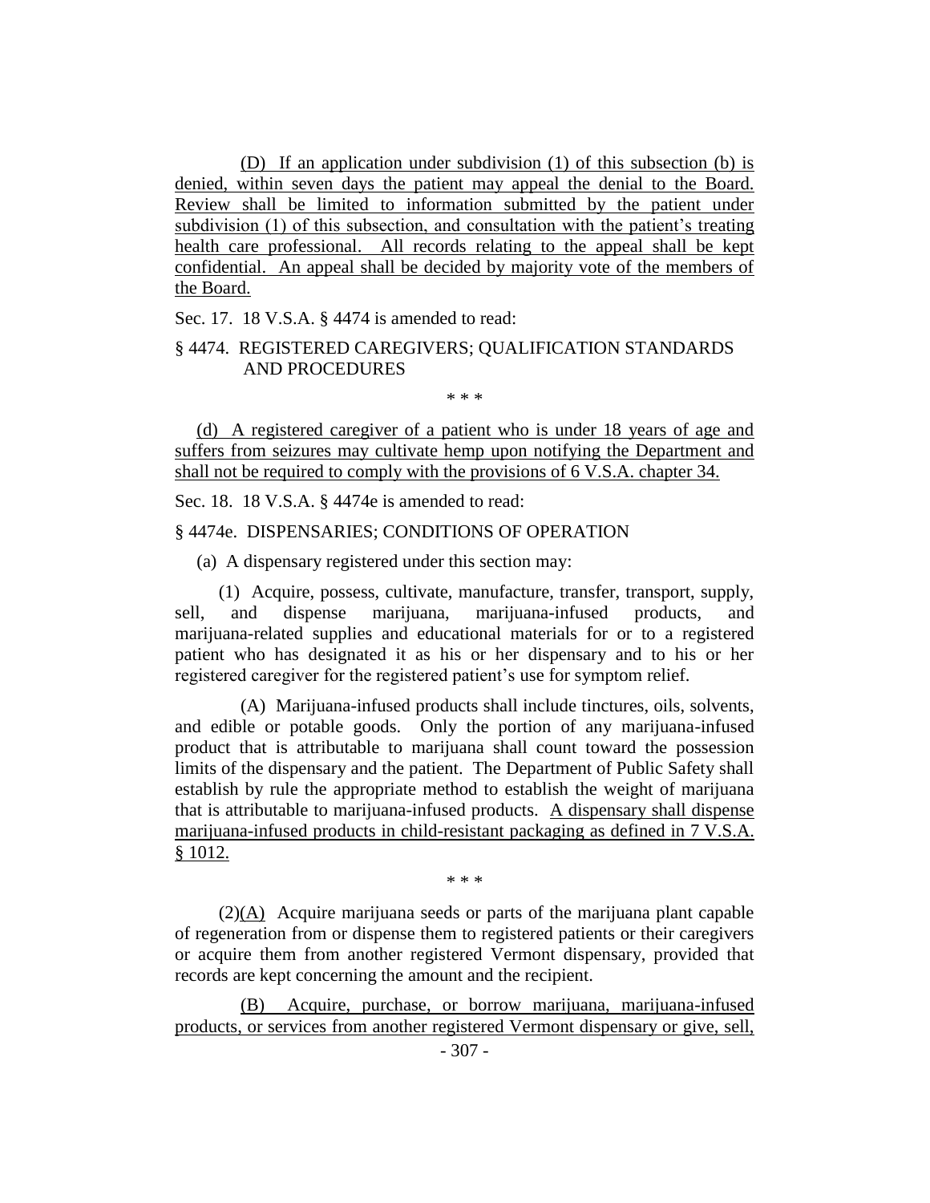(D) If an application under subdivision (1) of this subsection (b) is denied, within seven days the patient may appeal the denial to the Board. Review shall be limited to information submitted by the patient under subdivision (1) of this subsection, and consultation with the patient's treating health care professional. All records relating to the appeal shall be kept confidential. An appeal shall be decided by majority vote of the members of the Board.

Sec. 17. 18 V.S.A. § 4474 is amended to read:

§ 4474. REGISTERED CAREGIVERS; QUALIFICATION STANDARDS AND PROCEDURES

\* \* \*

(d) A registered caregiver of a patient who is under 18 years of age and suffers from seizures may cultivate hemp upon notifying the Department and shall not be required to comply with the provisions of 6 V.S.A. chapter 34.

Sec. 18. 18 V.S.A. § 4474e is amended to read:

§ 4474e. DISPENSARIES; CONDITIONS OF OPERATION

(a) A dispensary registered under this section may:

(1) Acquire, possess, cultivate, manufacture, transfer, transport, supply, sell, and dispense marijuana, marijuana-infused products, and marijuana-related supplies and educational materials for or to a registered patient who has designated it as his or her dispensary and to his or her registered caregiver for the registered patient's use for symptom relief.

(A) Marijuana-infused products shall include tinctures, oils, solvents, and edible or potable goods. Only the portion of any marijuana-infused product that is attributable to marijuana shall count toward the possession limits of the dispensary and the patient. The Department of Public Safety shall establish by rule the appropriate method to establish the weight of marijuana that is attributable to marijuana-infused products. A dispensary shall dispense marijuana-infused products in child-resistant packaging as defined in 7 V.S.A. § 1012.

\* \* \*

(2)(A) Acquire marijuana seeds or parts of the marijuana plant capable of regeneration from or dispense them to registered patients or their caregivers or acquire them from another registered Vermont dispensary, provided that records are kept concerning the amount and the recipient.

(B) Acquire, purchase, or borrow marijuana, marijuana-infused products, or services from another registered Vermont dispensary or give, sell,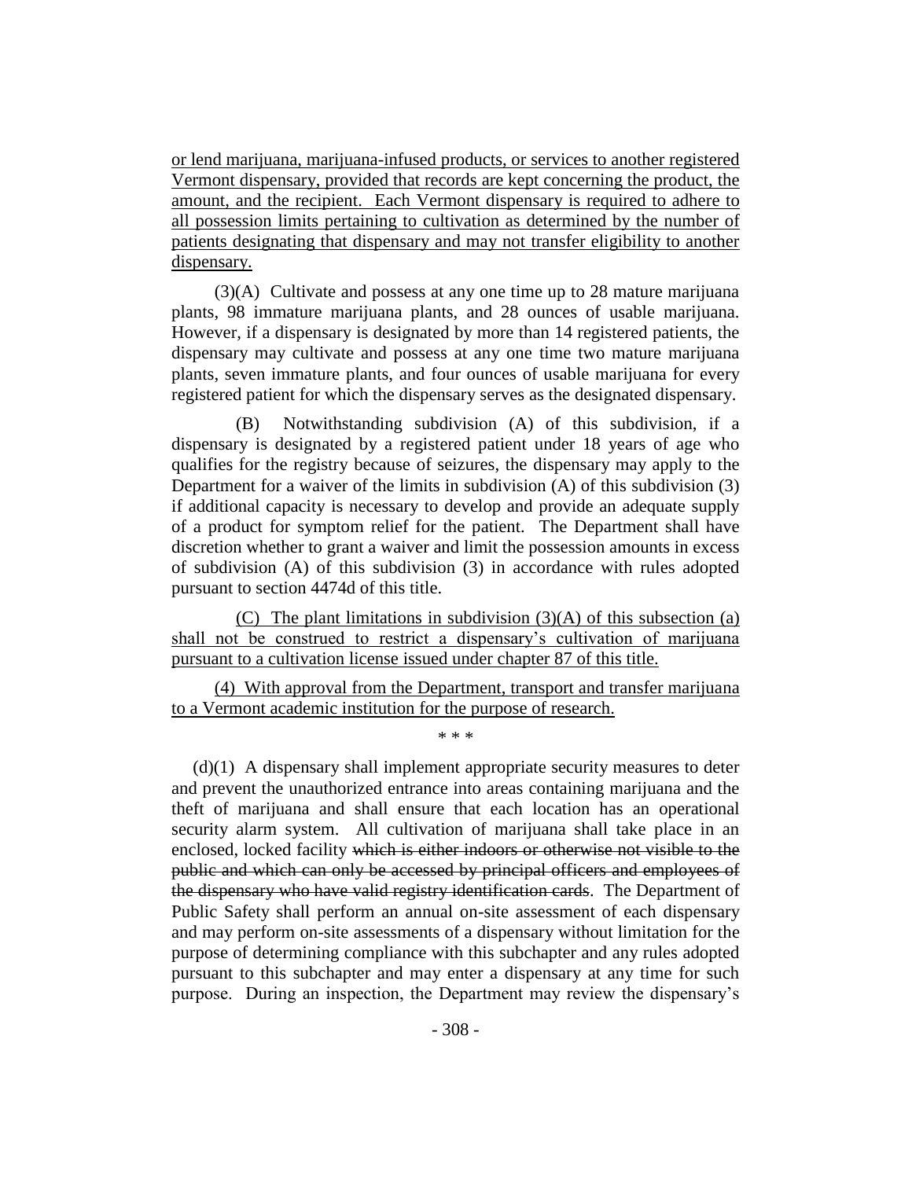or lend marijuana, marijuana-infused products, or services to another registered Vermont dispensary, provided that records are kept concerning the product, the amount, and the recipient. Each Vermont dispensary is required to adhere to all possession limits pertaining to cultivation as determined by the number of patients designating that dispensary and may not transfer eligibility to another dispensary.

(3)(A) Cultivate and possess at any one time up to 28 mature marijuana plants, 98 immature marijuana plants, and 28 ounces of usable marijuana. However, if a dispensary is designated by more than 14 registered patients, the dispensary may cultivate and possess at any one time two mature marijuana plants, seven immature plants, and four ounces of usable marijuana for every registered patient for which the dispensary serves as the designated dispensary.

(B) Notwithstanding subdivision (A) of this subdivision, if a dispensary is designated by a registered patient under 18 years of age who qualifies for the registry because of seizures, the dispensary may apply to the Department for a waiver of the limits in subdivision (A) of this subdivision (3) if additional capacity is necessary to develop and provide an adequate supply of a product for symptom relief for the patient. The Department shall have discretion whether to grant a waiver and limit the possession amounts in excess of subdivision (A) of this subdivision (3) in accordance with rules adopted pursuant to section 4474d of this title.

(C) The plant limitations in subdivision (3)(A) of this subsection (a) shall not be construed to restrict a dispensary's cultivation of marijuana pursuant to a cultivation license issued under chapter 87 of this title.

(4) With approval from the Department, transport and transfer marijuana to a Vermont academic institution for the purpose of research.

\* \* \*

(d)(1) A dispensary shall implement appropriate security measures to deter and prevent the unauthorized entrance into areas containing marijuana and the theft of marijuana and shall ensure that each location has an operational security alarm system. All cultivation of marijuana shall take place in an enclosed, locked facility ~~which is either indoors or otherwise not visible to the public and which can only be accessed by principal officers and employees of the dispensary who have valid registry identification cards~~. The Department of Public Safety shall perform an annual on-site assessment of each dispensary and may perform on-site assessments of a dispensary without limitation for the purpose of determining compliance with this subchapter and any rules adopted pursuant to this subchapter and may enter a dispensary at any time for such purpose. During an inspection, the Department may review the dispensary's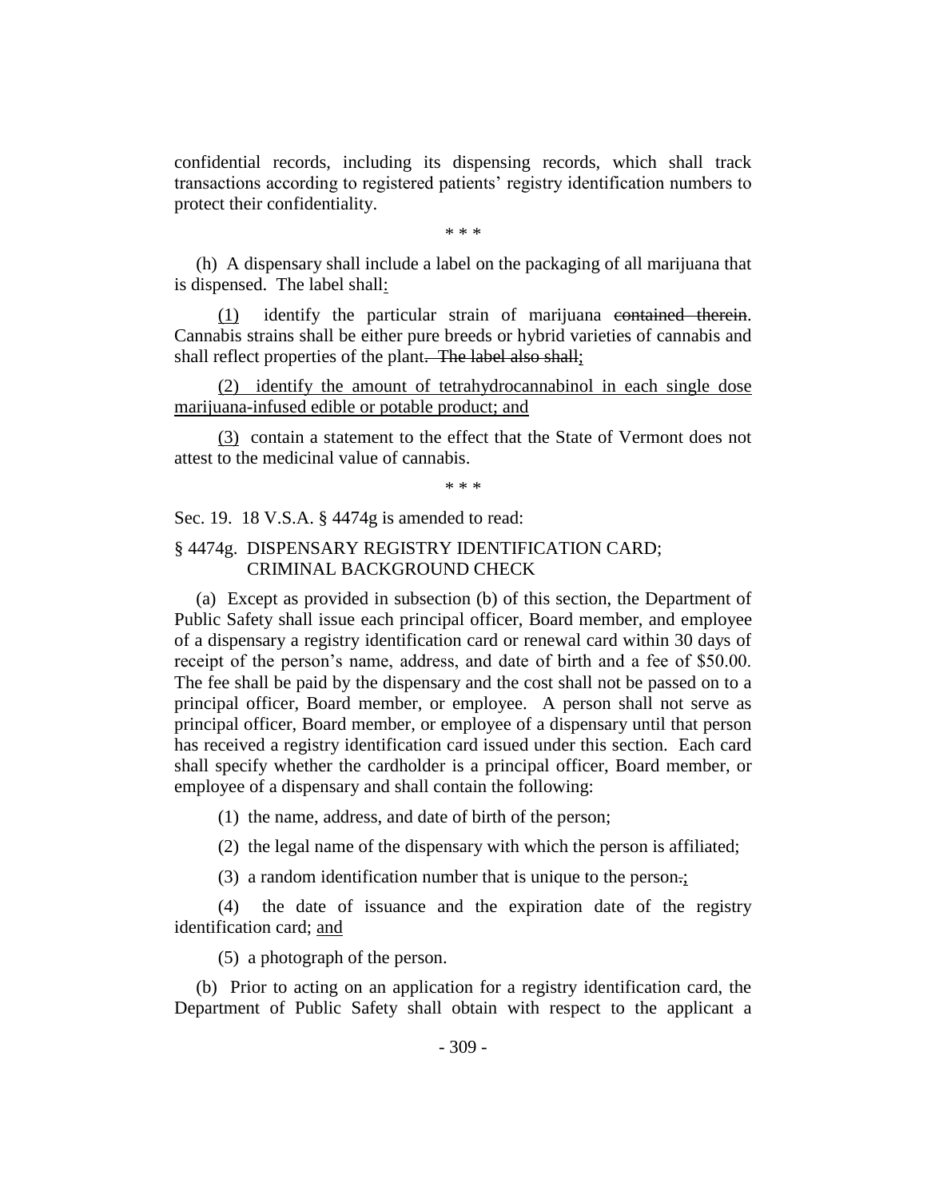confidential records, including its dispensing records, which shall track transactions according to registered patients' registry identification numbers to protect their confidentiality.

\* \* \*

(h) A dispensary shall include a label on the packaging of all marijuana that is dispensed. The label shall:

(1) identify the particular strain of marijuana ~~contained therein~~. Cannabis strains shall be either pure breeds or hybrid varieties of cannabis and shall reflect properties of the plant~~. The label also shall~~;

(2) identify the amount of tetrahydrocannabinol in each single dose marijuana-infused edible or potable product; and

(3) contain a statement to the effect that the State of Vermont does not attest to the medicinal value of cannabis.

\* \* \*

Sec. 19. 18 V.S.A. § 4474g is amended to read:

§ 4474g. DISPENSARY REGISTRY IDENTIFICATION CARD; CRIMINAL BACKGROUND CHECK

(a) Except as provided in subsection (b) of this section, the Department of Public Safety shall issue each principal officer, Board member, and employee of a dispensary a registry identification card or renewal card within 30 days of receipt of the person's name, address, and date of birth and a fee of $50.00. The fee shall be paid by the dispensary and the cost shall not be passed on to a principal officer, Board member, or employee. A person shall not serve as principal officer, Board member, or employee of a dispensary until that person has received a registry identification card issued under this section. Each card shall specify whether the cardholder is a principal officer, Board member, or employee of a dispensary and shall contain the following:

(1) the name, address, and date of birth of the person;

(2) the legal name of the dispensary with which the person is affiliated;

(3) a random identification number that is unique to the person~~.~~;

(4) the date of issuance and the expiration date of the registry identification card; and

(5) a photograph of the person.

(b) Prior to acting on an application for a registry identification card, the Department of Public Safety shall obtain with respect to the applicant a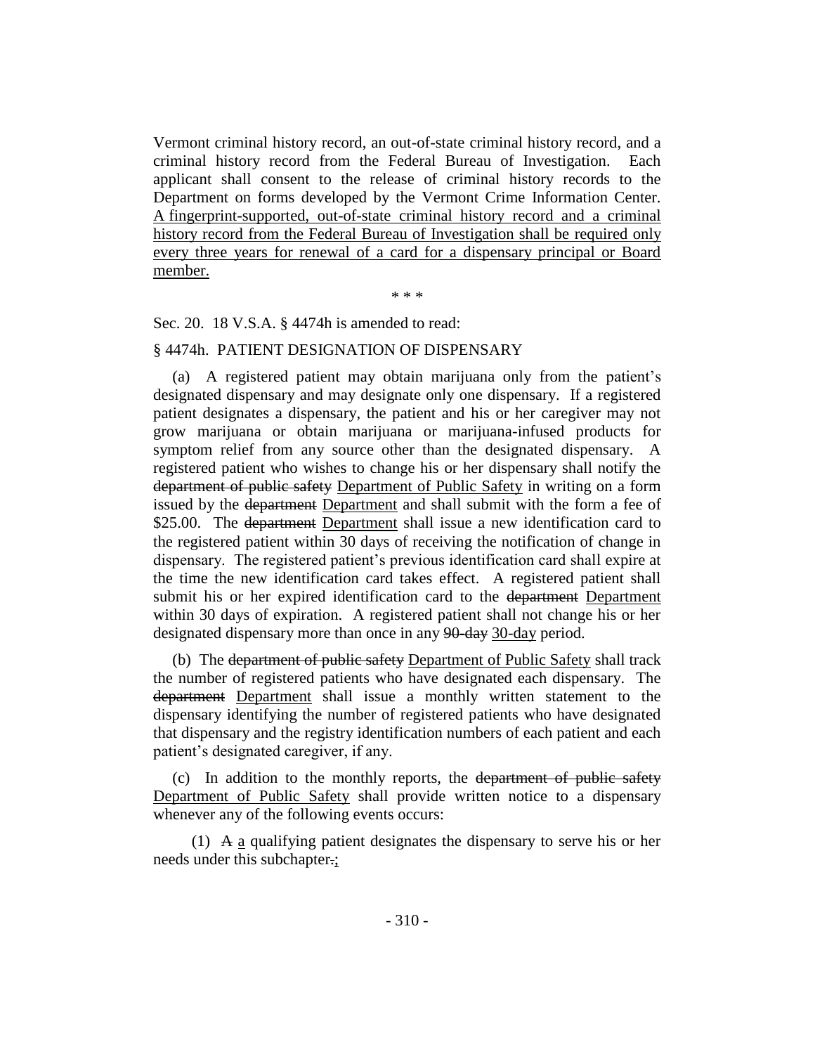Vermont criminal history record, an out-of-state criminal history record, and a criminal history record from the Federal Bureau of Investigation. Each applicant shall consent to the release of criminal history records to the Department on forms developed by the Vermont Crime Information Center. <u>A fingerprint-supported, out-of-state criminal history record and a criminal history record from the Federal Bureau of Investigation shall be required only every three years for renewal of a card for a dispensary principal or Board member.</u>

\* \* \*

Sec. 20. 18 V.S.A. § 4474h is amended to read:

§ 4474h. PATIENT DESIGNATION OF DISPENSARY

(a) A registered patient may obtain marijuana only from the patient's designated dispensary and may designate only one dispensary. If a registered patient designates a dispensary, the patient and his or her caregiver may not grow marijuana or obtain marijuana or marijuana-infused products for symptom relief from any source other than the designated dispensary. A registered patient who wishes to change his or her dispensary shall notify the ~~department of public safety~~ <u>Department of Public Safety</u> in writing on a form issued by the ~~department~~ <u>Department</u> and shall submit with the form a fee of $25.00. The ~~department~~ <u>Department</u> shall issue a new identification card to the registered patient within 30 days of receiving the notification of change in dispensary. The registered patient's previous identification card shall expire at the time the new identification card takes effect. A registered patient shall submit his or her expired identification card to the ~~department~~ <u>Department</u> within 30 days of expiration. A registered patient shall not change his or her designated dispensary more than once in any ~~90-day~~ <u>30-day</u> period.

(b) The ~~department of public safety~~ <u>Department of Public Safety</u> shall track the number of registered patients who have designated each dispensary. The ~~department~~ <u>Department</u> shall issue a monthly written statement to the dispensary identifying the number of registered patients who have designated that dispensary and the registry identification numbers of each patient and each patient's designated caregiver, if any.

(c) In addition to the monthly reports, the ~~department of public safety~~ <u>Department of Public Safety</u> shall provide written notice to a dispensary whenever any of the following events occurs:

(1) ~~A~~ <u>a</u> qualifying patient designates the dispensary to serve his or her needs under this subchapter~~.~~<u>;</u>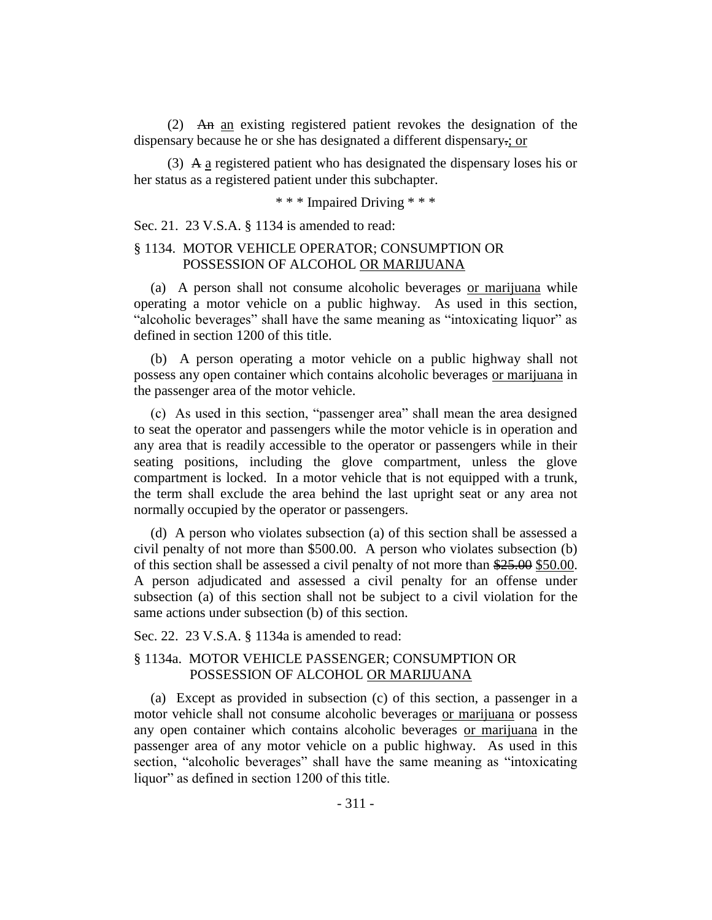(2) ~~An~~ an existing registered patient revokes the designation of the dispensary because he or she has designated a different dispensary~~.~~; or

(3) ~~A~~ a registered patient who has designated the dispensary loses his or her status as a registered patient under this subchapter.

\* \* \* Impaired Driving \* \* \*

Sec. 21. 23 V.S.A. § 1134 is amended to read:

§ 1134. MOTOR VEHICLE OPERATOR; CONSUMPTION OR POSSESSION OF ALCOHOL OR MARIJUANA

(a) A person shall not consume alcoholic beverages or marijuana while operating a motor vehicle on a public highway. As used in this section, "alcoholic beverages" shall have the same meaning as "intoxicating liquor" as defined in section 1200 of this title.

(b) A person operating a motor vehicle on a public highway shall not possess any open container which contains alcoholic beverages or marijuana in the passenger area of the motor vehicle.

(c) As used in this section, "passenger area" shall mean the area designed to seat the operator and passengers while the motor vehicle is in operation and any area that is readily accessible to the operator or passengers while in their seating positions, including the glove compartment, unless the glove compartment is locked. In a motor vehicle that is not equipped with a trunk, the term shall exclude the area behind the last upright seat or any area not normally occupied by the operator or passengers.

(d) A person who violates subsection (a) of this section shall be assessed a civil penalty of not more than \$500.00. A person who violates subsection (b) of this section shall be assessed a civil penalty of not more than ~~\$25.00~~ \$50.00. A person adjudicated and assessed a civil penalty for an offense under subsection (a) of this section shall not be subject to a civil violation for the same actions under subsection (b) of this section.

Sec. 22. 23 V.S.A. § 1134a is amended to read:

§ 1134a. MOTOR VEHICLE PASSENGER; CONSUMPTION OR POSSESSION OF ALCOHOL OR MARIJUANA

(a) Except as provided in subsection (c) of this section, a passenger in a motor vehicle shall not consume alcoholic beverages or marijuana or possess any open container which contains alcoholic beverages or marijuana in the passenger area of any motor vehicle on a public highway. As used in this section, "alcoholic beverages" shall have the same meaning as "intoxicating liquor" as defined in section 1200 of this title.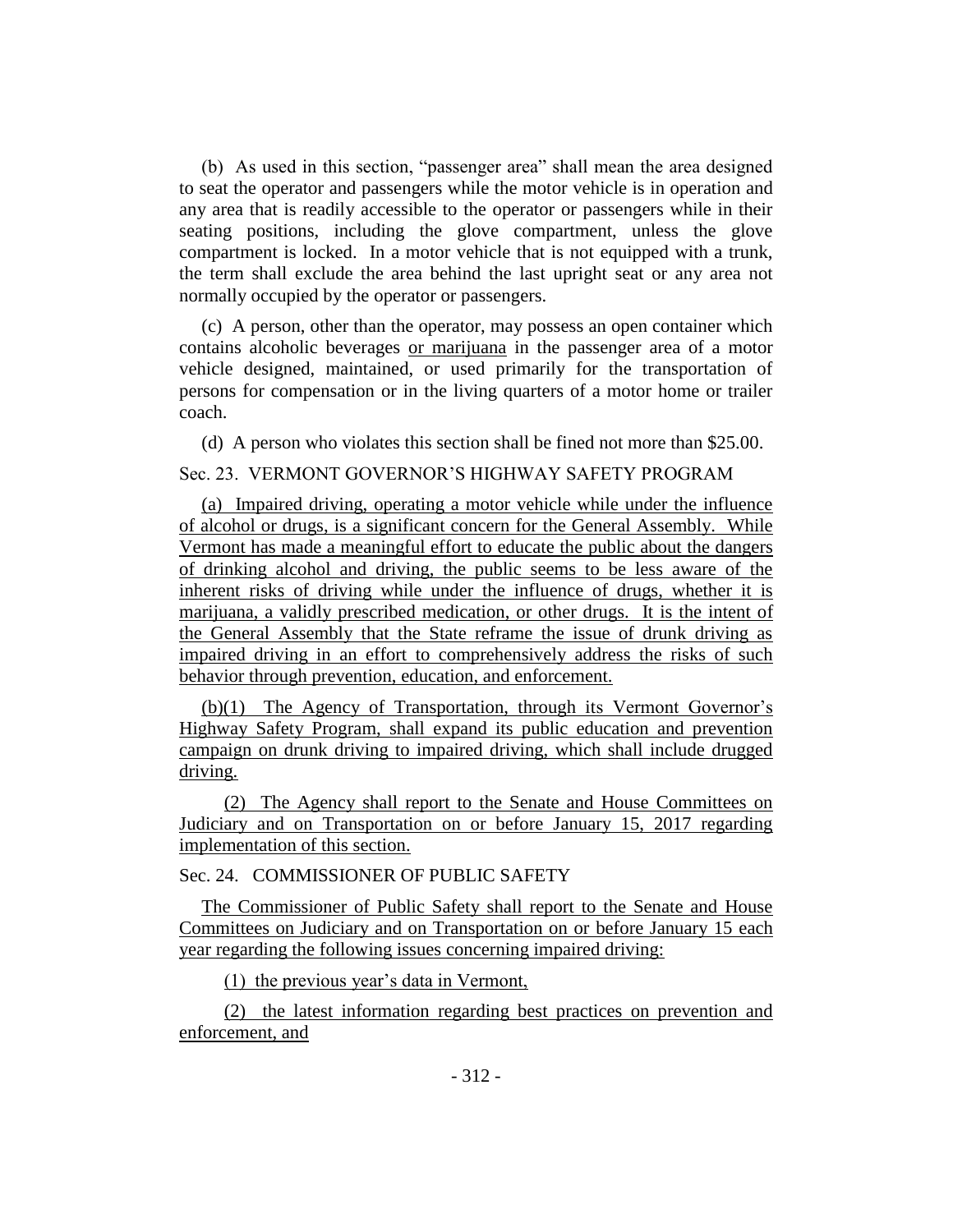(b) As used in this section, "passenger area" shall mean the area designed to seat the operator and passengers while the motor vehicle is in operation and any area that is readily accessible to the operator or passengers while in their seating positions, including the glove compartment, unless the glove compartment is locked. In a motor vehicle that is not equipped with a trunk, the term shall exclude the area behind the last upright seat or any area not normally occupied by the operator or passengers.

(c) A person, other than the operator, may possess an open container which contains alcoholic beverages <u>or marijuana</u> in the passenger area of a motor vehicle designed, maintained, or used primarily for the transportation of persons for compensation or in the living quarters of a motor home or trailer coach.

(d) A person who violates this section shall be fined not more than $25.00.

Sec. 23. VERMONT GOVERNOR'S HIGHWAY SAFETY PROGRAM

<u>(a) Impaired driving, operating a motor vehicle while under the influence of alcohol or drugs, is a significant concern for the General Assembly. While Vermont has made a meaningful effort to educate the public about the dangers of drinking alcohol and driving, the public seems to be less aware of the inherent risks of driving while under the influence of drugs, whether it is marijuana, a validly prescribed medication, or other drugs. It is the intent of the General Assembly that the State reframe the issue of drunk driving as impaired driving in an effort to comprehensively address the risks of such behavior through prevention, education, and enforcement.</u>

<u>(b)(1) The Agency of Transportation, through its Vermont Governor's Highway Safety Program, shall expand its public education and prevention campaign on drunk driving to impaired driving, which shall include drugged driving.</u>

<u>(2) The Agency shall report to the Senate and House Committees on Judiciary and on Transportation on or before January 15, 2017 regarding implementation of this section.</u>

Sec. 24. COMMISSIONER OF PUBLIC SAFETY

<u>The Commissioner of Public Safety shall report to the Senate and House Committees on Judiciary and on Transportation on or before January 15 each year regarding the following issues concerning impaired driving:</u>

<u>(1) the previous year's data in Vermont,</u>

<u>(2) the latest information regarding best practices on prevention and enforcement, and</u>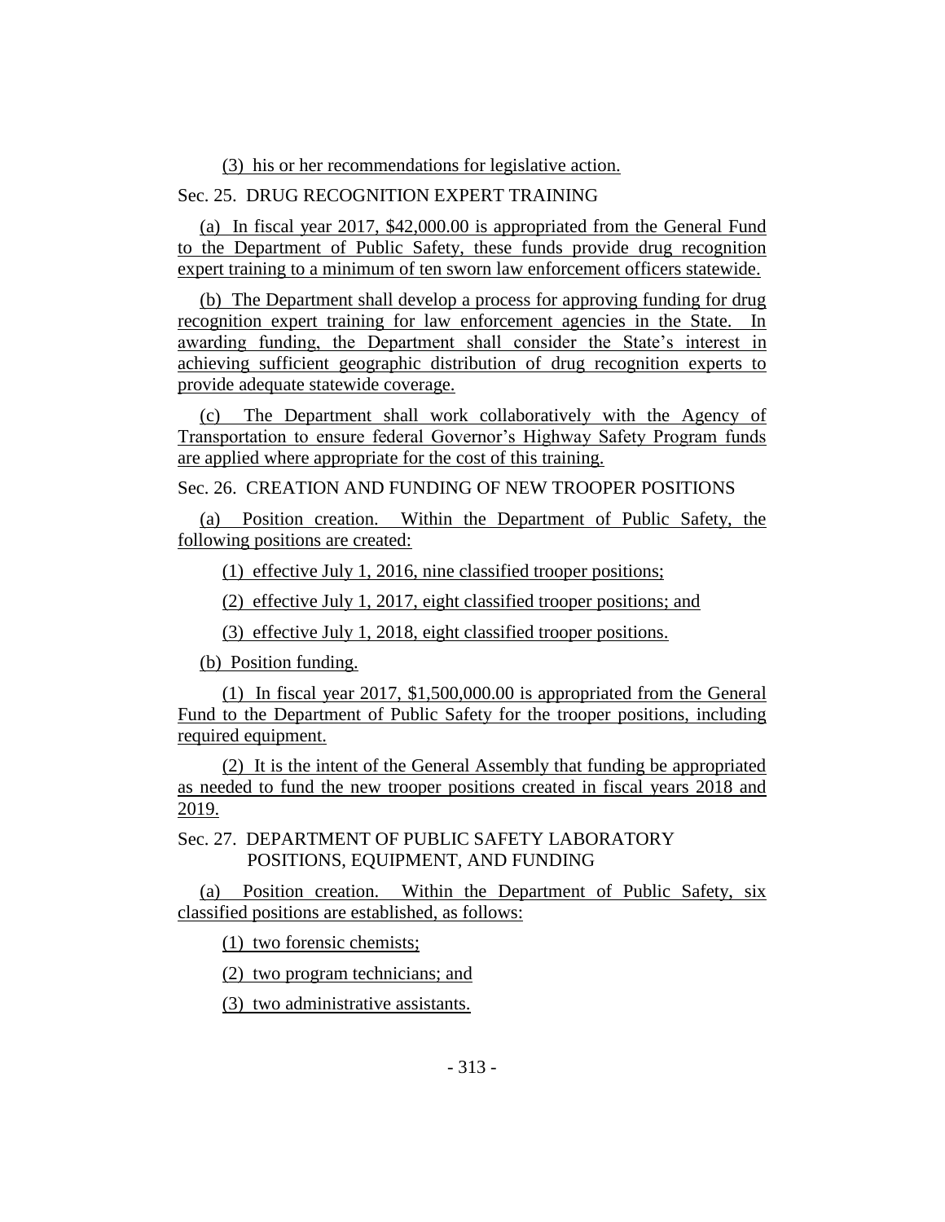(3) his or her recommendations for legislative action.

Sec. 25. DRUG RECOGNITION EXPERT TRAINING

(a) In fiscal year 2017, $42,000.00 is appropriated from the General Fund to the Department of Public Safety, these funds provide drug recognition expert training to a minimum of ten sworn law enforcement officers statewide.

(b) The Department shall develop a process for approving funding for drug recognition expert training for law enforcement agencies in the State. In awarding funding, the Department shall consider the State's interest in achieving sufficient geographic distribution of drug recognition experts to provide adequate statewide coverage.

(c) The Department shall work collaboratively with the Agency of Transportation to ensure federal Governor's Highway Safety Program funds are applied where appropriate for the cost of this training.

Sec. 26. CREATION AND FUNDING OF NEW TROOPER POSITIONS

(a) Position creation. Within the Department of Public Safety, the following positions are created:

(1) effective July 1, 2016, nine classified trooper positions;

(2) effective July 1, 2017, eight classified trooper positions; and

(3) effective July 1, 2018, eight classified trooper positions.

(b) Position funding.

(1) In fiscal year 2017, $1,500,000.00 is appropriated from the General Fund to the Department of Public Safety for the trooper positions, including required equipment.

(2) It is the intent of the General Assembly that funding be appropriated as needed to fund the new trooper positions created in fiscal years 2018 and 2019.

Sec. 27. DEPARTMENT OF PUBLIC SAFETY LABORATORY POSITIONS, EQUIPMENT, AND FUNDING

(a) Position creation. Within the Department of Public Safety, six classified positions are established, as follows:

(1) two forensic chemists;

(2) two program technicians; and

(3) two administrative assistants.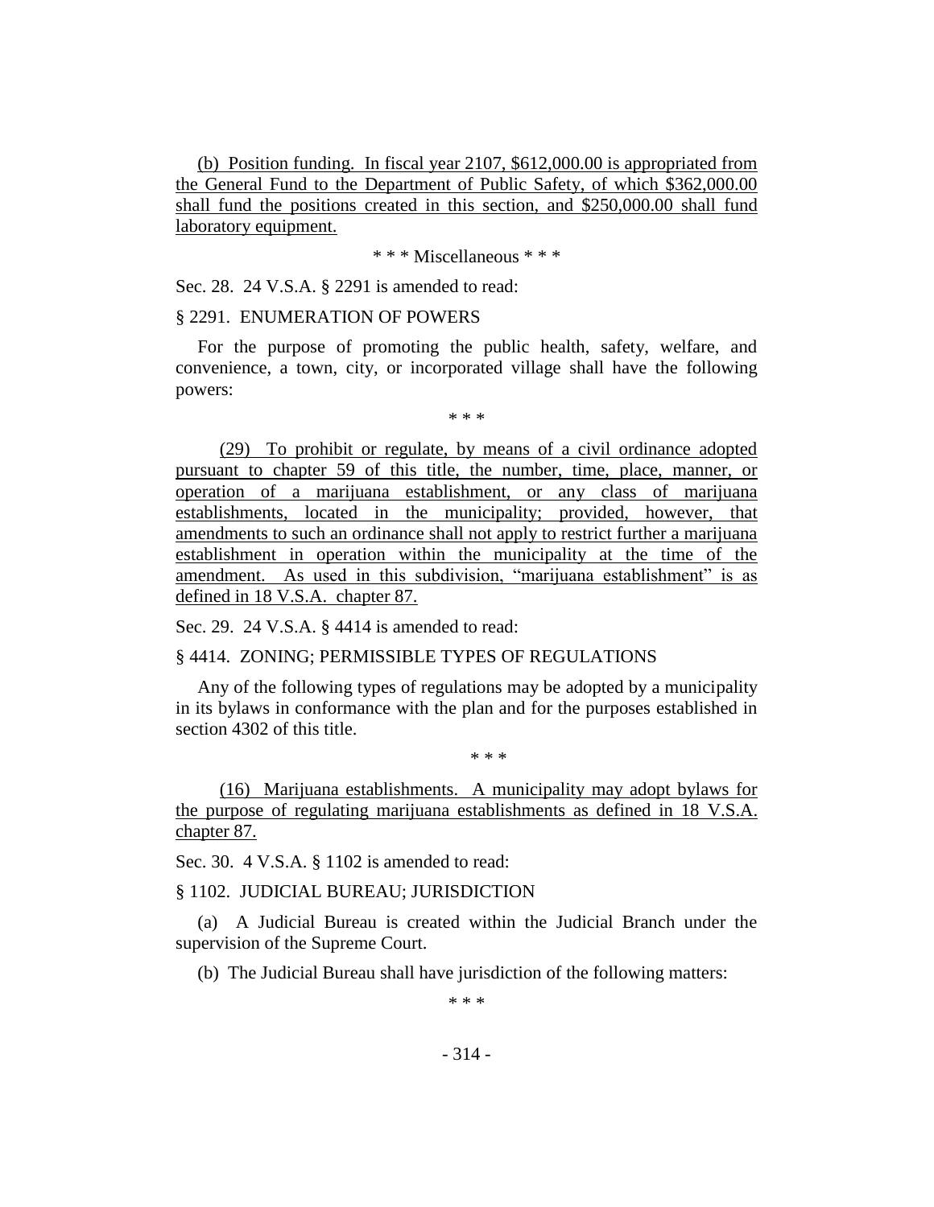(b) Position funding. In fiscal year 2107, $612,000.00 is appropriated from the General Fund to the Department of Public Safety, of which $362,000.00 shall fund the positions created in this section, and $250,000.00 shall fund laboratory equipment.

\* \* \* Miscellaneous \* \* \*

Sec. 28. 24 V.S.A. § 2291 is amended to read:

§ 2291. ENUMERATION OF POWERS

For the purpose of promoting the public health, safety, welfare, and convenience, a town, city, or incorporated village shall have the following powers:

\* \* \*

(29) To prohibit or regulate, by means of a civil ordinance adopted pursuant to chapter 59 of this title, the number, time, place, manner, or operation of a marijuana establishment, or any class of marijuana establishments, located in the municipality; provided, however, that amendments to such an ordinance shall not apply to restrict further a marijuana establishment in operation within the municipality at the time of the amendment. As used in this subdivision, "marijuana establishment" is as defined in 18 V.S.A. chapter 87.

Sec. 29. 24 V.S.A. § 4414 is amended to read:

§ 4414. ZONING; PERMISSIBLE TYPES OF REGULATIONS

Any of the following types of regulations may be adopted by a municipality in its bylaws in conformance with the plan and for the purposes established in section 4302 of this title.

\* \* \*

(16) Marijuana establishments. A municipality may adopt bylaws for the purpose of regulating marijuana establishments as defined in 18 V.S.A. chapter 87.

Sec. 30. 4 V.S.A. § 1102 is amended to read:

§ 1102. JUDICIAL BUREAU; JURISDICTION

(a) A Judicial Bureau is created within the Judicial Branch under the supervision of the Supreme Court.

(b) The Judicial Bureau shall have jurisdiction of the following matters:

\* \* \*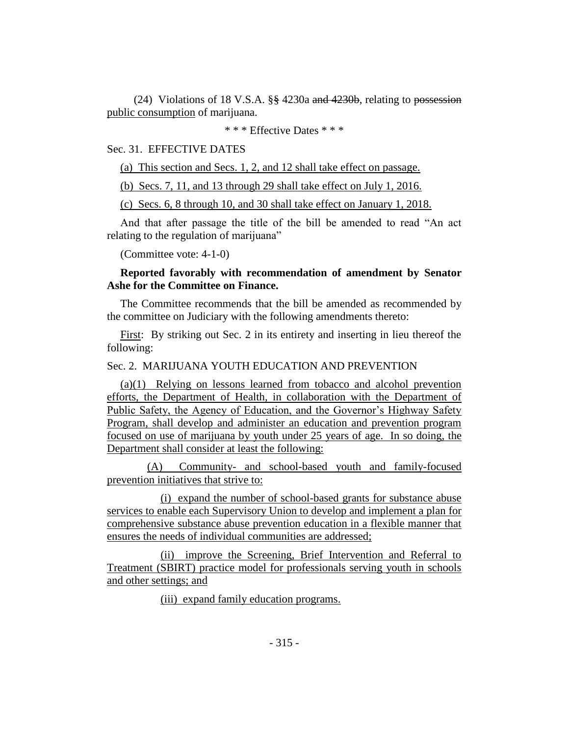(24) Violations of 18 V.S.A. ~~§§~~ § 4230a ~~and 4230b~~, relating to ~~possession~~ <u>public consumption</u> of marijuana.

\* \* \* Effective Dates \* \* \*

Sec. 31. EFFECTIVE DATES

<u>(a) This section and Secs. 1, 2, and 12 shall take effect on passage.</u>

<u>(b) Secs. 7, 11, and 13 through 29 shall take effect on July 1, 2016.</u>

<u>(c) Secs. 6, 8 through 10, and 30 shall take effect on January 1, 2018.</u>

And that after passage the title of the bill be amended to read "An act relating to the regulation of marijuana"

(Committee vote: 4-1-0)

**Reported favorably with recommendation of amendment by Senator Ashe for the Committee on Finance.**

The Committee recommends that the bill be amended as recommended by the committee on Judiciary with the following amendments thereto:

<u>First</u>: By striking out Sec. 2 in its entirety and inserting in lieu thereof the following:

Sec. 2. MARIJUANA YOUTH EDUCATION AND PREVENTION

<u>(a)(1) Relying on lessons learned from tobacco and alcohol prevention efforts, the Department of Health, in collaboration with the Department of Public Safety, the Agency of Education, and the Governor's Highway Safety Program, shall develop and administer an education and prevention program focused on use of marijuana by youth under 25 years of age. In so doing, the Department shall consider at least the following:</u>

<u>(A) Community- and school-based youth and family-focused prevention initiatives that strive to:</u>

<u>(i) expand the number of school-based grants for substance abuse services to enable each Supervisory Union to develop and implement a plan for comprehensive substance abuse prevention education in a flexible manner that ensures the needs of individual communities are addressed;</u>

<u>(ii) improve the Screening, Brief Intervention and Referral to Treatment (SBIRT) practice model for professionals serving youth in schools and other settings; and</u>

<u>(iii) expand family education programs.</u>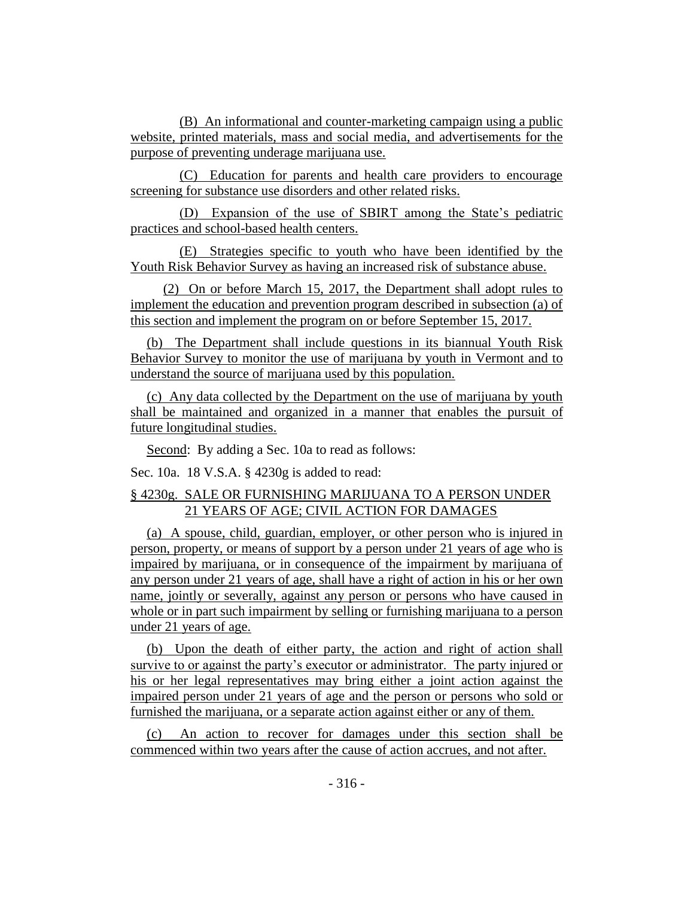(B) An informational and counter-marketing campaign using a public website, printed materials, mass and social media, and advertisements for the purpose of preventing underage marijuana use.

(C) Education for parents and health care providers to encourage screening for substance use disorders and other related risks.

(D) Expansion of the use of SBIRT among the State's pediatric practices and school-based health centers.

(E) Strategies specific to youth who have been identified by the Youth Risk Behavior Survey as having an increased risk of substance abuse.

(2) On or before March 15, 2017, the Department shall adopt rules to implement the education and prevention program described in subsection (a) of this section and implement the program on or before September 15, 2017.

(b) The Department shall include questions in its biannual Youth Risk Behavior Survey to monitor the use of marijuana by youth in Vermont and to understand the source of marijuana used by this population.

(c) Any data collected by the Department on the use of marijuana by youth shall be maintained and organized in a manner that enables the pursuit of future longitudinal studies.

Second: By adding a Sec. 10a to read as follows:

Sec. 10a. 18 V.S.A. § 4230g is added to read:

§ 4230g. SALE OR FURNISHING MARIJUANA TO A PERSON UNDER 21 YEARS OF AGE; CIVIL ACTION FOR DAMAGES

(a) A spouse, child, guardian, employer, or other person who is injured in person, property, or means of support by a person under 21 years of age who is impaired by marijuana, or in consequence of the impairment by marijuana of any person under 21 years of age, shall have a right of action in his or her own name, jointly or severally, against any person or persons who have caused in whole or in part such impairment by selling or furnishing marijuana to a person under 21 years of age.

(b) Upon the death of either party, the action and right of action shall survive to or against the party's executor or administrator. The party injured or his or her legal representatives may bring either a joint action against the impaired person under 21 years of age and the person or persons who sold or furnished the marijuana, or a separate action against either or any of them.

(c) An action to recover for damages under this section shall be commenced within two years after the cause of action accrues, and not after.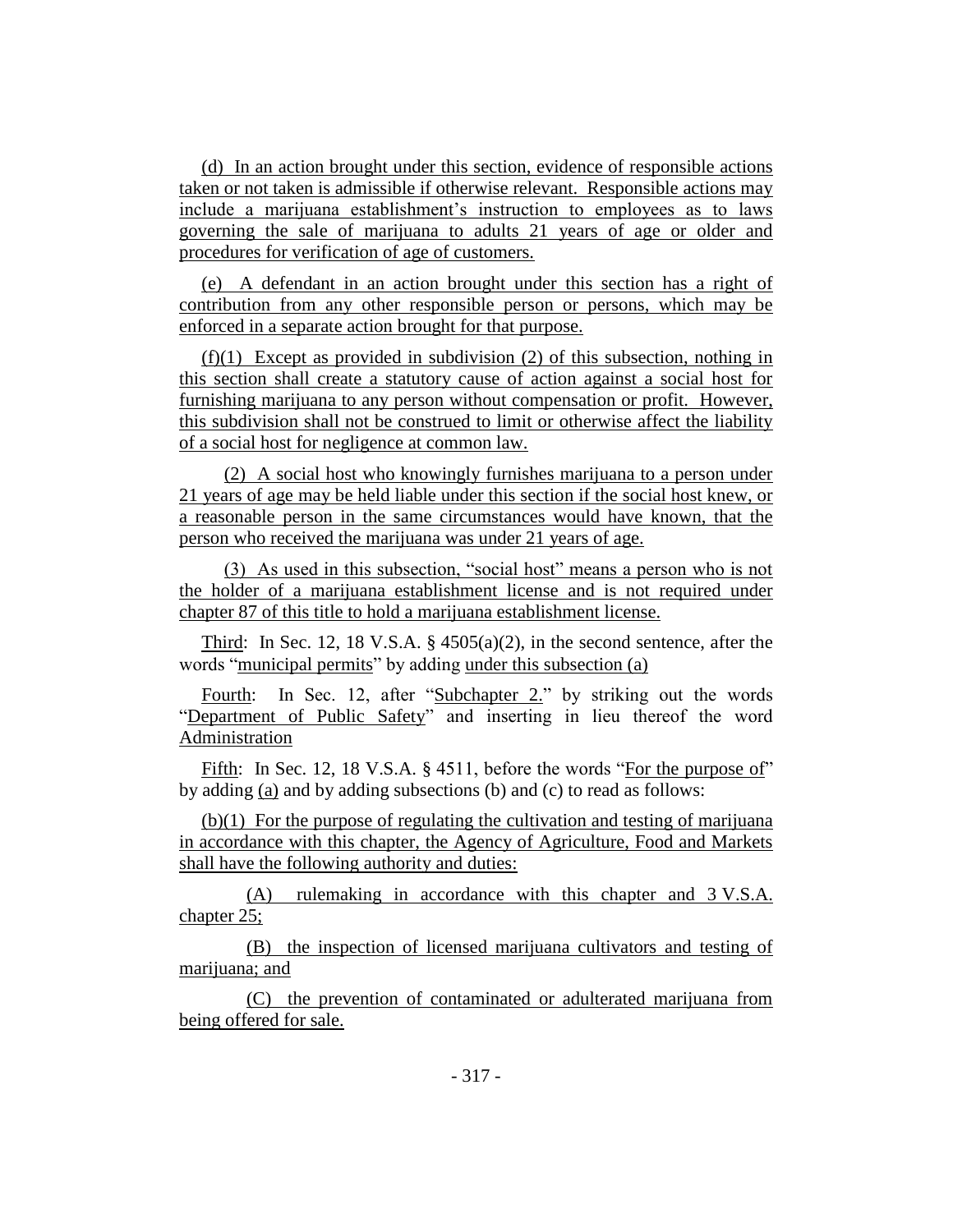(d) In an action brought under this section, evidence of responsible actions taken or not taken is admissible if otherwise relevant. Responsible actions may include a marijuana establishment's instruction to employees as to laws governing the sale of marijuana to adults 21 years of age or older and procedures for verification of age of customers.

(e) A defendant in an action brought under this section has a right of contribution from any other responsible person or persons, which may be enforced in a separate action brought for that purpose.

(f)(1) Except as provided in subdivision (2) of this subsection, nothing in this section shall create a statutory cause of action against a social host for furnishing marijuana to any person without compensation or profit. However, this subdivision shall not be construed to limit or otherwise affect the liability of a social host for negligence at common law.

(2) A social host who knowingly furnishes marijuana to a person under 21 years of age may be held liable under this section if the social host knew, or a reasonable person in the same circumstances would have known, that the person who received the marijuana was under 21 years of age.

(3) As used in this subsection, "social host" means a person who is not the holder of a marijuana establishment license and is not required under chapter 87 of this title to hold a marijuana establishment license.

Third: In Sec. 12, 18 V.S.A. § 4505(a)(2), in the second sentence, after the words "municipal permits" by adding under this subsection (a)

Fourth: In Sec. 12, after "Subchapter 2." by striking out the words "Department of Public Safety" and inserting in lieu thereof the word Administration

Fifth: In Sec. 12, 18 V.S.A. § 4511, before the words "For the purpose of" by adding (a) and by adding subsections (b) and (c) to read as follows:

(b)(1) For the purpose of regulating the cultivation and testing of marijuana in accordance with this chapter, the Agency of Agriculture, Food and Markets shall have the following authority and duties:

(A) rulemaking in accordance with this chapter and 3 V.S.A. chapter 25;

(B) the inspection of licensed marijuana cultivators and testing of marijuana; and

(C) the prevention of contaminated or adulterated marijuana from being offered for sale.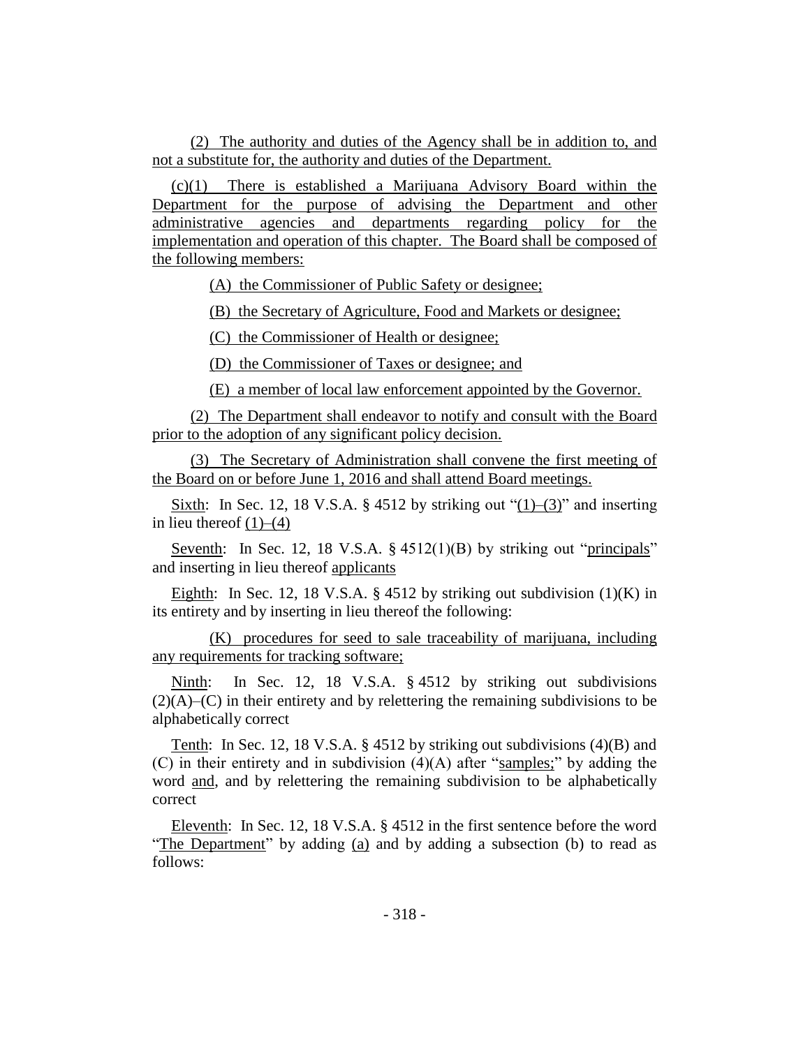(2) The authority and duties of the Agency shall be in addition to, and not a substitute for, the authority and duties of the Department.

(c)(1) There is established a Marijuana Advisory Board within the Department for the purpose of advising the Department and other administrative agencies and departments regarding policy for the implementation and operation of this chapter. The Board shall be composed of the following members:

(A) the Commissioner of Public Safety or designee;

(B) the Secretary of Agriculture, Food and Markets or designee;

(C) the Commissioner of Health or designee;

(D) the Commissioner of Taxes or designee; and

(E) a member of local law enforcement appointed by the Governor.

(2) The Department shall endeavor to notify and consult with the Board prior to the adoption of any significant policy decision.

(3) The Secretary of Administration shall convene the first meeting of the Board on or before June 1, 2016 and shall attend Board meetings.

Sixth: In Sec. 12, 18 V.S.A. § 4512 by striking out "(1)–(3)" and inserting in lieu thereof (1)–(4)

Seventh: In Sec. 12, 18 V.S.A. § 4512(1)(B) by striking out "principals" and inserting in lieu thereof applicants

Eighth: In Sec. 12, 18 V.S.A. § 4512 by striking out subdivision (1)(K) in its entirety and by inserting in lieu thereof the following:

(K) procedures for seed to sale traceability of marijuana, including any requirements for tracking software;

Ninth: In Sec. 12, 18 V.S.A. § 4512 by striking out subdivisions (2)(A)–(C) in their entirety and by relettering the remaining subdivisions to be alphabetically correct

Tenth: In Sec. 12, 18 V.S.A. § 4512 by striking out subdivisions (4)(B) and (C) in their entirety and in subdivision (4)(A) after "samples;" by adding the word and, and by relettering the remaining subdivision to be alphabetically correct

Eleventh: In Sec. 12, 18 V.S.A. § 4512 in the first sentence before the word "The Department" by adding (a) and by adding a subsection (b) to read as follows: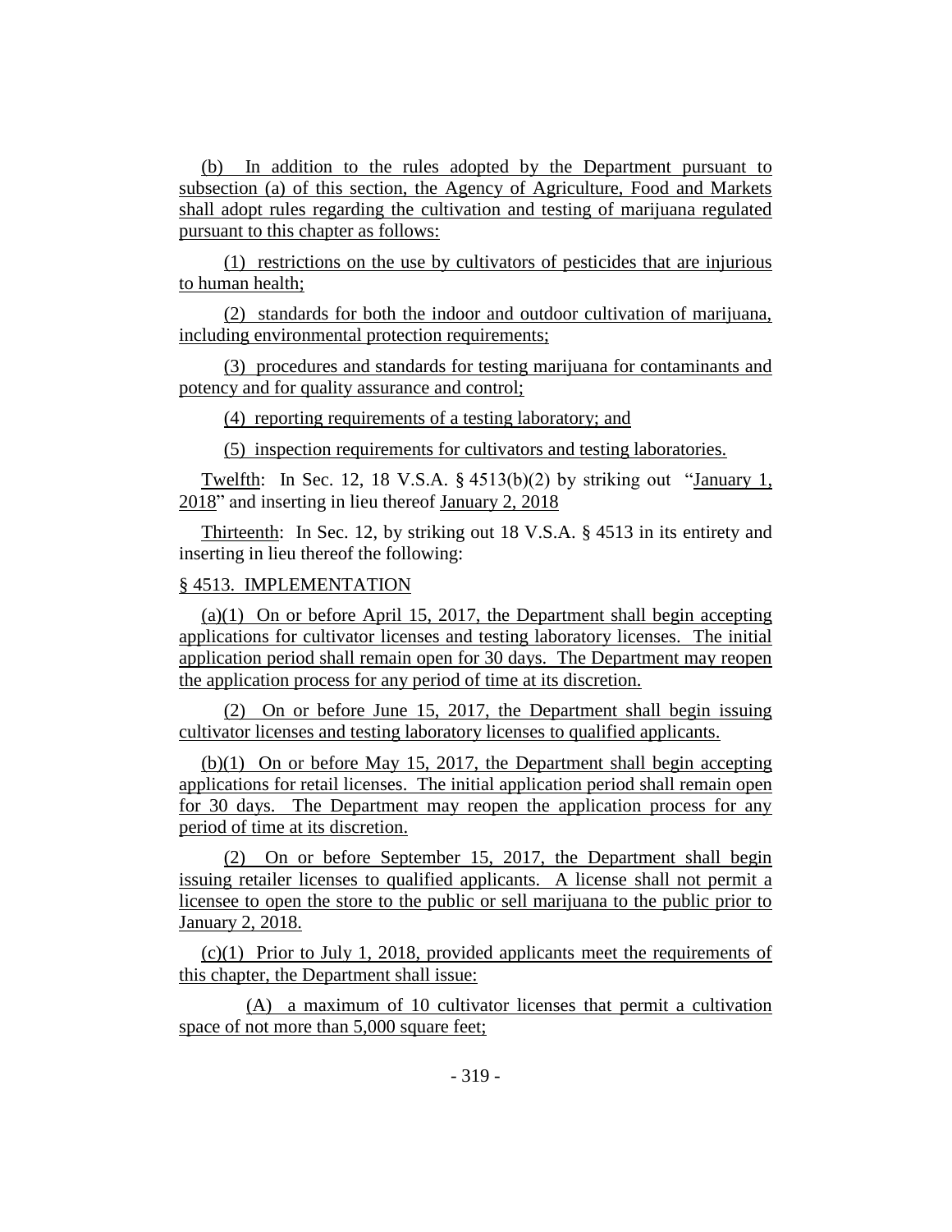(b) In addition to the rules adopted by the Department pursuant to subsection (a) of this section, the Agency of Agriculture, Food and Markets shall adopt rules regarding the cultivation and testing of marijuana regulated pursuant to this chapter as follows:

(1) restrictions on the use by cultivators of pesticides that are injurious to human health;

(2) standards for both the indoor and outdoor cultivation of marijuana, including environmental protection requirements;

(3) procedures and standards for testing marijuana for contaminants and potency and for quality assurance and control;

(4) reporting requirements of a testing laboratory; and

(5) inspection requirements for cultivators and testing laboratories.

Twelfth: In Sec. 12, 18 V.S.A. § 4513(b)(2) by striking out "January 1, 2018" and inserting in lieu thereof January 2, 2018

Thirteenth: In Sec. 12, by striking out 18 V.S.A. § 4513 in its entirety and inserting in lieu thereof the following:

§ 4513. IMPLEMENTATION

(a)(1) On or before April 15, 2017, the Department shall begin accepting applications for cultivator licenses and testing laboratory licenses. The initial application period shall remain open for 30 days. The Department may reopen the application process for any period of time at its discretion.

(2) On or before June 15, 2017, the Department shall begin issuing cultivator licenses and testing laboratory licenses to qualified applicants.

(b)(1) On or before May 15, 2017, the Department shall begin accepting applications for retail licenses. The initial application period shall remain open for 30 days. The Department may reopen the application process for any period of time at its discretion.

(2) On or before September 15, 2017, the Department shall begin issuing retailer licenses to qualified applicants. A license shall not permit a licensee to open the store to the public or sell marijuana to the public prior to January 2, 2018.

(c)(1) Prior to July 1, 2018, provided applicants meet the requirements of this chapter, the Department shall issue:

(A) a maximum of 10 cultivator licenses that permit a cultivation space of not more than 5,000 square feet;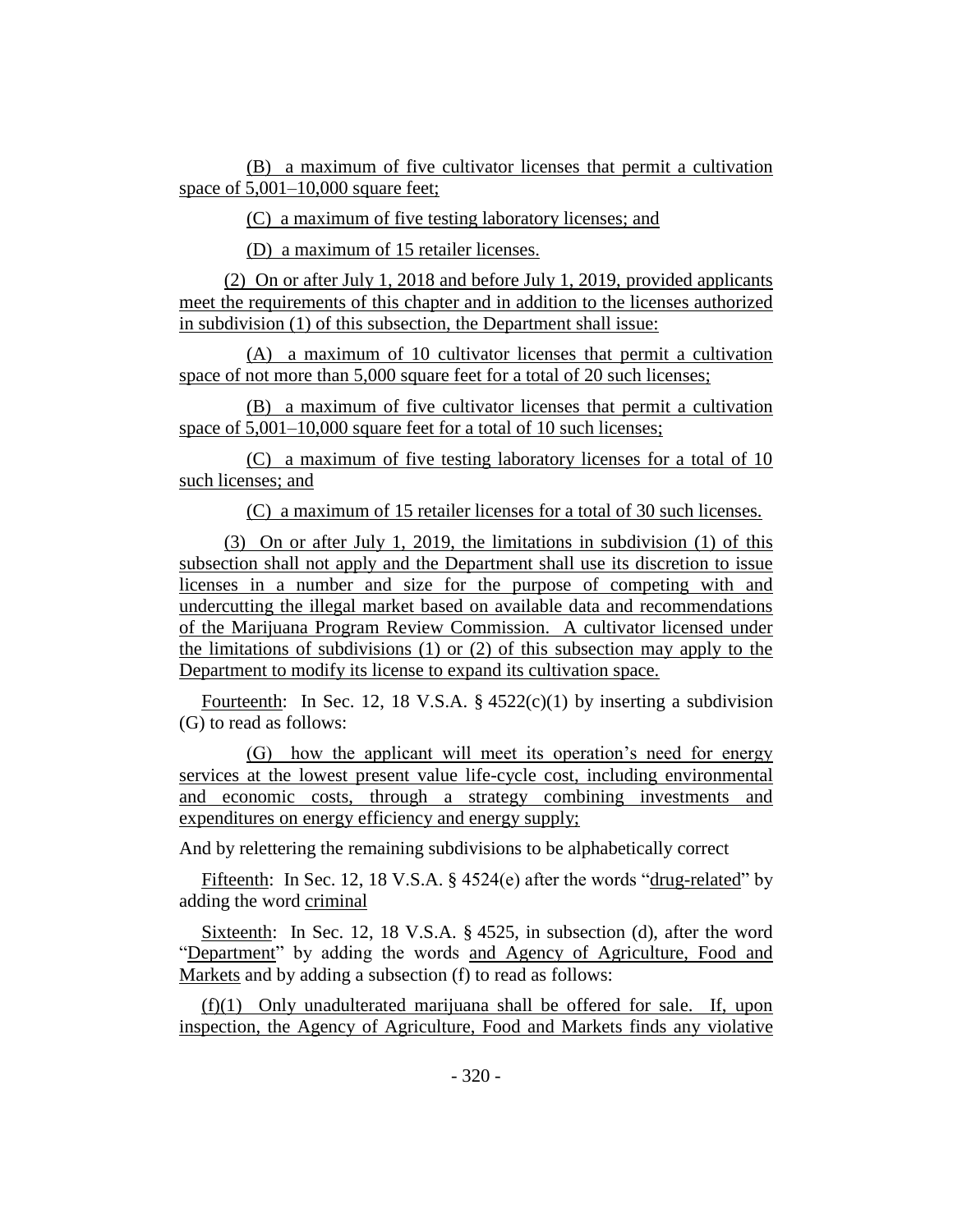(B) a maximum of five cultivator licenses that permit a cultivation space of 5,001–10,000 square feet;

(C) a maximum of five testing laboratory licenses; and

(D) a maximum of 15 retailer licenses.

(2) On or after July 1, 2018 and before July 1, 2019, provided applicants meet the requirements of this chapter and in addition to the licenses authorized in subdivision (1) of this subsection, the Department shall issue:

(A) a maximum of 10 cultivator licenses that permit a cultivation space of not more than 5,000 square feet for a total of 20 such licenses;

(B) a maximum of five cultivator licenses that permit a cultivation space of 5,001–10,000 square feet for a total of 10 such licenses;

(C) a maximum of five testing laboratory licenses for a total of 10 such licenses; and

(C) a maximum of 15 retailer licenses for a total of 30 such licenses.

(3) On or after July 1, 2019, the limitations in subdivision (1) of this subsection shall not apply and the Department shall use its discretion to issue licenses in a number and size for the purpose of competing with and undercutting the illegal market based on available data and recommendations of the Marijuana Program Review Commission. A cultivator licensed under the limitations of subdivisions (1) or (2) of this subsection may apply to the Department to modify its license to expand its cultivation space.

Fourteenth: In Sec. 12, 18 V.S.A. § 4522(c)(1) by inserting a subdivision (G) to read as follows:

(G) how the applicant will meet its operation's need for energy services at the lowest present value life-cycle cost, including environmental and economic costs, through a strategy combining investments and expenditures on energy efficiency and energy supply;

And by relettering the remaining subdivisions to be alphabetically correct

Fifteenth: In Sec. 12, 18 V.S.A. § 4524(e) after the words "drug-related" by adding the word criminal

Sixteenth: In Sec. 12, 18 V.S.A. § 4525, in subsection (d), after the word "Department" by adding the words and Agency of Agriculture, Food and Markets and by adding a subsection (f) to read as follows:

(f)(1) Only unadulterated marijuana shall be offered for sale. If, upon inspection, the Agency of Agriculture, Food and Markets finds any violative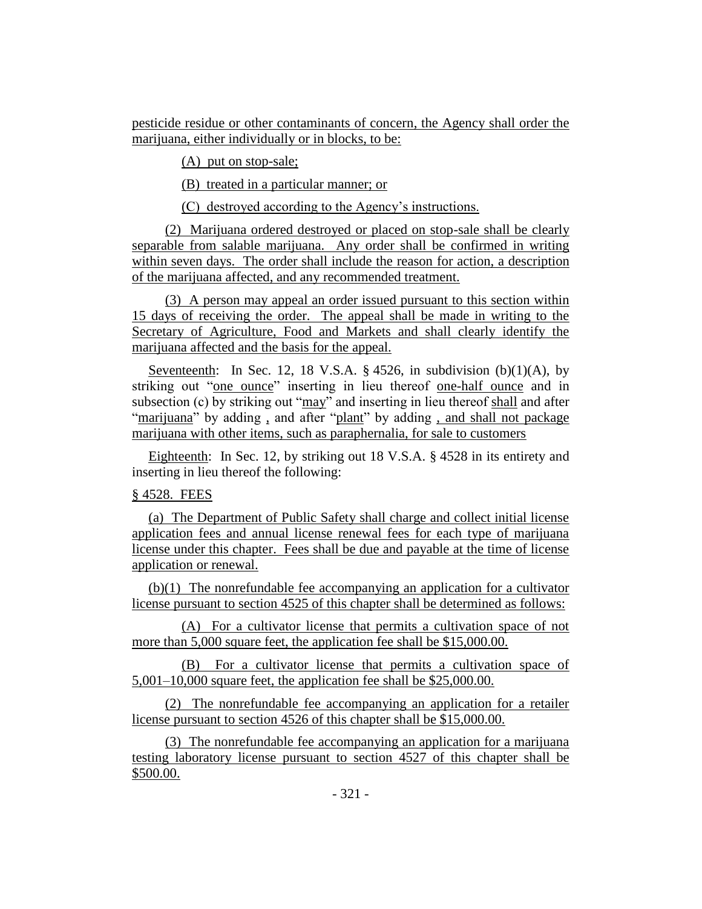pesticide residue or other contaminants of concern, the Agency shall order the marijuana, either individually or in blocks, to be:

(A) put on stop-sale;

(B) treated in a particular manner; or

(C) destroyed according to the Agency's instructions.

(2) Marijuana ordered destroyed or placed on stop-sale shall be clearly separable from salable marijuana. Any order shall be confirmed in writing within seven days. The order shall include the reason for action, a description of the marijuana affected, and any recommended treatment.

(3) A person may appeal an order issued pursuant to this section within 15 days of receiving the order. The appeal shall be made in writing to the Secretary of Agriculture, Food and Markets and shall clearly identify the marijuana affected and the basis for the appeal.

Seventeenth: In Sec. 12, 18 V.S.A. § 4526, in subdivision (b)(1)(A), by striking out "one ounce" inserting in lieu thereof one-half ounce and in subsection (c) by striking out "may" and inserting in lieu thereof shall and after "marijuana" by adding , and after "plant" by adding , and shall not package marijuana with other items, such as paraphernalia, for sale to customers

Eighteenth: In Sec. 12, by striking out 18 V.S.A. § 4528 in its entirety and inserting in lieu thereof the following:

§ 4528. FEES

(a) The Department of Public Safety shall charge and collect initial license application fees and annual license renewal fees for each type of marijuana license under this chapter. Fees shall be due and payable at the time of license application or renewal.

(b)(1) The nonrefundable fee accompanying an application for a cultivator license pursuant to section 4525 of this chapter shall be determined as follows:

(A) For a cultivator license that permits a cultivation space of not more than 5,000 square feet, the application fee shall be $15,000.00.

(B) For a cultivator license that permits a cultivation space of 5,001–10,000 square feet, the application fee shall be $25,000.00.

(2) The nonrefundable fee accompanying an application for a retailer license pursuant to section 4526 of this chapter shall be $15,000.00.

(3) The nonrefundable fee accompanying an application for a marijuana testing laboratory license pursuant to section 4527 of this chapter shall be $500.00.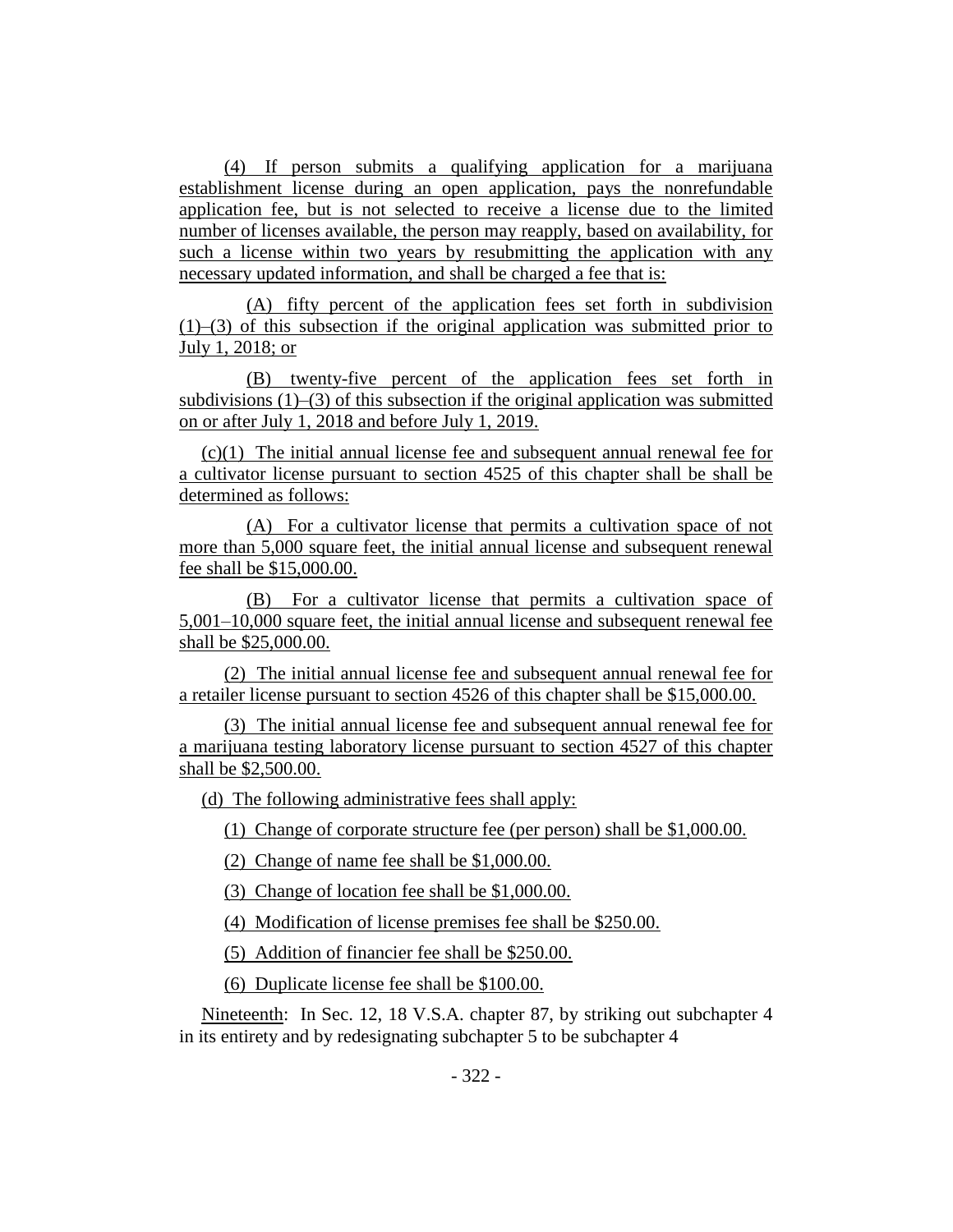(4) If person submits a qualifying application for a marijuana establishment license during an open application, pays the nonrefundable application fee, but is not selected to receive a license due to the limited number of licenses available, the person may reapply, based on availability, for such a license within two years by resubmitting the application with any necessary updated information, and shall be charged a fee that is:

(A) fifty percent of the application fees set forth in subdivision (1)–(3) of this subsection if the original application was submitted prior to July 1, 2018; or

(B) twenty-five percent of the application fees set forth in subdivisions (1)–(3) of this subsection if the original application was submitted on or after July 1, 2018 and before July 1, 2019.

(c)(1) The initial annual license fee and subsequent annual renewal fee for a cultivator license pursuant to section 4525 of this chapter shall be shall be determined as follows:

(A) For a cultivator license that permits a cultivation space of not more than 5,000 square feet, the initial annual license and subsequent renewal fee shall be $15,000.00.

(B) For a cultivator license that permits a cultivation space of 5,001–10,000 square feet, the initial annual license and subsequent renewal fee shall be $25,000.00.

(2) The initial annual license fee and subsequent annual renewal fee for a retailer license pursuant to section 4526 of this chapter shall be $15,000.00.

(3) The initial annual license fee and subsequent annual renewal fee for a marijuana testing laboratory license pursuant to section 4527 of this chapter shall be $2,500.00.

(d) The following administrative fees shall apply:

(1) Change of corporate structure fee (per person) shall be $1,000.00.

(2) Change of name fee shall be $1,000.00.

(3) Change of location fee shall be $1,000.00.

(4) Modification of license premises fee shall be $250.00.

(5) Addition of financier fee shall be $250.00.

(6) Duplicate license fee shall be $100.00.

Nineteenth: In Sec. 12, 18 V.S.A. chapter 87, by striking out subchapter 4 in its entirety and by redesignating subchapter 5 to be subchapter 4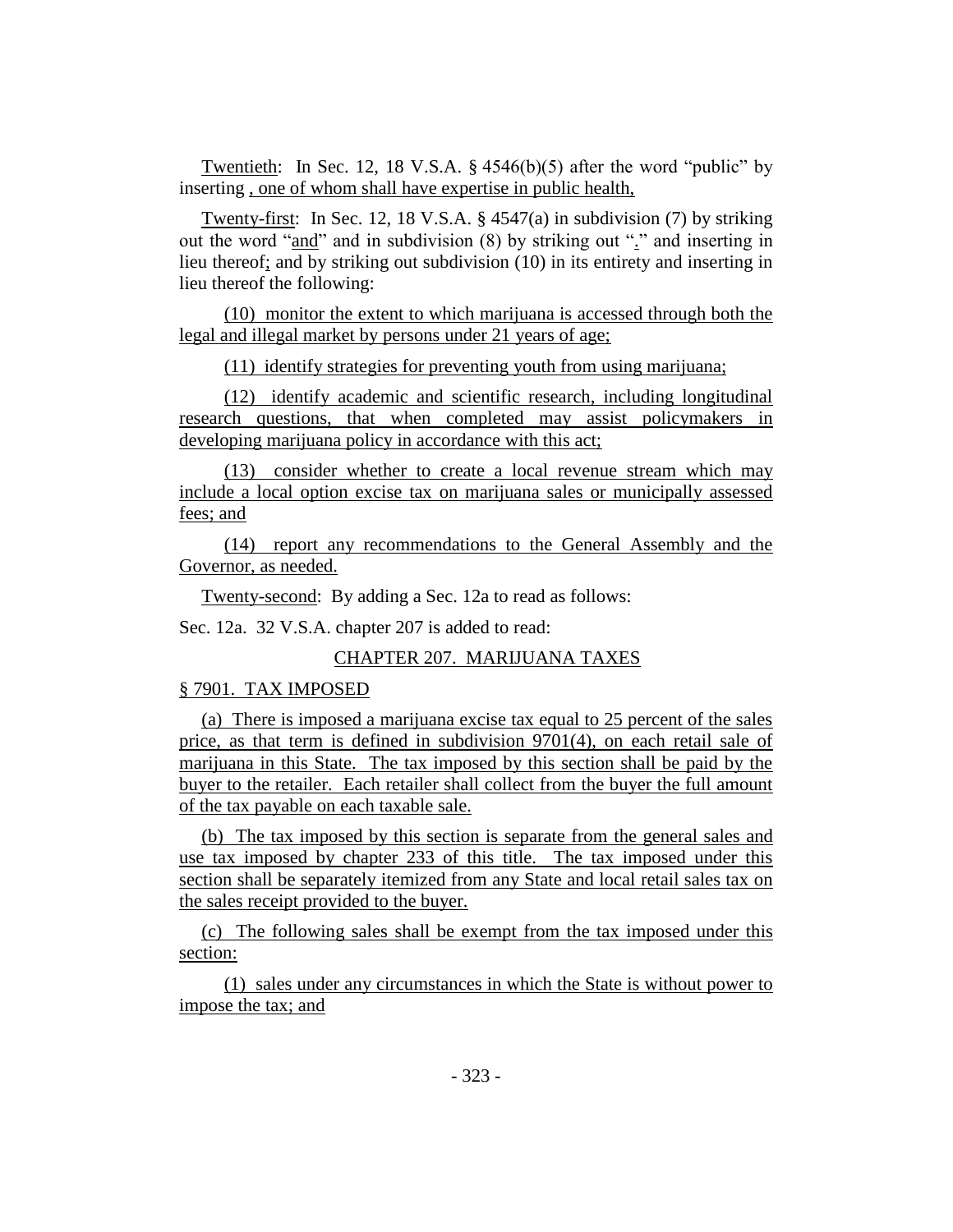Twentieth: In Sec. 12, 18 V.S.A. § 4546(b)(5) after the word "public" by inserting , one of whom shall have expertise in public health,

Twenty-first: In Sec. 12, 18 V.S.A. § 4547(a) in subdivision (7) by striking out the word "and" and in subdivision (8) by striking out "." and inserting in lieu thereof; and by striking out subdivision (10) in its entirety and inserting in lieu thereof the following:

(10) monitor the extent to which marijuana is accessed through both the legal and illegal market by persons under 21 years of age;

(11) identify strategies for preventing youth from using marijuana;

(12) identify academic and scientific research, including longitudinal research questions, that when completed may assist policymakers in developing marijuana policy in accordance with this act;

(13) consider whether to create a local revenue stream which may include a local option excise tax on marijuana sales or municipally assessed fees; and

(14) report any recommendations to the General Assembly and the Governor, as needed.

Twenty-second: By adding a Sec. 12a to read as follows:

Sec. 12a. 32 V.S.A. chapter 207 is added to read:

CHAPTER 207. MARIJUANA TAXES

§ 7901. TAX IMPOSED

(a) There is imposed a marijuana excise tax equal to 25 percent of the sales price, as that term is defined in subdivision 9701(4), on each retail sale of marijuana in this State. The tax imposed by this section shall be paid by the buyer to the retailer. Each retailer shall collect from the buyer the full amount of the tax payable on each taxable sale.

(b) The tax imposed by this section is separate from the general sales and use tax imposed by chapter 233 of this title. The tax imposed under this section shall be separately itemized from any State and local retail sales tax on the sales receipt provided to the buyer.

(c) The following sales shall be exempt from the tax imposed under this section:

(1) sales under any circumstances in which the State is without power to impose the tax; and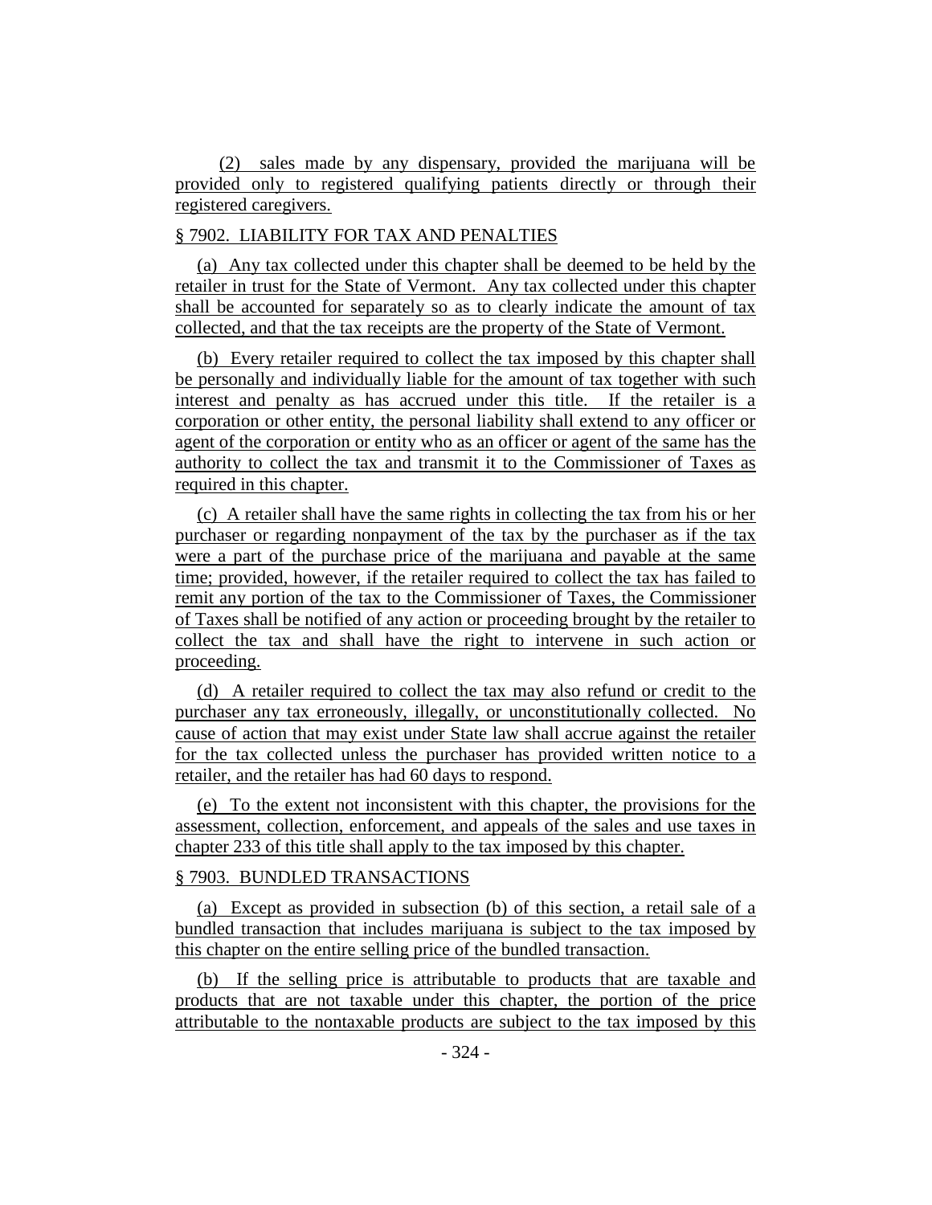(2) sales made by any dispensary, provided the marijuana will be provided only to registered qualifying patients directly or through their registered caregivers.

§ 7902. LIABILITY FOR TAX AND PENALTIES

(a) Any tax collected under this chapter shall be deemed to be held by the retailer in trust for the State of Vermont. Any tax collected under this chapter shall be accounted for separately so as to clearly indicate the amount of tax collected, and that the tax receipts are the property of the State of Vermont.

(b) Every retailer required to collect the tax imposed by this chapter shall be personally and individually liable for the amount of tax together with such interest and penalty as has accrued under this title. If the retailer is a corporation or other entity, the personal liability shall extend to any officer or agent of the corporation or entity who as an officer or agent of the same has the authority to collect the tax and transmit it to the Commissioner of Taxes as required in this chapter.

(c) A retailer shall have the same rights in collecting the tax from his or her purchaser or regarding nonpayment of the tax by the purchaser as if the tax were a part of the purchase price of the marijuana and payable at the same time; provided, however, if the retailer required to collect the tax has failed to remit any portion of the tax to the Commissioner of Taxes, the Commissioner of Taxes shall be notified of any action or proceeding brought by the retailer to collect the tax and shall have the right to intervene in such action or proceeding.

(d) A retailer required to collect the tax may also refund or credit to the purchaser any tax erroneously, illegally, or unconstitutionally collected. No cause of action that may exist under State law shall accrue against the retailer for the tax collected unless the purchaser has provided written notice to a retailer, and the retailer has had 60 days to respond.

(e) To the extent not inconsistent with this chapter, the provisions for the assessment, collection, enforcement, and appeals of the sales and use taxes in chapter 233 of this title shall apply to the tax imposed by this chapter.

§ 7903. BUNDLED TRANSACTIONS

(a) Except as provided in subsection (b) of this section, a retail sale of a bundled transaction that includes marijuana is subject to the tax imposed by this chapter on the entire selling price of the bundled transaction.

(b) If the selling price is attributable to products that are taxable and products that are not taxable under this chapter, the portion of the price attributable to the nontaxable products are subject to the tax imposed by this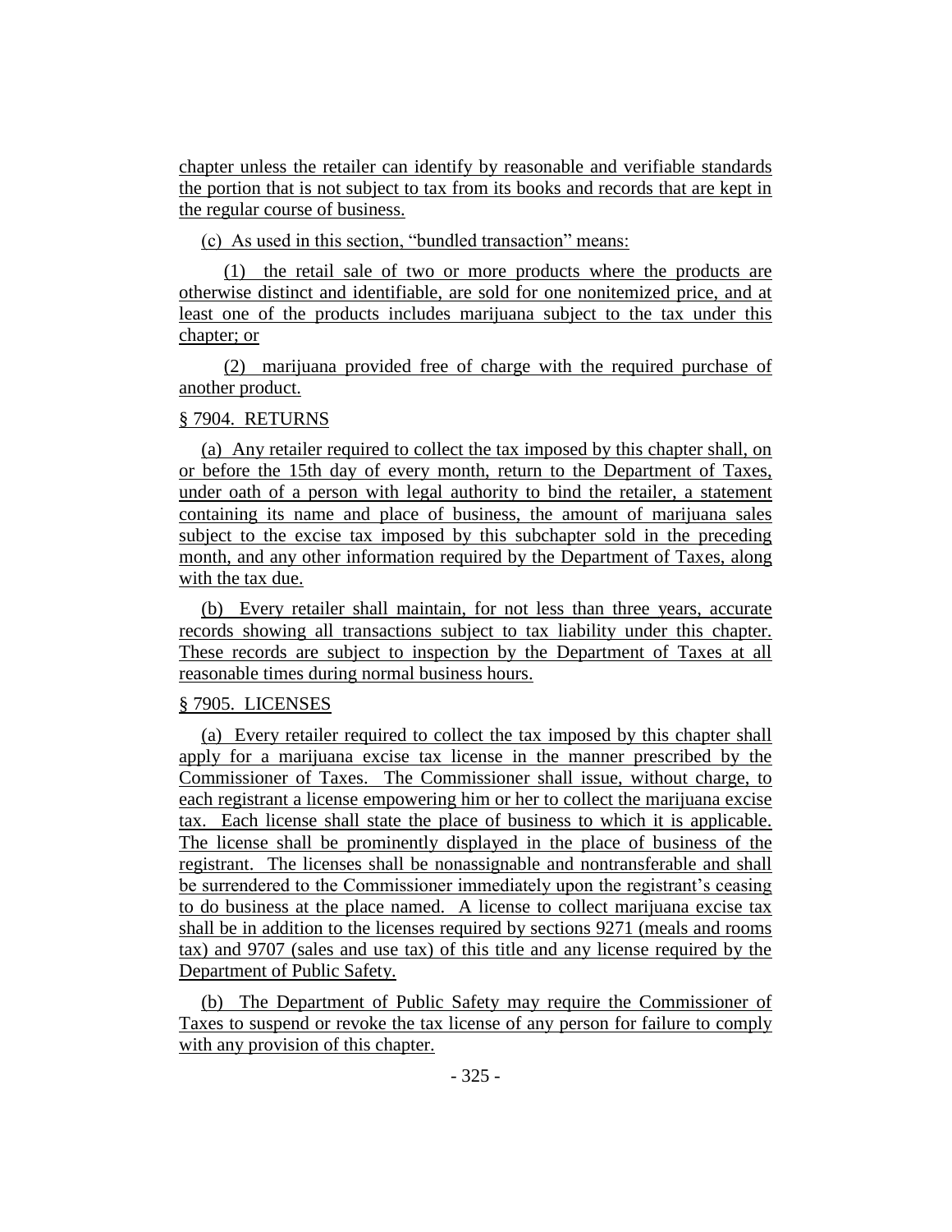chapter unless the retailer can identify by reasonable and verifiable standards the portion that is not subject to tax from its books and records that are kept in the regular course of business.

(c) As used in this section, "bundled transaction" means:

(1) the retail sale of two or more products where the products are otherwise distinct and identifiable, are sold for one nonitemized price, and at least one of the products includes marijuana subject to the tax under this chapter; or

(2) marijuana provided free of charge with the required purchase of another product.

§ 7904. RETURNS

(a) Any retailer required to collect the tax imposed by this chapter shall, on or before the 15th day of every month, return to the Department of Taxes, under oath of a person with legal authority to bind the retailer, a statement containing its name and place of business, the amount of marijuana sales subject to the excise tax imposed by this subchapter sold in the preceding month, and any other information required by the Department of Taxes, along with the tax due.

(b) Every retailer shall maintain, for not less than three years, accurate records showing all transactions subject to tax liability under this chapter. These records are subject to inspection by the Department of Taxes at all reasonable times during normal business hours.

§ 7905. LICENSES

(a) Every retailer required to collect the tax imposed by this chapter shall apply for a marijuana excise tax license in the manner prescribed by the Commissioner of Taxes. The Commissioner shall issue, without charge, to each registrant a license empowering him or her to collect the marijuana excise tax. Each license shall state the place of business to which it is applicable. The license shall be prominently displayed in the place of business of the registrant. The licenses shall be nonassignable and nontransferable and shall be surrendered to the Commissioner immediately upon the registrant's ceasing to do business at the place named. A license to collect marijuana excise tax shall be in addition to the licenses required by sections 9271 (meals and rooms tax) and 9707 (sales and use tax) of this title and any license required by the Department of Public Safety.

(b) The Department of Public Safety may require the Commissioner of Taxes to suspend or revoke the tax license of any person for failure to comply with any provision of this chapter.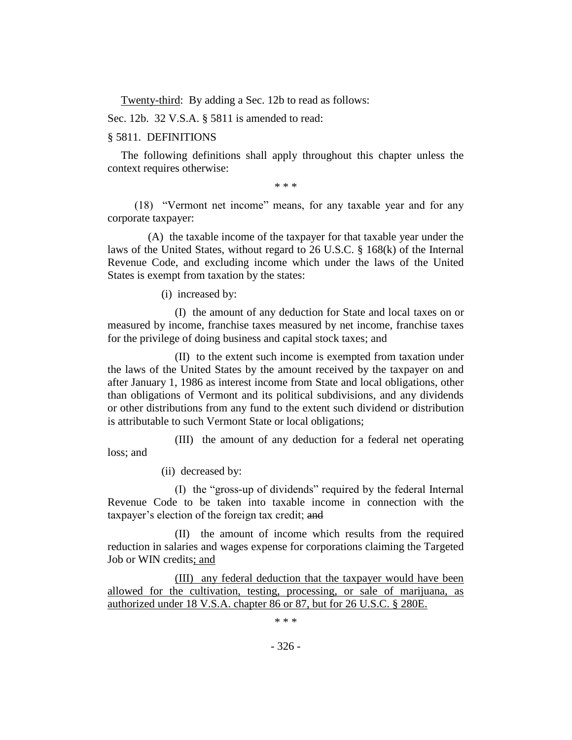Twenty-third: By adding a Sec. 12b to read as follows:

Sec. 12b. 32 V.S.A. § 5811 is amended to read:

§ 5811. DEFINITIONS

The following definitions shall apply throughout this chapter unless the context requires otherwise:

\* \* \*

(18) "Vermont net income" means, for any taxable year and for any corporate taxpayer:

(A) the taxable income of the taxpayer for that taxable year under the laws of the United States, without regard to 26 U.S.C. § 168(k) of the Internal Revenue Code, and excluding income which under the laws of the United States is exempt from taxation by the states:

(i) increased by:

(I) the amount of any deduction for State and local taxes on or measured by income, franchise taxes measured by net income, franchise taxes for the privilege of doing business and capital stock taxes; and

(II) to the extent such income is exempted from taxation under the laws of the United States by the amount received by the taxpayer on and after January 1, 1986 as interest income from State and local obligations, other than obligations of Vermont and its political subdivisions, and any dividends or other distributions from any fund to the extent such dividend or distribution is attributable to such Vermont State or local obligations;

(III) the amount of any deduction for a federal net operating loss; and

(ii) decreased by:

(I) the "gross-up of dividends" required by the federal Internal Revenue Code to be taken into taxable income in connection with the taxpayer's election of the foreign tax credit; ~~and~~

(II) the amount of income which results from the required reduction in salaries and wages expense for corporations claiming the Targeted Job or WIN credits<u>; and</u>

<u>(III) any federal deduction that the taxpayer would have been allowed for the cultivation, testing, processing, or sale of marijuana, as authorized under 18 V.S.A. chapter 86 or 87, but for 26 U.S.C. § 280E.</u>

\* \* \*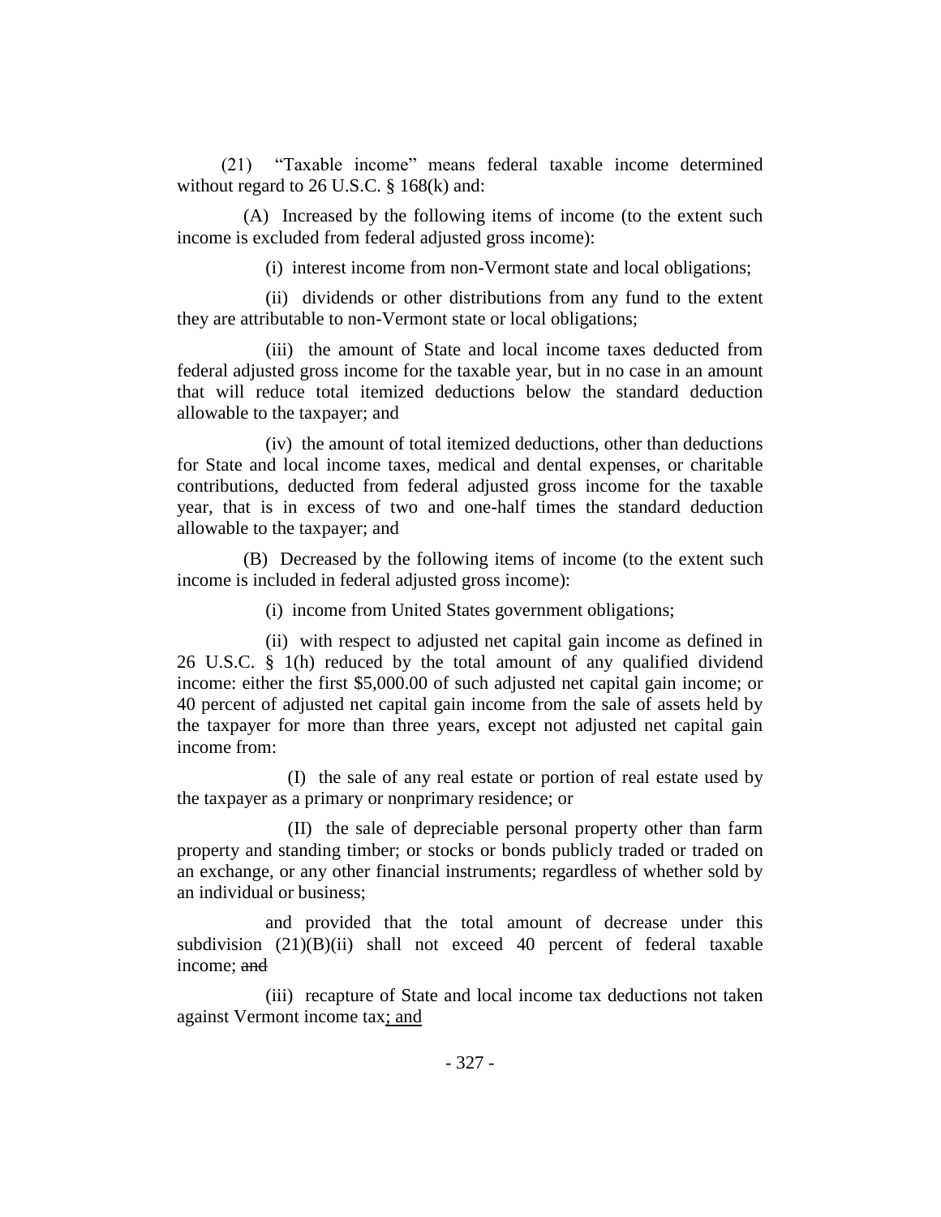(21) "Taxable income" means federal taxable income determined without regard to 26 U.S.C. § 168(k) and:

(A) Increased by the following items of income (to the extent such income is excluded from federal adjusted gross income):

(i) interest income from non-Vermont state and local obligations;

(ii) dividends or other distributions from any fund to the extent they are attributable to non-Vermont state or local obligations;

(iii) the amount of State and local income taxes deducted from federal adjusted gross income for the taxable year, but in no case in an amount that will reduce total itemized deductions below the standard deduction allowable to the taxpayer; and

(iv) the amount of total itemized deductions, other than deductions for State and local income taxes, medical and dental expenses, or charitable contributions, deducted from federal adjusted gross income for the taxable year, that is in excess of two and one-half times the standard deduction allowable to the taxpayer; and

(B) Decreased by the following items of income (to the extent such income is included in federal adjusted gross income):

(i) income from United States government obligations;

(ii) with respect to adjusted net capital gain income as defined in 26 U.S.C. § 1(h) reduced by the total amount of any qualified dividend income: either the first $5,000.00 of such adjusted net capital gain income; or 40 percent of adjusted net capital gain income from the sale of assets held by the taxpayer for more than three years, except not adjusted net capital gain income from:

(I) the sale of any real estate or portion of real estate used by the taxpayer as a primary or nonprimary residence; or

(II) the sale of depreciable personal property other than farm property and standing timber; or stocks or bonds publicly traded or traded on an exchange, or any other financial instruments; regardless of whether sold by an individual or business;

and provided that the total amount of decrease under this subdivision (21)(B)(ii) shall not exceed 40 percent of federal taxable income; ~~and~~

(iii) recapture of State and local income tax deductions not taken against Vermont income tax; and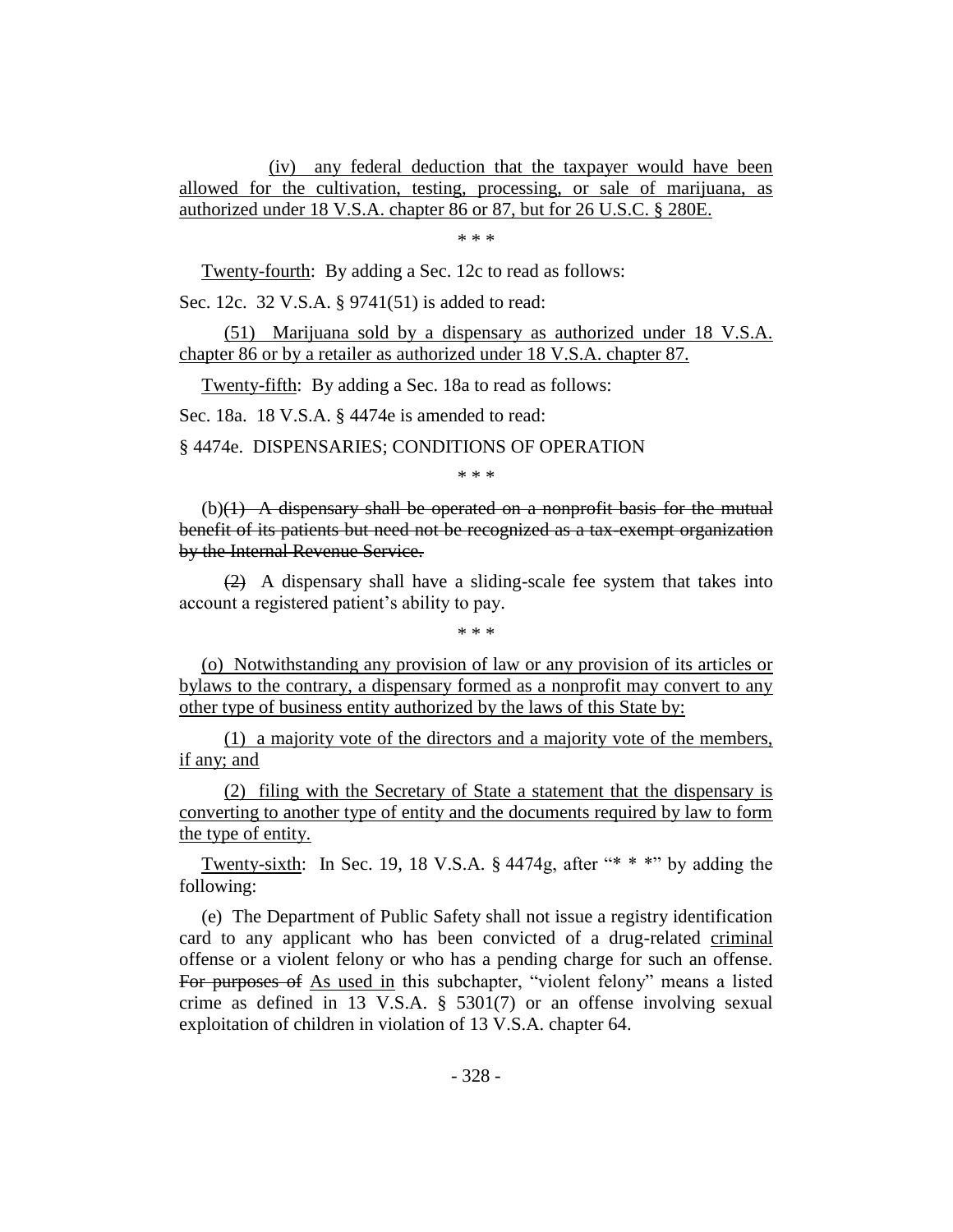(iv) any federal deduction that the taxpayer would have been allowed for the cultivation, testing, processing, or sale of marijuana, as authorized under 18 V.S.A. chapter 86 or 87, but for 26 U.S.C. § 280E.

\* \* \*

Twenty-fourth: By adding a Sec. 12c to read as follows:

Sec. 12c. 32 V.S.A. § 9741(51) is added to read:

(51) Marijuana sold by a dispensary as authorized under 18 V.S.A. chapter 86 or by a retailer as authorized under 18 V.S.A. chapter 87.

Twenty-fifth: By adding a Sec. 18a to read as follows:

Sec. 18a. 18 V.S.A. § 4474e is amended to read:

§ 4474e. DISPENSARIES; CONDITIONS OF OPERATION

\* \* \*

(b)~~(1) A dispensary shall be operated on a nonprofit basis for the mutual benefit of its patients but need not be recognized as a tax-exempt organization by the Internal Revenue Service.~~

~~(2)~~ A dispensary shall have a sliding-scale fee system that takes into account a registered patient's ability to pay.

\* \* \*

(o) Notwithstanding any provision of law or any provision of its articles or bylaws to the contrary, a dispensary formed as a nonprofit may convert to any other type of business entity authorized by the laws of this State by:

(1) a majority vote of the directors and a majority vote of the members, if any; and

(2) filing with the Secretary of State a statement that the dispensary is converting to another type of entity and the documents required by law to form the type of entity.

Twenty-sixth: In Sec. 19, 18 V.S.A. § 4474g, after "\* \* \*" by adding the following:

(e) The Department of Public Safety shall not issue a registry identification card to any applicant who has been convicted of a drug-related criminal offense or a violent felony or who has a pending charge for such an offense. ~~For purposes of~~ As used in this subchapter, "violent felony" means a listed crime as defined in 13 V.S.A. § 5301(7) or an offense involving sexual exploitation of children in violation of 13 V.S.A. chapter 64.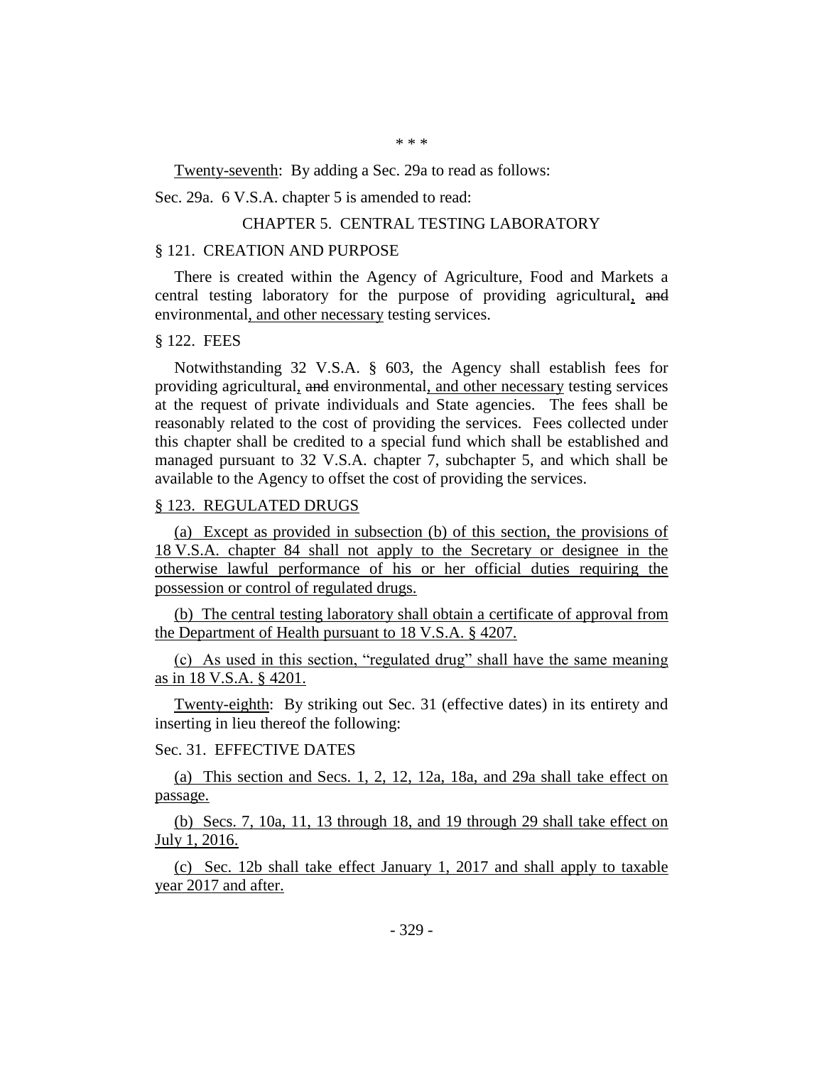\* \* \*

Twenty-seventh: By adding a Sec. 29a to read as follows:

Sec. 29a. 6 V.S.A. chapter 5 is amended to read:

CHAPTER 5. CENTRAL TESTING LABORATORY

§ 121. CREATION AND PURPOSE

There is created within the Agency of Agriculture, Food and Markets a central testing laboratory for the purpose of providing agricultural, ~~and~~ environmental, and other necessary testing services.

§ 122. FEES

Notwithstanding 32 V.S.A. § 603, the Agency shall establish fees for providing agricultural, ~~and~~ environmental, and other necessary testing services at the request of private individuals and State agencies. The fees shall be reasonably related to the cost of providing the services. Fees collected under this chapter shall be credited to a special fund which shall be established and managed pursuant to 32 V.S.A. chapter 7, subchapter 5, and which shall be available to the Agency to offset the cost of providing the services.

§ 123. REGULATED DRUGS

(a) Except as provided in subsection (b) of this section, the provisions of 18 V.S.A. chapter 84 shall not apply to the Secretary or designee in the otherwise lawful performance of his or her official duties requiring the possession or control of regulated drugs.

(b) The central testing laboratory shall obtain a certificate of approval from the Department of Health pursuant to 18 V.S.A. § 4207.

(c) As used in this section, "regulated drug" shall have the same meaning as in 18 V.S.A. § 4201.

Twenty-eighth: By striking out Sec. 31 (effective dates) in its entirety and inserting in lieu thereof the following:

Sec. 31. EFFECTIVE DATES

(a) This section and Secs. 1, 2, 12, 12a, 18a, and 29a shall take effect on passage.

(b) Secs. 7, 10a, 11, 13 through 18, and 19 through 29 shall take effect on July 1, 2016.

(c) Sec. 12b shall take effect January 1, 2017 and shall apply to taxable year 2017 and after.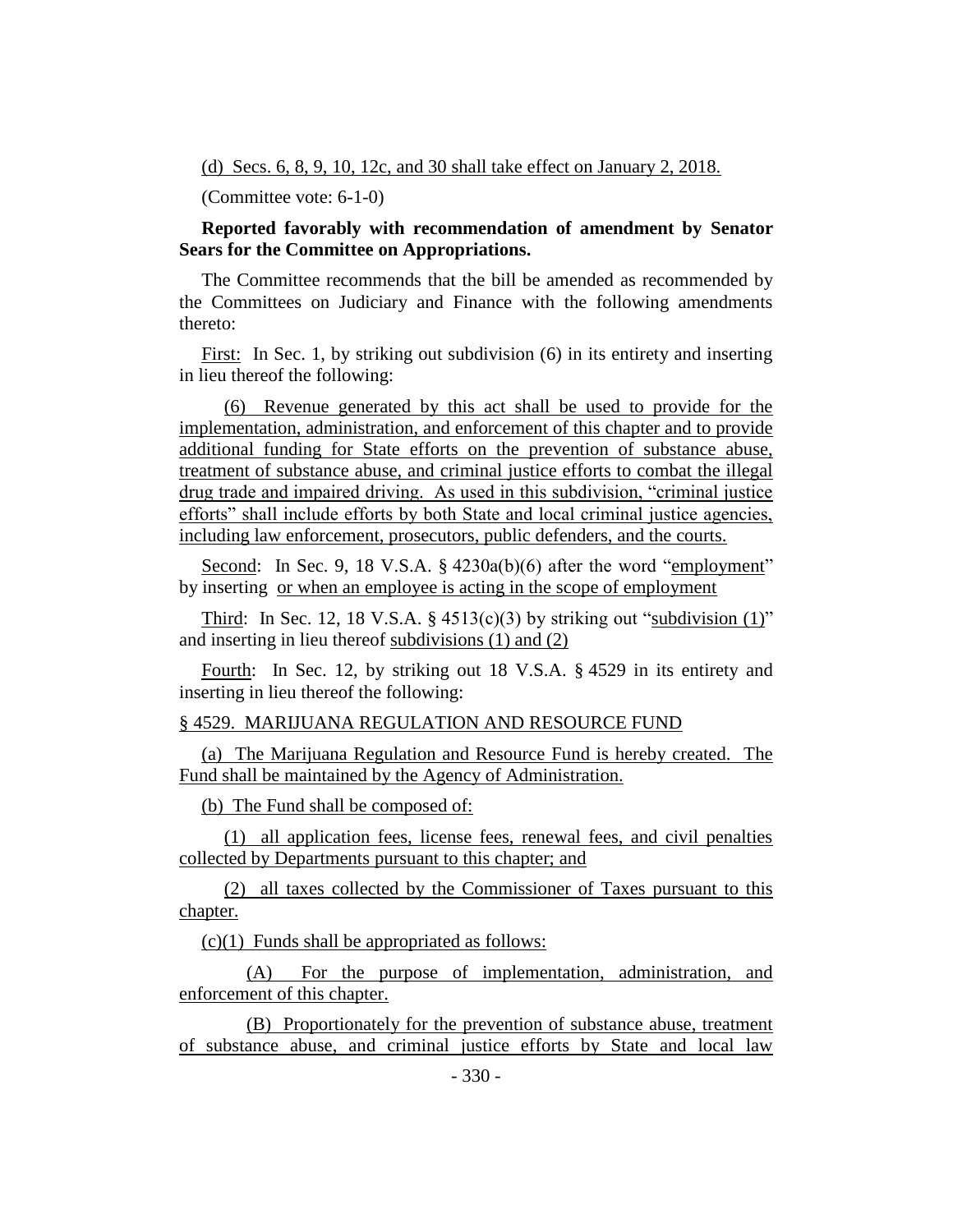(d) Secs. 6, 8, 9, 10, 12c, and 30 shall take effect on January 2, 2018.

(Committee vote: 6-1-0)

**Reported favorably with recommendation of amendment by Senator Sears for the Committee on Appropriations.**

The Committee recommends that the bill be amended as recommended by the Committees on Judiciary and Finance with the following amendments thereto:

First: In Sec. 1, by striking out subdivision (6) in its entirety and inserting in lieu thereof the following:

(6) Revenue generated by this act shall be used to provide for the implementation, administration, and enforcement of this chapter and to provide additional funding for State efforts on the prevention of substance abuse, treatment of substance abuse, and criminal justice efforts to combat the illegal drug trade and impaired driving. As used in this subdivision, "criminal justice efforts" shall include efforts by both State and local criminal justice agencies, including law enforcement, prosecutors, public defenders, and the courts.

Second: In Sec. 9, 18 V.S.A. § 4230a(b)(6) after the word "employment" by inserting or when an employee is acting in the scope of employment

Third: In Sec. 12, 18 V.S.A. § 4513(c)(3) by striking out "subdivision (1)" and inserting in lieu thereof subdivisions (1) and (2)

Fourth: In Sec. 12, by striking out 18 V.S.A. § 4529 in its entirety and inserting in lieu thereof the following:

§ 4529. MARIJUANA REGULATION AND RESOURCE FUND

(a) The Marijuana Regulation and Resource Fund is hereby created. The Fund shall be maintained by the Agency of Administration.

(b) The Fund shall be composed of:

(1) all application fees, license fees, renewal fees, and civil penalties collected by Departments pursuant to this chapter; and

(2) all taxes collected by the Commissioner of Taxes pursuant to this chapter.

(c)(1) Funds shall be appropriated as follows:

(A) For the purpose of implementation, administration, and enforcement of this chapter.

(B) Proportionately for the prevention of substance abuse, treatment of substance abuse, and criminal justice efforts by State and local law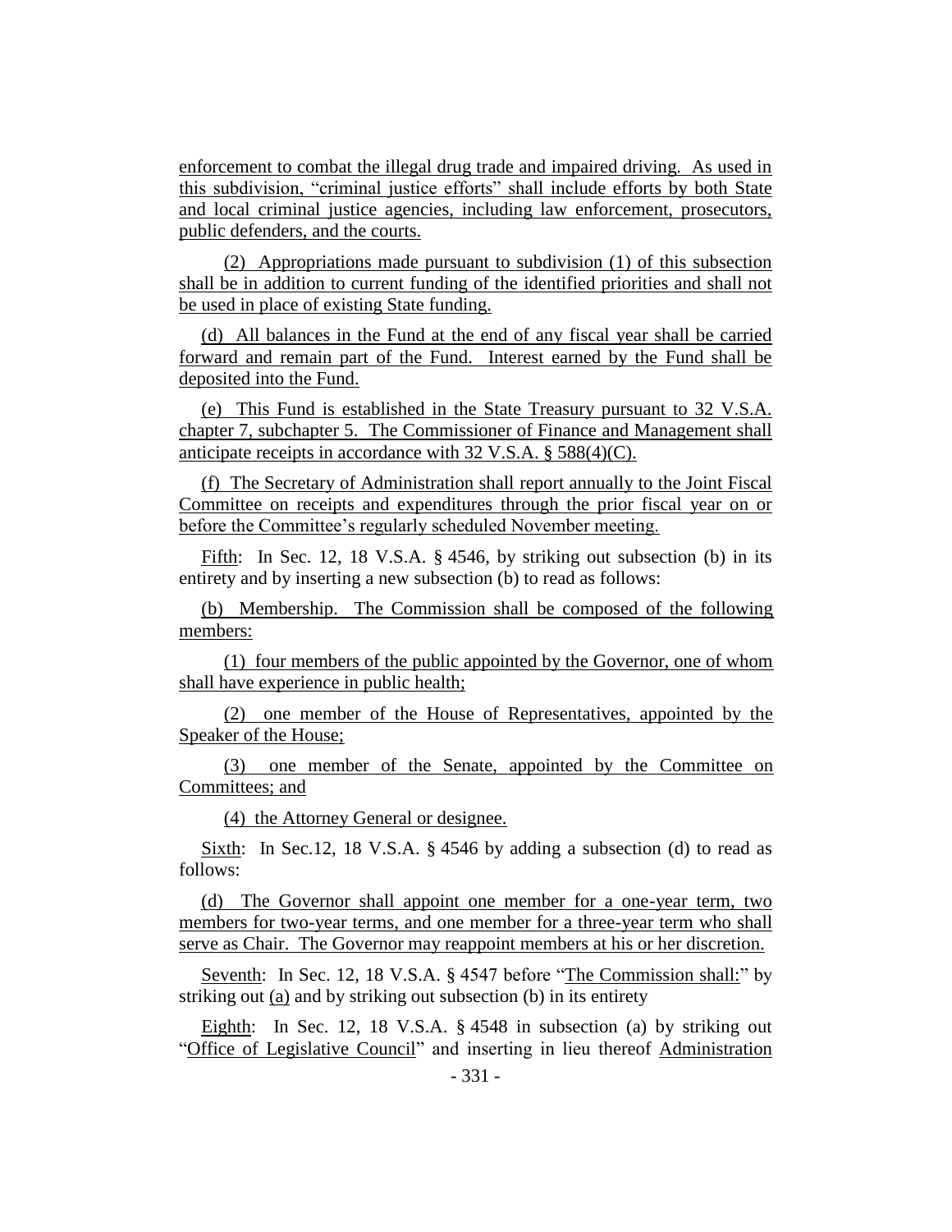enforcement to combat the illegal drug trade and impaired driving. As used in this subdivision, "criminal justice efforts" shall include efforts by both State and local criminal justice agencies, including law enforcement, prosecutors, public defenders, and the courts.

(2) Appropriations made pursuant to subdivision (1) of this subsection shall be in addition to current funding of the identified priorities and shall not be used in place of existing State funding.

(d) All balances in the Fund at the end of any fiscal year shall be carried forward and remain part of the Fund. Interest earned by the Fund shall be deposited into the Fund.

(e) This Fund is established in the State Treasury pursuant to 32 V.S.A. chapter 7, subchapter 5. The Commissioner of Finance and Management shall anticipate receipts in accordance with 32 V.S.A. § 588(4)(C).

(f) The Secretary of Administration shall report annually to the Joint Fiscal Committee on receipts and expenditures through the prior fiscal year on or before the Committee's regularly scheduled November meeting.

Fifth: In Sec. 12, 18 V.S.A. § 4546, by striking out subsection (b) in its entirety and by inserting a new subsection (b) to read as follows:

(b) Membership. The Commission shall be composed of the following members:

(1) four members of the public appointed by the Governor, one of whom shall have experience in public health;

(2) one member of the House of Representatives, appointed by the Speaker of the House;

(3) one member of the Senate, appointed by the Committee on Committees; and

(4) the Attorney General or designee.

Sixth: In Sec.12, 18 V.S.A. § 4546 by adding a subsection (d) to read as follows:

(d) The Governor shall appoint one member for a one-year term, two members for two-year terms, and one member for a three-year term who shall serve as Chair. The Governor may reappoint members at his or her discretion.

Seventh: In Sec. 12, 18 V.S.A. § 4547 before "The Commission shall:" by striking out (a) and by striking out subsection (b) in its entirety

Eighth: In Sec. 12, 18 V.S.A. § 4548 in subsection (a) by striking out "Office of Legislative Council" and inserting in lieu thereof Administration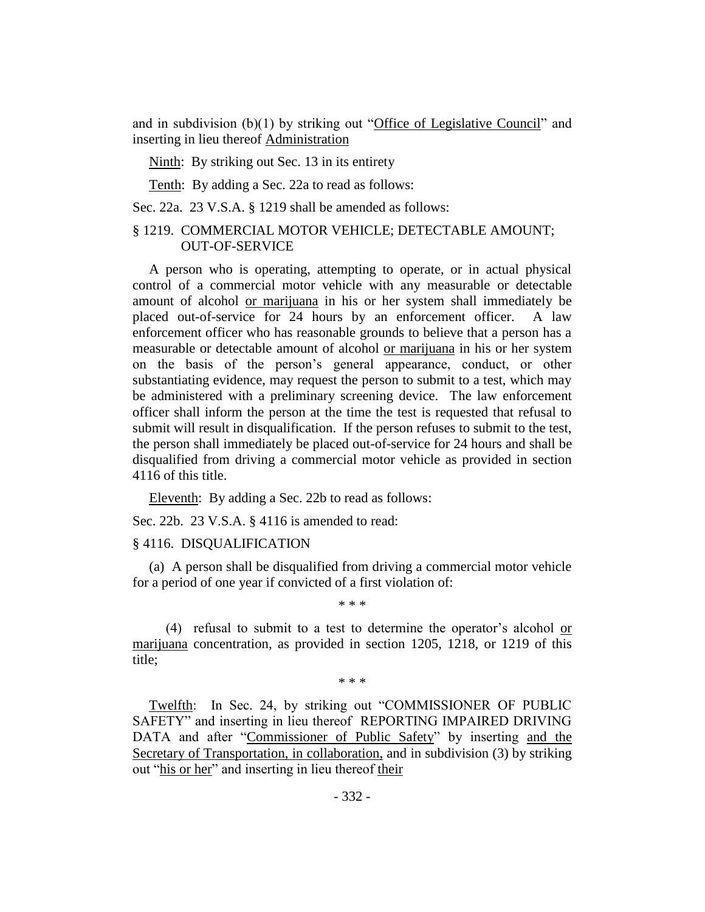and in subdivision (b)(1) by striking out "Office of Legislative Council" and inserting in lieu thereof Administration

Ninth: By striking out Sec. 13 in its entirety

Tenth: By adding a Sec. 22a to read as follows:

Sec. 22a. 23 V.S.A. § 1219 shall be amended as follows:

§ 1219. COMMERCIAL MOTOR VEHICLE; DETECTABLE AMOUNT; OUT-OF-SERVICE

A person who is operating, attempting to operate, or in actual physical control of a commercial motor vehicle with any measurable or detectable amount of alcohol or marijuana in his or her system shall immediately be placed out-of-service for 24 hours by an enforcement officer. A law enforcement officer who has reasonable grounds to believe that a person has a measurable or detectable amount of alcohol or marijuana in his or her system on the basis of the person's general appearance, conduct, or other substantiating evidence, may request the person to submit to a test, which may be administered with a preliminary screening device. The law enforcement officer shall inform the person at the time the test is requested that refusal to submit will result in disqualification. If the person refuses to submit to the test, the person shall immediately be placed out-of-service for 24 hours and shall be disqualified from driving a commercial motor vehicle as provided in section 4116 of this title.

Eleventh: By adding a Sec. 22b to read as follows:

Sec. 22b. 23 V.S.A. § 4116 is amended to read:

§ 4116. DISQUALIFICATION

(a) A person shall be disqualified from driving a commercial motor vehicle for a period of one year if convicted of a first violation of:

\* \* \*

(4) refusal to submit to a test to determine the operator's alcohol or marijuana concentration, as provided in section 1205, 1218, or 1219 of this title;

\* \* \*

Twelfth: In Sec. 24, by striking out "COMMISSIONER OF PUBLIC SAFETY" and inserting in lieu thereof REPORTING IMPAIRED DRIVING DATA and after "Commissioner of Public Safety" by inserting and the Secretary of Transportation, in collaboration, and in subdivision (3) by striking out "his or her" and inserting in lieu thereof their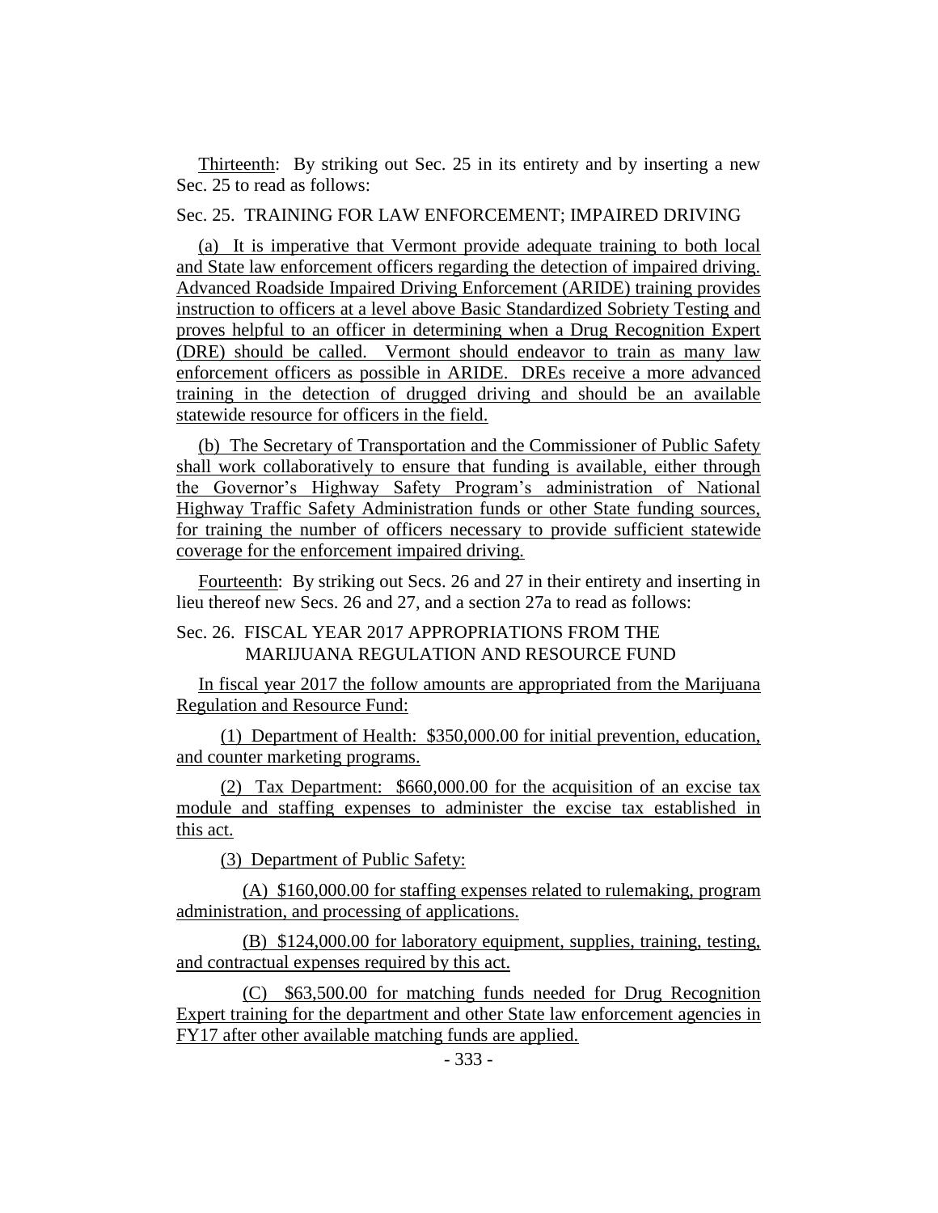Thirteenth: By striking out Sec. 25 in its entirety and by inserting a new Sec. 25 to read as follows:

Sec. 25. TRAINING FOR LAW ENFORCEMENT; IMPAIRED DRIVING

(a) It is imperative that Vermont provide adequate training to both local and State law enforcement officers regarding the detection of impaired driving. Advanced Roadside Impaired Driving Enforcement (ARIDE) training provides instruction to officers at a level above Basic Standardized Sobriety Testing and proves helpful to an officer in determining when a Drug Recognition Expert (DRE) should be called. Vermont should endeavor to train as many law enforcement officers as possible in ARIDE. DREs receive a more advanced training in the detection of drugged driving and should be an available statewide resource for officers in the field.

(b) The Secretary of Transportation and the Commissioner of Public Safety shall work collaboratively to ensure that funding is available, either through the Governor's Highway Safety Program's administration of National Highway Traffic Safety Administration funds or other State funding sources, for training the number of officers necessary to provide sufficient statewide coverage for the enforcement impaired driving.

Fourteenth: By striking out Secs. 26 and 27 in their entirety and inserting in lieu thereof new Secs. 26 and 27, and a section 27a to read as follows:

Sec. 26. FISCAL YEAR 2017 APPROPRIATIONS FROM THE MARIJUANA REGULATION AND RESOURCE FUND

In fiscal year 2017 the follow amounts are appropriated from the Marijuana Regulation and Resource Fund:

(1) Department of Health: \$350,000.00 for initial prevention, education, and counter marketing programs.

(2) Tax Department: \$660,000.00 for the acquisition of an excise tax module and staffing expenses to administer the excise tax established in this act.

(3) Department of Public Safety:

(A) \$160,000.00 for staffing expenses related to rulemaking, program administration, and processing of applications.

(B) \$124,000.00 for laboratory equipment, supplies, training, testing, and contractual expenses required by this act.

(C) \$63,500.00 for matching funds needed for Drug Recognition Expert training for the department and other State law enforcement agencies in FY17 after other available matching funds are applied.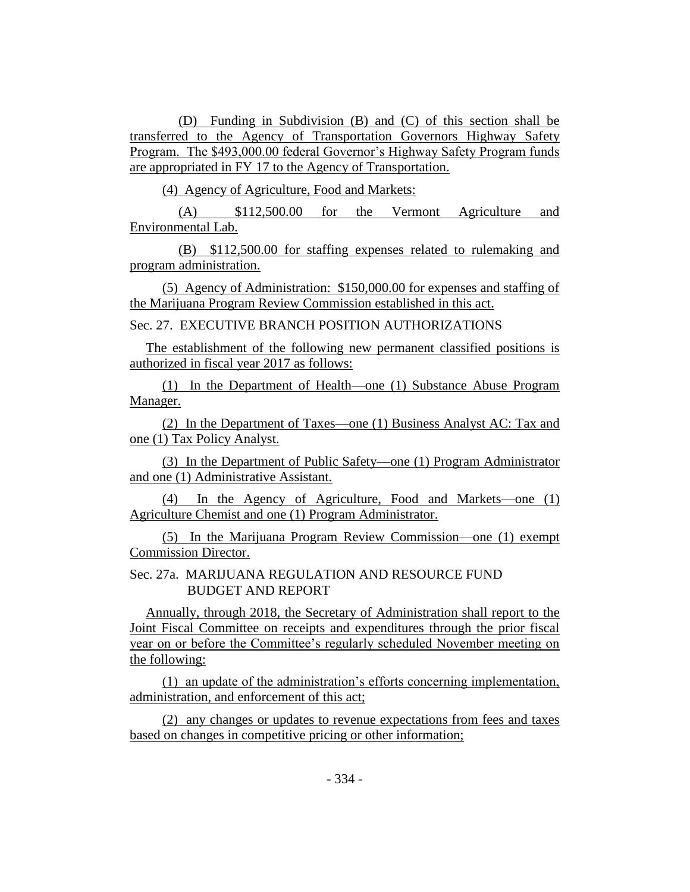(D) Funding in Subdivision (B) and (C) of this section shall be transferred to the Agency of Transportation Governors Highway Safety Program. The $493,000.00 federal Governor's Highway Safety Program funds are appropriated in FY 17 to the Agency of Transportation.

(4) Agency of Agriculture, Food and Markets:

(A) $112,500.00 for the Vermont Agriculture and Environmental Lab.

(B) $112,500.00 for staffing expenses related to rulemaking and program administration.

(5) Agency of Administration: $150,000.00 for expenses and staffing of the Marijuana Program Review Commission established in this act.

Sec. 27. EXECUTIVE BRANCH POSITION AUTHORIZATIONS

The establishment of the following new permanent classified positions is authorized in fiscal year 2017 as follows:

(1) In the Department of Health—one (1) Substance Abuse Program Manager.

(2) In the Department of Taxes—one (1) Business Analyst AC: Tax and one (1) Tax Policy Analyst.

(3) In the Department of Public Safety—one (1) Program Administrator and one (1) Administrative Assistant.

(4) In the Agency of Agriculture, Food and Markets—one (1) Agriculture Chemist and one (1) Program Administrator.

(5) In the Marijuana Program Review Commission—one (1) exempt Commission Director.

Sec. 27a. MARIJUANA REGULATION AND RESOURCE FUND BUDGET AND REPORT

Annually, through 2018, the Secretary of Administration shall report to the Joint Fiscal Committee on receipts and expenditures through the prior fiscal year on or before the Committee's regularly scheduled November meeting on the following:

(1) an update of the administration's efforts concerning implementation, administration, and enforcement of this act;

(2) any changes or updates to revenue expectations from fees and taxes based on changes in competitive pricing or other information;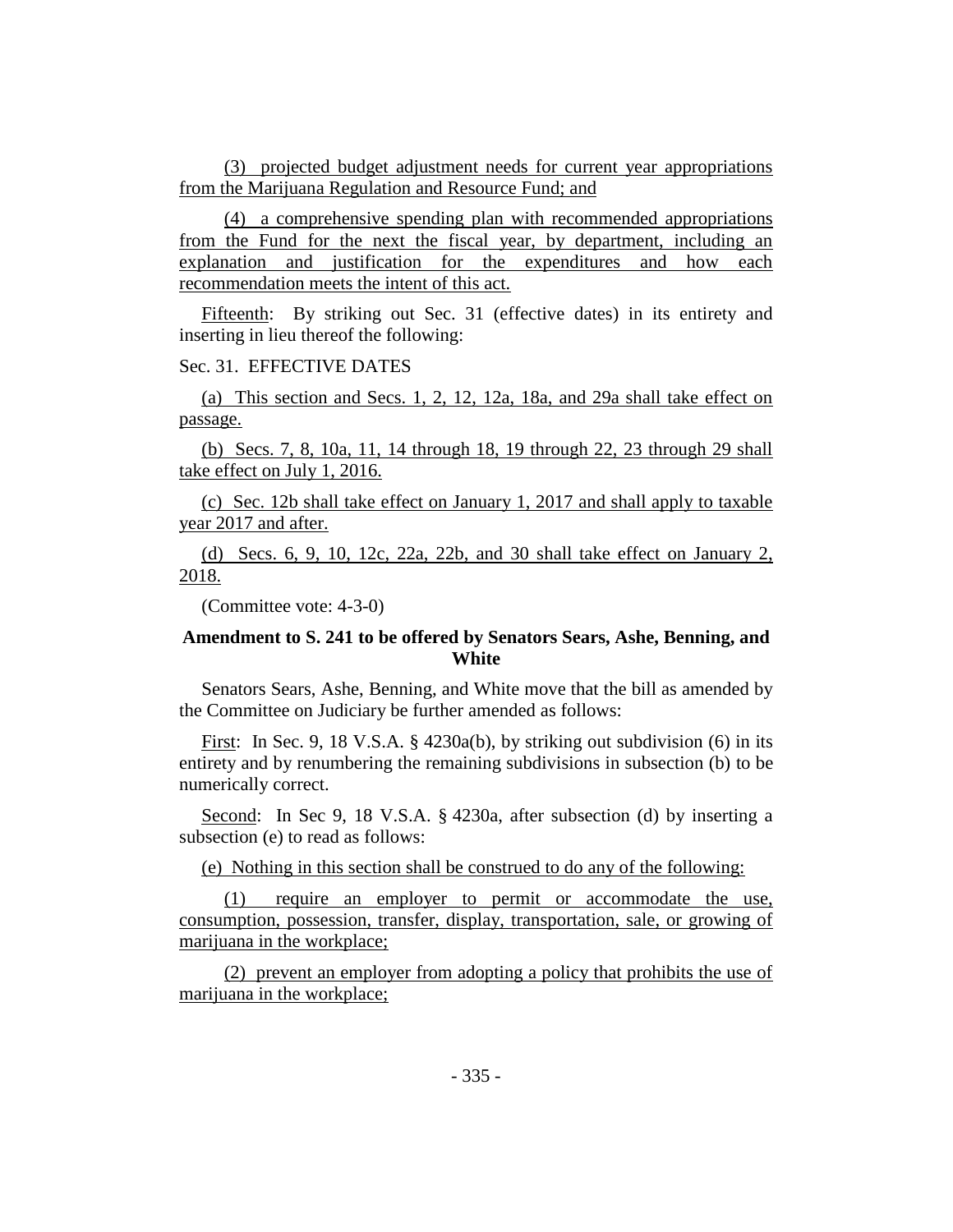(3) projected budget adjustment needs for current year appropriations from the Marijuana Regulation and Resource Fund; and

(4) a comprehensive spending plan with recommended appropriations from the Fund for the next the fiscal year, by department, including an explanation and justification for the expenditures and how each recommendation meets the intent of this act.

Fifteenth: By striking out Sec. 31 (effective dates) in its entirety and inserting in lieu thereof the following:

Sec. 31. EFFECTIVE DATES

(a) This section and Secs. 1, 2, 12, 12a, 18a, and 29a shall take effect on passage.

(b) Secs. 7, 8, 10a, 11, 14 through 18, 19 through 22, 23 through 29 shall take effect on July 1, 2016.

(c) Sec. 12b shall take effect on January 1, 2017 and shall apply to taxable year 2017 and after.

(d) Secs. 6, 9, 10, 12c, 22a, 22b, and 30 shall take effect on January 2, 2018.

(Committee vote: 4-3-0)

**Amendment to S. 241 to be offered by Senators Sears, Ashe, Benning, and White**

Senators Sears, Ashe, Benning, and White move that the bill as amended by the Committee on Judiciary be further amended as follows:

First: In Sec. 9, 18 V.S.A. § 4230a(b), by striking out subdivision (6) in its entirety and by renumbering the remaining subdivisions in subsection (b) to be numerically correct.

Second: In Sec 9, 18 V.S.A. § 4230a, after subsection (d) by inserting a subsection (e) to read as follows:

(e) Nothing in this section shall be construed to do any of the following:

(1) require an employer to permit or accommodate the use, consumption, possession, transfer, display, transportation, sale, or growing of marijuana in the workplace;

(2) prevent an employer from adopting a policy that prohibits the use of marijuana in the workplace;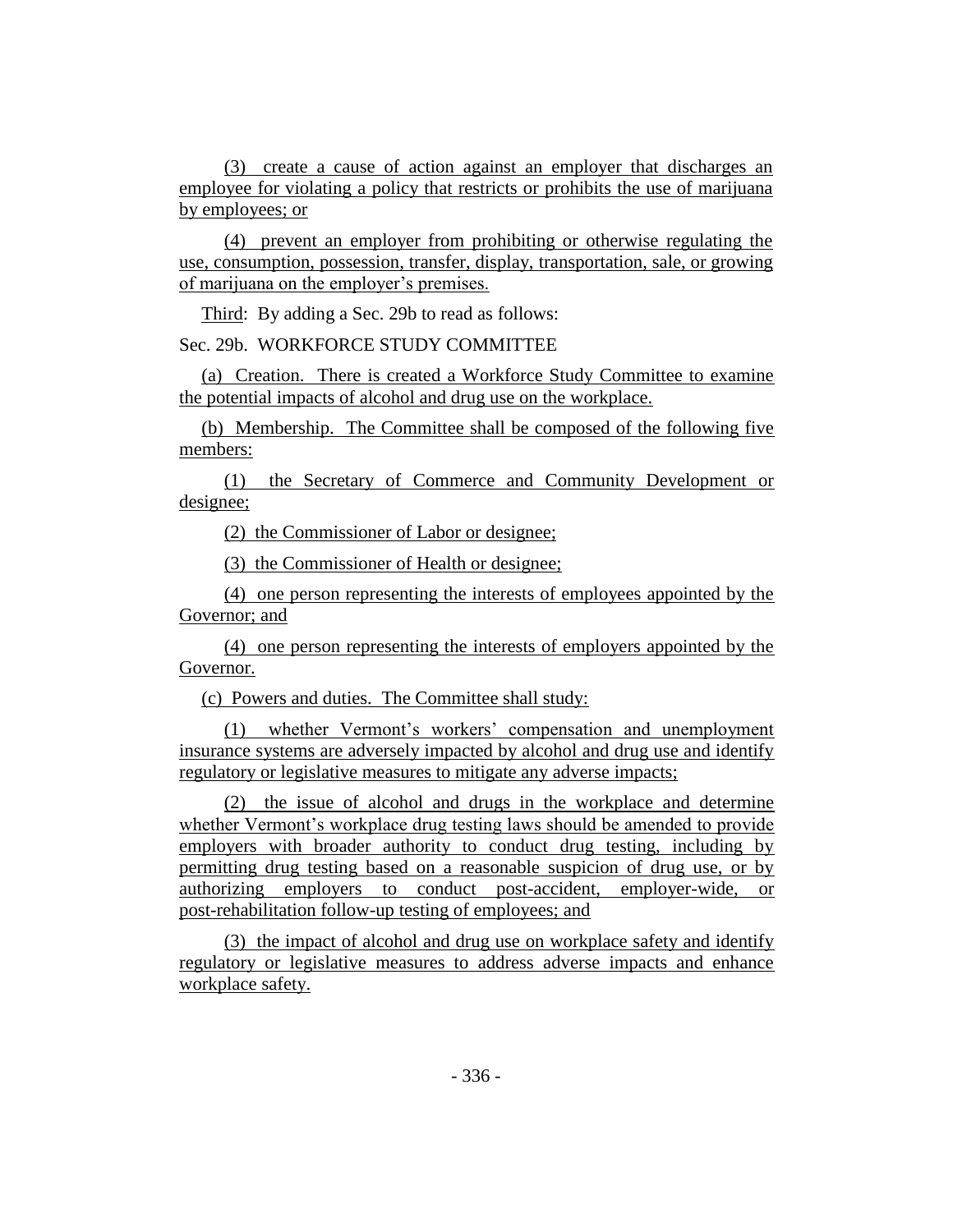(3) create a cause of action against an employer that discharges an employee for violating a policy that restricts or prohibits the use of marijuana by employees; or

(4) prevent an employer from prohibiting or otherwise regulating the use, consumption, possession, transfer, display, transportation, sale, or growing of marijuana on the employer's premises.

Third: By adding a Sec. 29b to read as follows:

Sec. 29b. WORKFORCE STUDY COMMITTEE

(a) Creation. There is created a Workforce Study Committee to examine the potential impacts of alcohol and drug use on the workplace.

(b) Membership. The Committee shall be composed of the following five members:

(1) the Secretary of Commerce and Community Development or designee;

(2) the Commissioner of Labor or designee;

(3) the Commissioner of Health or designee;

(4) one person representing the interests of employees appointed by the Governor; and

(4) one person representing the interests of employers appointed by the Governor.

(c) Powers and duties. The Committee shall study:

(1) whether Vermont's workers' compensation and unemployment insurance systems are adversely impacted by alcohol and drug use and identify regulatory or legislative measures to mitigate any adverse impacts;

(2) the issue of alcohol and drugs in the workplace and determine whether Vermont's workplace drug testing laws should be amended to provide employers with broader authority to conduct drug testing, including by permitting drug testing based on a reasonable suspicion of drug use, or by authorizing employers to conduct post-accident, employer-wide, or post-rehabilitation follow-up testing of employees; and

(3) the impact of alcohol and drug use on workplace safety and identify regulatory or legislative measures to address adverse impacts and enhance workplace safety.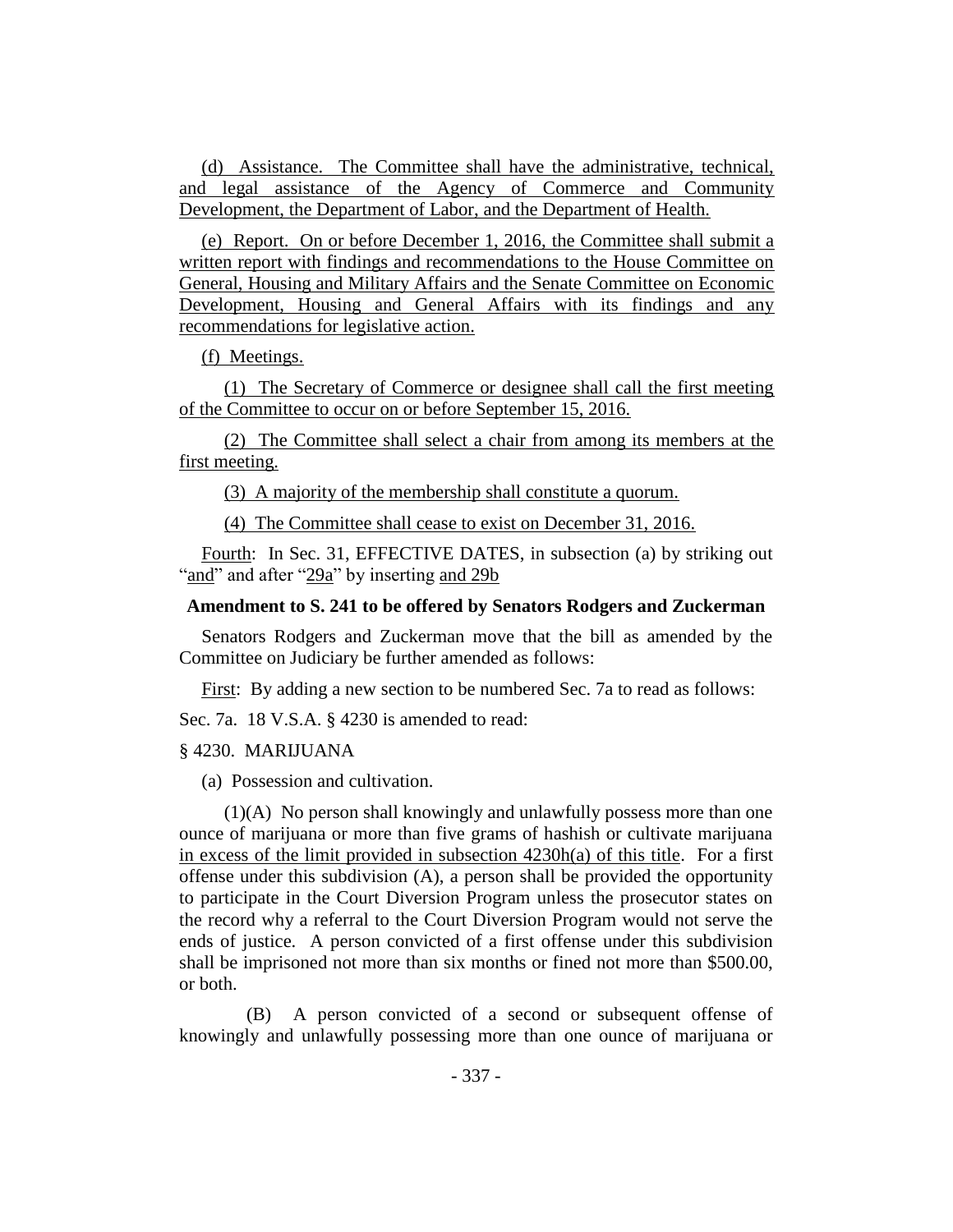(d) Assistance. The Committee shall have the administrative, technical, and legal assistance of the Agency of Commerce and Community Development, the Department of Labor, and the Department of Health.

(e) Report. On or before December 1, 2016, the Committee shall submit a written report with findings and recommendations to the House Committee on General, Housing and Military Affairs and the Senate Committee on Economic Development, Housing and General Affairs with its findings and any recommendations for legislative action.

(f) Meetings.

(1) The Secretary of Commerce or designee shall call the first meeting of the Committee to occur on or before September 15, 2016.

(2) The Committee shall select a chair from among its members at the first meeting.

(3) A majority of the membership shall constitute a quorum.

(4) The Committee shall cease to exist on December 31, 2016.

Fourth: In Sec. 31, EFFECTIVE DATES, in subsection (a) by striking out "and" and after "29a" by inserting and 29b

**Amendment to S. 241 to be offered by Senators Rodgers and Zuckerman**

Senators Rodgers and Zuckerman move that the bill as amended by the Committee on Judiciary be further amended as follows:

First: By adding a new section to be numbered Sec. 7a to read as follows:

Sec. 7a. 18 V.S.A. § 4230 is amended to read:

§ 4230. MARIJUANA

(a) Possession and cultivation.

(1)(A) No person shall knowingly and unlawfully possess more than one ounce of marijuana or more than five grams of hashish or cultivate marijuana in excess of the limit provided in subsection 4230h(a) of this title. For a first offense under this subdivision (A), a person shall be provided the opportunity to participate in the Court Diversion Program unless the prosecutor states on the record why a referral to the Court Diversion Program would not serve the ends of justice. A person convicted of a first offense under this subdivision shall be imprisoned not more than six months or fined not more than $500.00, or both.

(B) A person convicted of a second or subsequent offense of knowingly and unlawfully possessing more than one ounce of marijuana or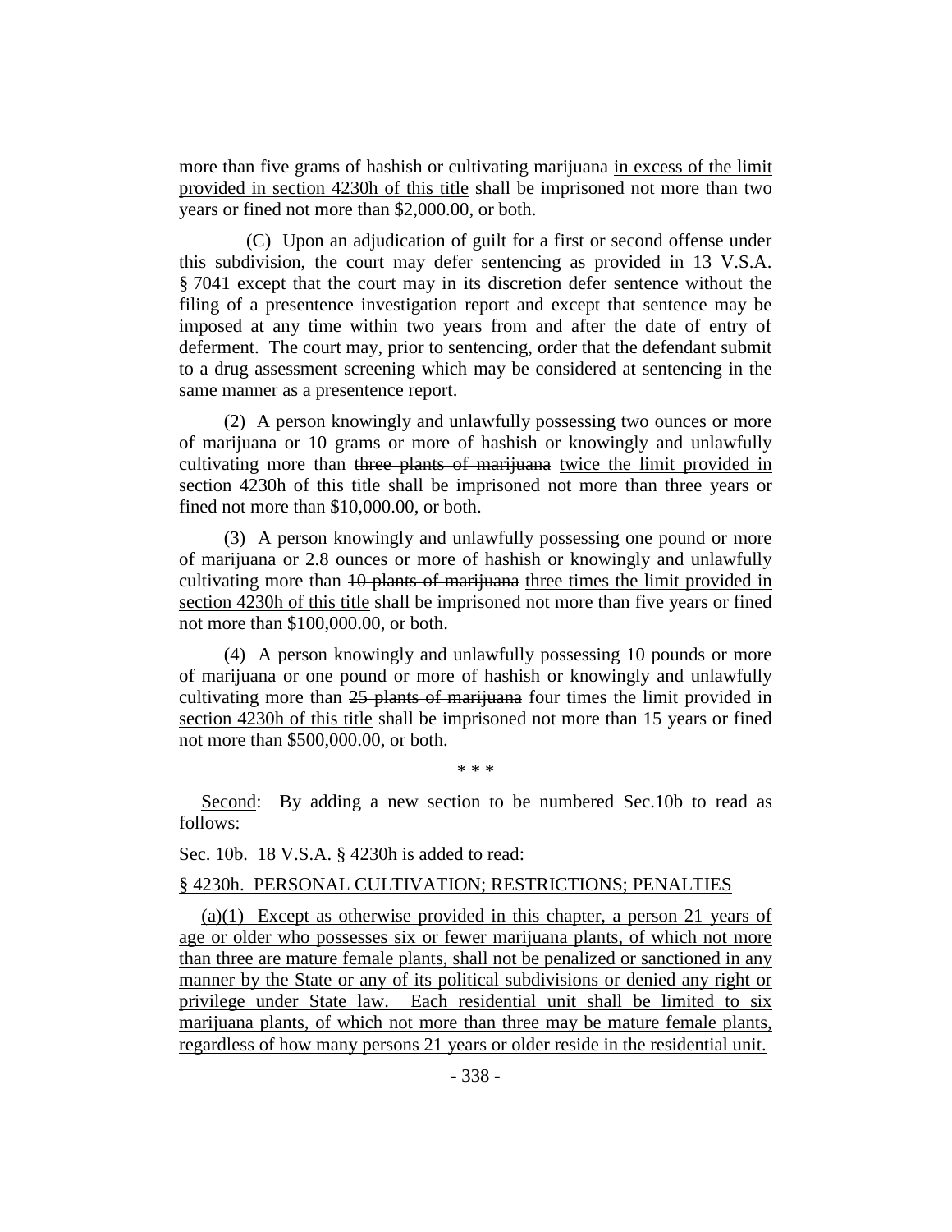more than five grams of hashish or cultivating marijuana <u>in excess of the limit provided in section 4230h of this title</u> shall be imprisoned not more than two years or fined not more than $2,000.00, or both.

(C) Upon an adjudication of guilt for a first or second offense under this subdivision, the court may defer sentencing as provided in 13 V.S.A. § 7041 except that the court may in its discretion defer sentence without the filing of a presentence investigation report and except that sentence may be imposed at any time within two years from and after the date of entry of deferment. The court may, prior to sentencing, order that the defendant submit to a drug assessment screening which may be considered at sentencing in the same manner as a presentence report.

(2) A person knowingly and unlawfully possessing two ounces or more of marijuana or 10 grams or more of hashish or knowingly and unlawfully cultivating more than ~~three plants of marijuana~~ <u>twice the limit provided in section 4230h of this title</u> shall be imprisoned not more than three years or fined not more than $10,000.00, or both.

(3) A person knowingly and unlawfully possessing one pound or more of marijuana or 2.8 ounces or more of hashish or knowingly and unlawfully cultivating more than ~~10 plants of marijuana~~ <u>three times the limit provided in section 4230h of this title</u> shall be imprisoned not more than five years or fined not more than $100,000.00, or both.

(4) A person knowingly and unlawfully possessing 10 pounds or more of marijuana or one pound or more of hashish or knowingly and unlawfully cultivating more than ~~25 plants of marijuana~~ <u>four times the limit provided in section 4230h of this title</u> shall be imprisoned not more than 15 years or fined not more than $500,000.00, or both.

\* \* \*

<u>Second</u>: By adding a new section to be numbered Sec.10b to read as follows:

Sec. 10b. 18 V.S.A. § 4230h is added to read:

<u>§ 4230h. PERSONAL CULTIVATION; RESTRICTIONS; PENALTIES</u>

<u>(a)(1) Except as otherwise provided in this chapter, a person 21 years of age or older who possesses six or fewer marijuana plants, of which not more than three are mature female plants, shall not be penalized or sanctioned in any manner by the State or any of its political subdivisions or denied any right or privilege under State law. Each residential unit shall be limited to six marijuana plants, of which not more than three may be mature female plants, regardless of how many persons 21 years or older reside in the residential unit.</u>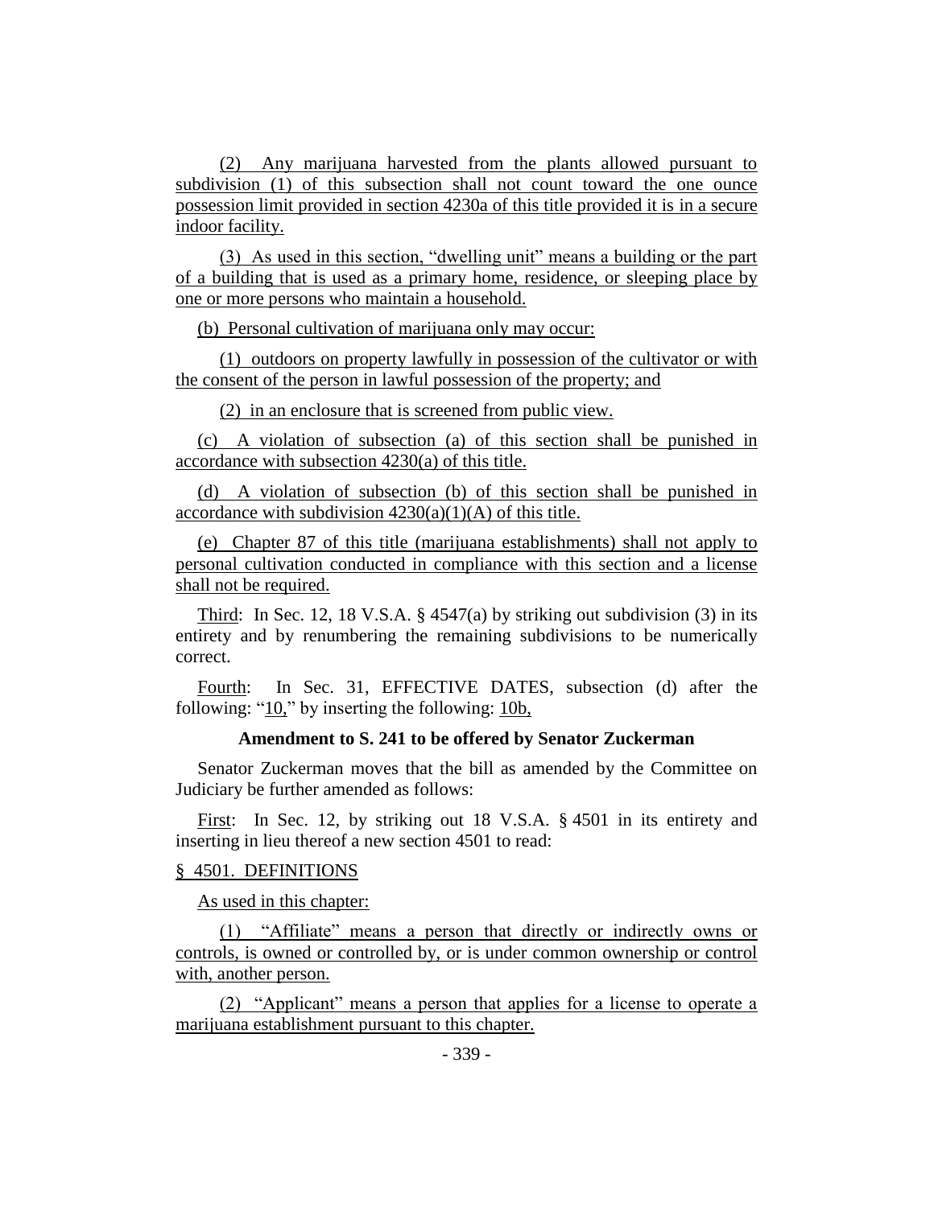(2) Any marijuana harvested from the plants allowed pursuant to subdivision (1) of this subsection shall not count toward the one ounce possession limit provided in section 4230a of this title provided it is in a secure indoor facility.

(3) As used in this section, "dwelling unit" means a building or the part of a building that is used as a primary home, residence, or sleeping place by one or more persons who maintain a household.

(b) Personal cultivation of marijuana only may occur:

(1) outdoors on property lawfully in possession of the cultivator or with the consent of the person in lawful possession of the property; and

(2) in an enclosure that is screened from public view.

(c) A violation of subsection (a) of this section shall be punished in accordance with subsection 4230(a) of this title.

(d) A violation of subsection (b) of this section shall be punished in accordance with subdivision 4230(a)(1)(A) of this title.

(e) Chapter 87 of this title (marijuana establishments) shall not apply to personal cultivation conducted in compliance with this section and a license shall not be required.

Third: In Sec. 12, 18 V.S.A. § 4547(a) by striking out subdivision (3) in its entirety and by renumbering the remaining subdivisions to be numerically correct.

Fourth: In Sec. 31, EFFECTIVE DATES, subsection (d) after the following: "10," by inserting the following: 10b,

**Amendment to S. 241 to be offered by Senator Zuckerman**

Senator Zuckerman moves that the bill as amended by the Committee on Judiciary be further amended as follows:

First: In Sec. 12, by striking out 18 V.S.A. § 4501 in its entirety and inserting in lieu thereof a new section 4501 to read:

§ 4501. DEFINITIONS

As used in this chapter:

(1) "Affiliate" means a person that directly or indirectly owns or controls, is owned or controlled by, or is under common ownership or control with, another person.

(2) "Applicant" means a person that applies for a license to operate a marijuana establishment pursuant to this chapter.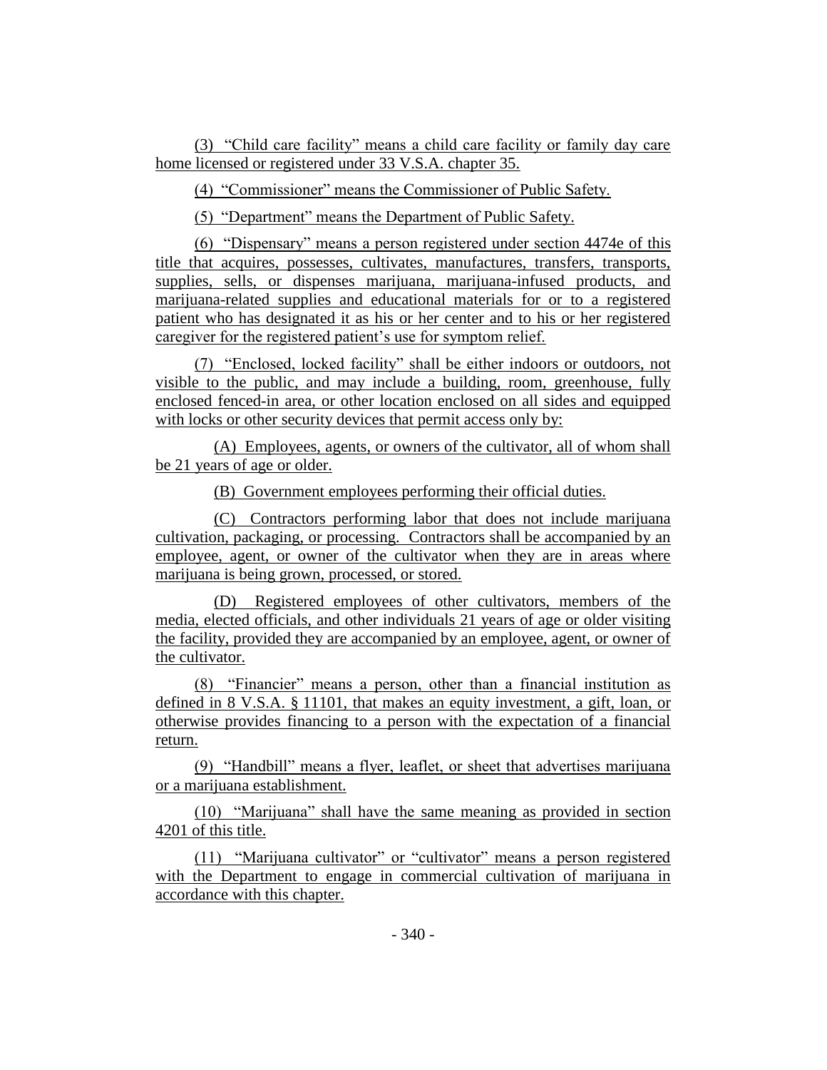(3) "Child care facility" means a child care facility or family day care home licensed or registered under 33 V.S.A. chapter 35.

(4) "Commissioner" means the Commissioner of Public Safety.

(5) "Department" means the Department of Public Safety.

(6) "Dispensary" means a person registered under section 4474e of this title that acquires, possesses, cultivates, manufactures, transfers, transports, supplies, sells, or dispenses marijuana, marijuana-infused products, and marijuana-related supplies and educational materials for or to a registered patient who has designated it as his or her center and to his or her registered caregiver for the registered patient's use for symptom relief.

(7) "Enclosed, locked facility" shall be either indoors or outdoors, not visible to the public, and may include a building, room, greenhouse, fully enclosed fenced-in area, or other location enclosed on all sides and equipped with locks or other security devices that permit access only by:

(A) Employees, agents, or owners of the cultivator, all of whom shall be 21 years of age or older.

(B) Government employees performing their official duties.

(C) Contractors performing labor that does not include marijuana cultivation, packaging, or processing. Contractors shall be accompanied by an employee, agent, or owner of the cultivator when they are in areas where marijuana is being grown, processed, or stored.

(D) Registered employees of other cultivators, members of the media, elected officials, and other individuals 21 years of age or older visiting the facility, provided they are accompanied by an employee, agent, or owner of the cultivator.

(8) "Financier" means a person, other than a financial institution as defined in 8 V.S.A. § 11101, that makes an equity investment, a gift, loan, or otherwise provides financing to a person with the expectation of a financial return.

(9) "Handbill" means a flyer, leaflet, or sheet that advertises marijuana or a marijuana establishment.

(10) "Marijuana" shall have the same meaning as provided in section 4201 of this title.

(11) "Marijuana cultivator" or "cultivator" means a person registered with the Department to engage in commercial cultivation of marijuana in accordance with this chapter.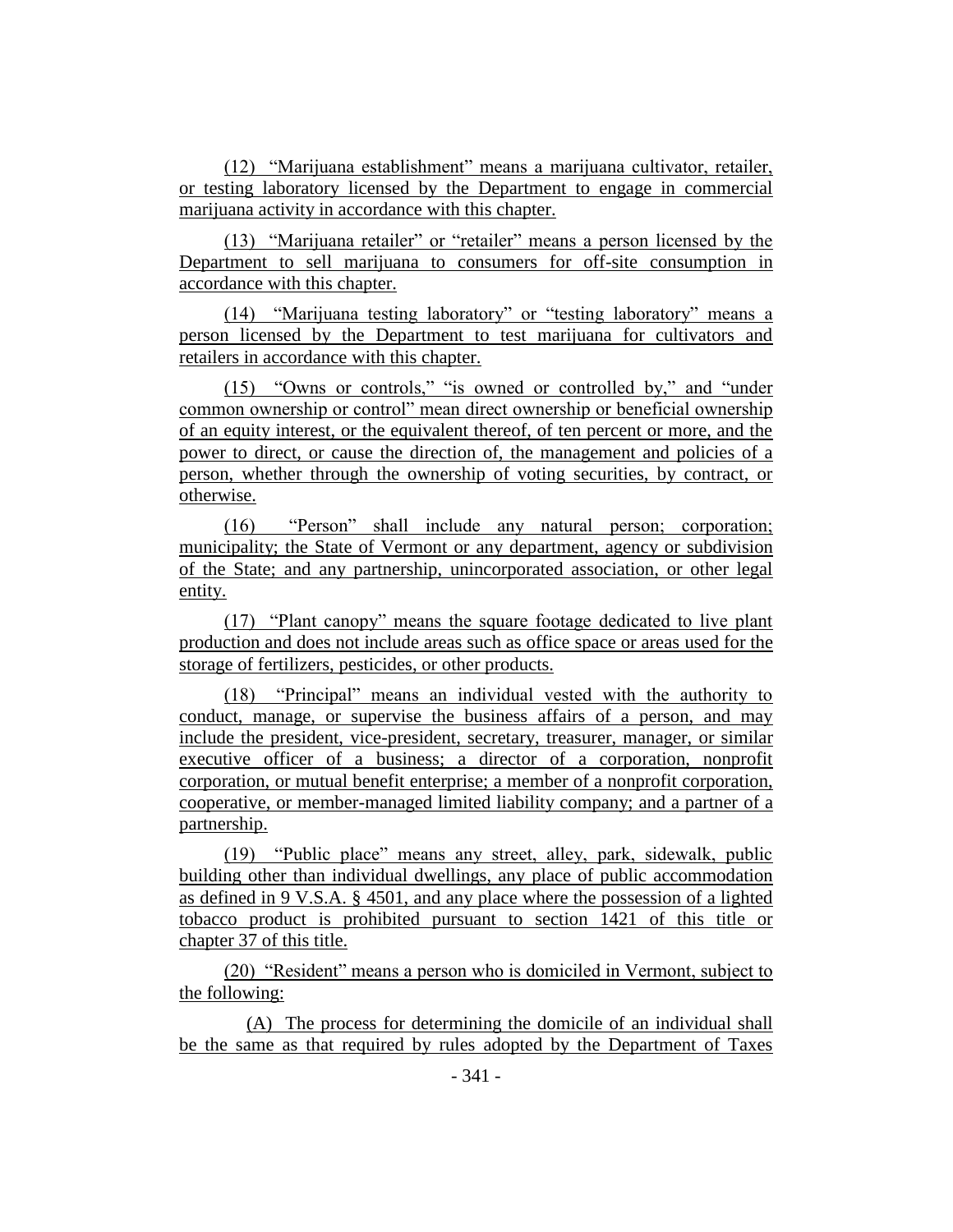(12) "Marijuana establishment" means a marijuana cultivator, retailer, or testing laboratory licensed by the Department to engage in commercial marijuana activity in accordance with this chapter.

(13) "Marijuana retailer" or "retailer" means a person licensed by the Department to sell marijuana to consumers for off-site consumption in accordance with this chapter.

(14) "Marijuana testing laboratory" or "testing laboratory" means a person licensed by the Department to test marijuana for cultivators and retailers in accordance with this chapter.

(15) "Owns or controls," "is owned or controlled by," and "under common ownership or control" mean direct ownership or beneficial ownership of an equity interest, or the equivalent thereof, of ten percent or more, and the power to direct, or cause the direction of, the management and policies of a person, whether through the ownership of voting securities, by contract, or otherwise.

(16) "Person" shall include any natural person; corporation; municipality; the State of Vermont or any department, agency or subdivision of the State; and any partnership, unincorporated association, or other legal entity.

(17) "Plant canopy" means the square footage dedicated to live plant production and does not include areas such as office space or areas used for the storage of fertilizers, pesticides, or other products.

(18) "Principal" means an individual vested with the authority to conduct, manage, or supervise the business affairs of a person, and may include the president, vice-president, secretary, treasurer, manager, or similar executive officer of a business; a director of a corporation, nonprofit corporation, or mutual benefit enterprise; a member of a nonprofit corporation, cooperative, or member-managed limited liability company; and a partner of a partnership.

(19) "Public place" means any street, alley, park, sidewalk, public building other than individual dwellings, any place of public accommodation as defined in 9 V.S.A. § 4501, and any place where the possession of a lighted tobacco product is prohibited pursuant to section 1421 of this title or chapter 37 of this title.

(20) "Resident" means a person who is domiciled in Vermont, subject to the following:

(A) The process for determining the domicile of an individual shall be the same as that required by rules adopted by the Department of Taxes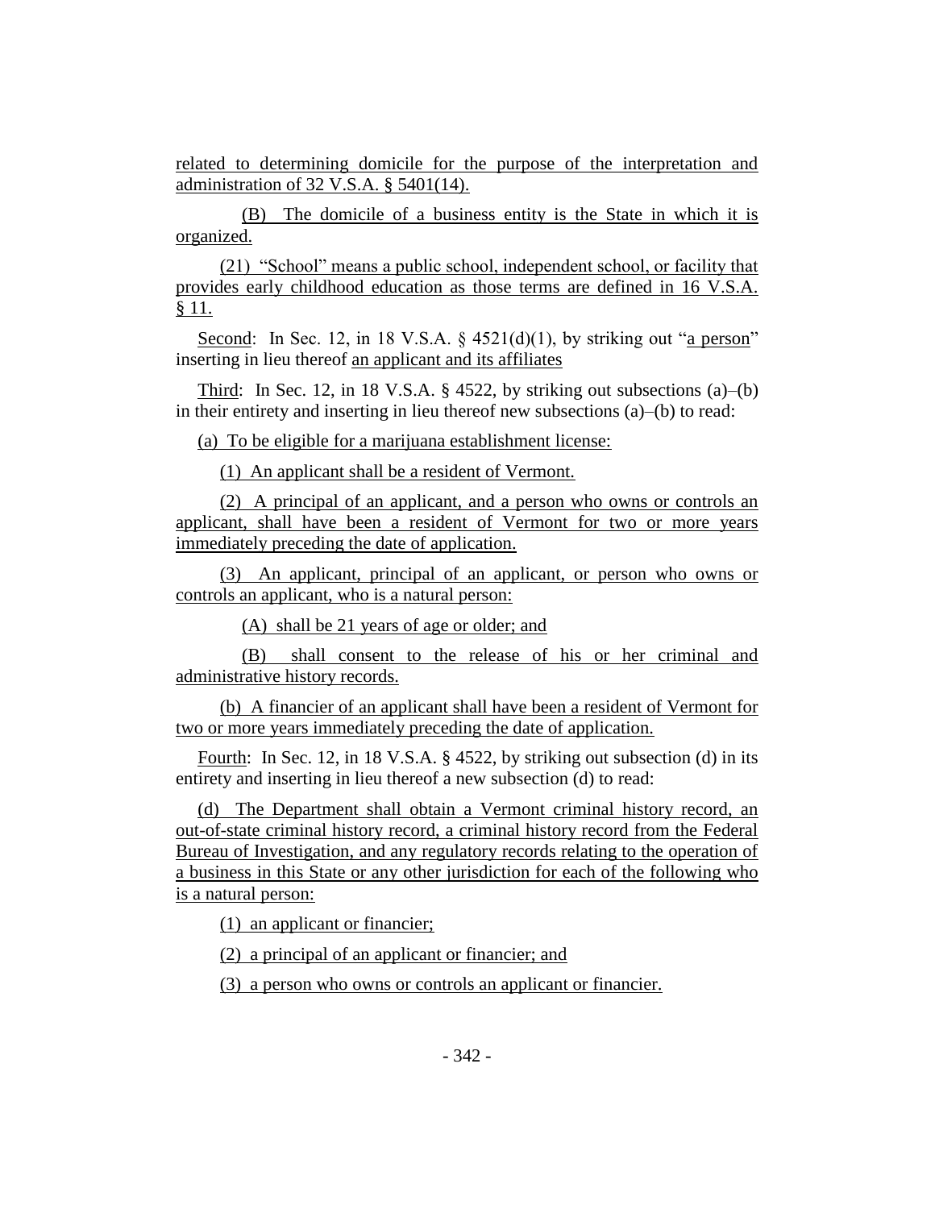related to determining domicile for the purpose of the interpretation and administration of 32 V.S.A. § 5401(14).

(B) The domicile of a business entity is the State in which it is organized.

(21) "School" means a public school, independent school, or facility that provides early childhood education as those terms are defined in 16 V.S.A. § 11.

Second: In Sec. 12, in 18 V.S.A. § 4521(d)(1), by striking out "a person" inserting in lieu thereof an applicant and its affiliates

Third: In Sec. 12, in 18 V.S.A. § 4522, by striking out subsections (a)–(b) in their entirety and inserting in lieu thereof new subsections (a)–(b) to read:

(a) To be eligible for a marijuana establishment license:

(1) An applicant shall be a resident of Vermont.

(2) A principal of an applicant, and a person who owns or controls an applicant, shall have been a resident of Vermont for two or more years immediately preceding the date of application.

(3) An applicant, principal of an applicant, or person who owns or controls an applicant, who is a natural person:

(A) shall be 21 years of age or older; and

(B) shall consent to the release of his or her criminal and administrative history records.

(b) A financier of an applicant shall have been a resident of Vermont for two or more years immediately preceding the date of application.

Fourth: In Sec. 12, in 18 V.S.A. § 4522, by striking out subsection (d) in its entirety and inserting in lieu thereof a new subsection (d) to read:

(d) The Department shall obtain a Vermont criminal history record, an out-of-state criminal history record, a criminal history record from the Federal Bureau of Investigation, and any regulatory records relating to the operation of a business in this State or any other jurisdiction for each of the following who is a natural person:

(1) an applicant or financier;

(2) a principal of an applicant or financier; and

(3) a person who owns or controls an applicant or financier.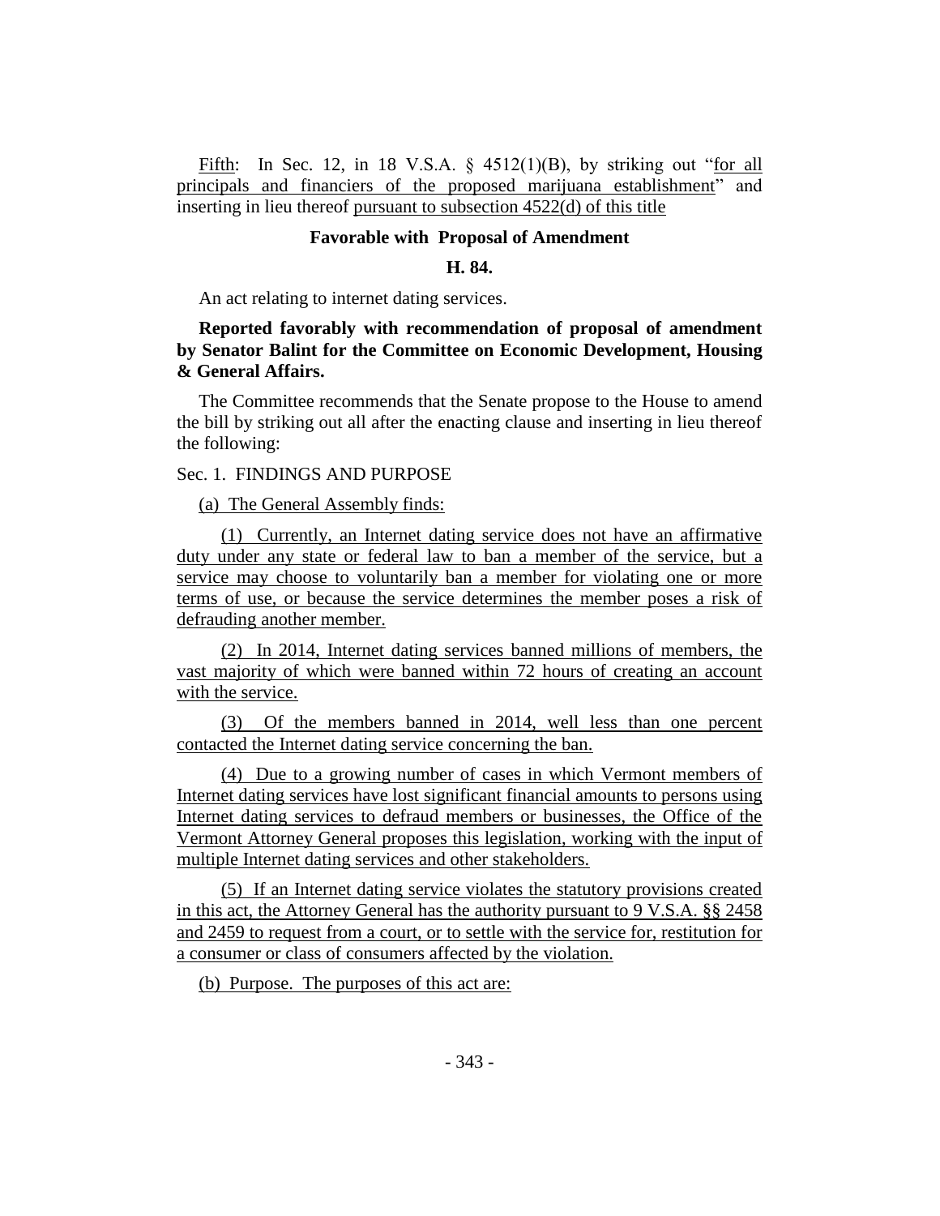Fifth: In Sec. 12, in 18 V.S.A. § 4512(1)(B), by striking out "for all principals and financiers of the proposed marijuana establishment" and inserting in lieu thereof pursuant to subsection 4522(d) of this title

**Favorable with Proposal of Amendment**

**H. 84.**

An act relating to internet dating services.

**Reported favorably with recommendation of proposal of amendment by Senator Balint for the Committee on Economic Development, Housing & General Affairs.**

The Committee recommends that the Senate propose to the House to amend the bill by striking out all after the enacting clause and inserting in lieu thereof the following:

Sec. 1. FINDINGS AND PURPOSE

(a) The General Assembly finds:

(1) Currently, an Internet dating service does not have an affirmative duty under any state or federal law to ban a member of the service, but a service may choose to voluntarily ban a member for violating one or more terms of use, or because the service determines the member poses a risk of defrauding another member.

(2) In 2014, Internet dating services banned millions of members, the vast majority of which were banned within 72 hours of creating an account with the service.

(3) Of the members banned in 2014, well less than one percent contacted the Internet dating service concerning the ban.

(4) Due to a growing number of cases in which Vermont members of Internet dating services have lost significant financial amounts to persons using Internet dating services to defraud members or businesses, the Office of the Vermont Attorney General proposes this legislation, working with the input of multiple Internet dating services and other stakeholders.

(5) If an Internet dating service violates the statutory provisions created in this act, the Attorney General has the authority pursuant to 9 V.S.A. §§ 2458 and 2459 to request from a court, or to settle with the service for, restitution for a consumer or class of consumers affected by the violation.

(b) Purpose. The purposes of this act are: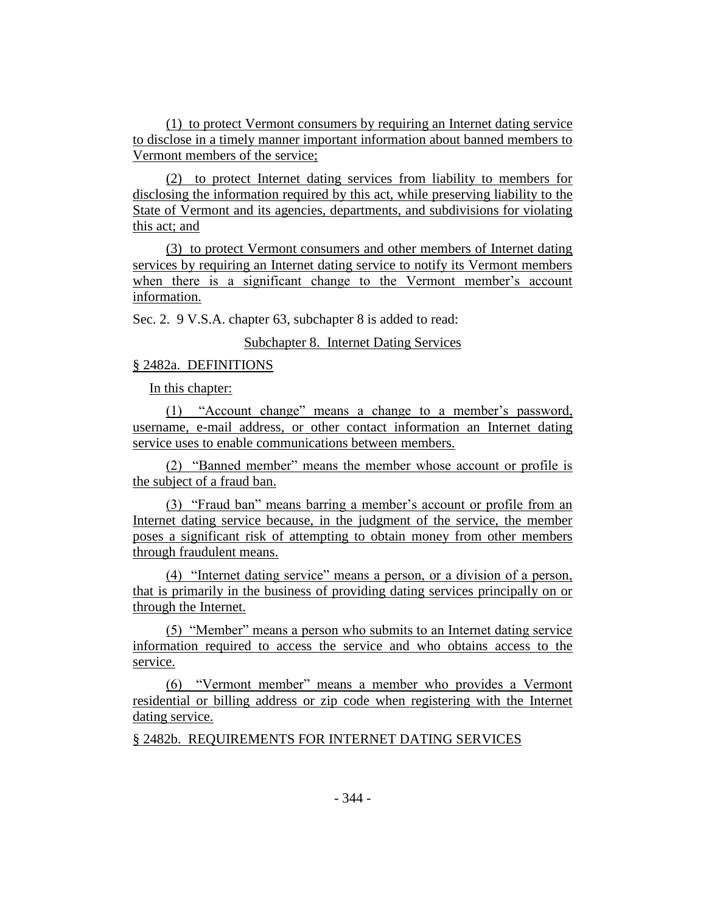(1) to protect Vermont consumers by requiring an Internet dating service to disclose in a timely manner important information about banned members to Vermont members of the service;

(2) to protect Internet dating services from liability to members for disclosing the information required by this act, while preserving liability to the State of Vermont and its agencies, departments, and subdivisions for violating this act; and

(3) to protect Vermont consumers and other members of Internet dating services by requiring an Internet dating service to notify its Vermont members when there is a significant change to the Vermont member's account information.

Sec. 2. 9 V.S.A. chapter 63, subchapter 8 is added to read:

Subchapter 8. Internet Dating Services

§ 2482a. DEFINITIONS

In this chapter:

(1) "Account change" means a change to a member's password, username, e-mail address, or other contact information an Internet dating service uses to enable communications between members.

(2) "Banned member" means the member whose account or profile is the subject of a fraud ban.

(3) "Fraud ban" means barring a member's account or profile from an Internet dating service because, in the judgment of the service, the member poses a significant risk of attempting to obtain money from other members through fraudulent means.

(4) "Internet dating service" means a person, or a division of a person, that is primarily in the business of providing dating services principally on or through the Internet.

(5) "Member" means a person who submits to an Internet dating service information required to access the service and who obtains access to the service.

(6) "Vermont member" means a member who provides a Vermont residential or billing address or zip code when registering with the Internet dating service.

§ 2482b. REQUIREMENTS FOR INTERNET DATING SERVICES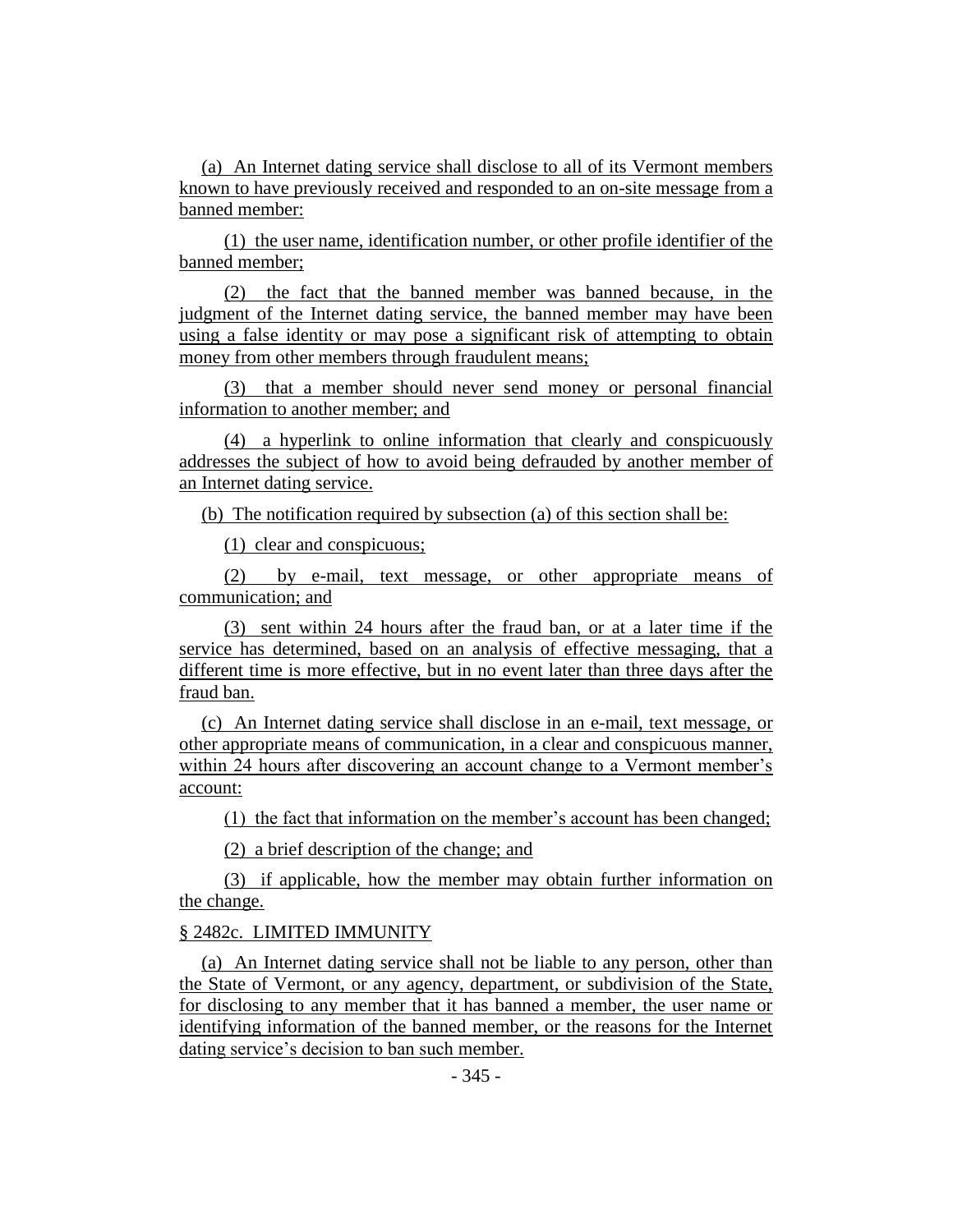(a) An Internet dating service shall disclose to all of its Vermont members known to have previously received and responded to an on-site message from a banned member:

(1) the user name, identification number, or other profile identifier of the banned member;

(2) the fact that the banned member was banned because, in the judgment of the Internet dating service, the banned member may have been using a false identity or may pose a significant risk of attempting to obtain money from other members through fraudulent means;

(3) that a member should never send money or personal financial information to another member; and

(4) a hyperlink to online information that clearly and conspicuously addresses the subject of how to avoid being defrauded by another member of an Internet dating service.

(b) The notification required by subsection (a) of this section shall be:

(1) clear and conspicuous;

(2) by e-mail, text message, or other appropriate means of communication; and

(3) sent within 24 hours after the fraud ban, or at a later time if the service has determined, based on an analysis of effective messaging, that a different time is more effective, but in no event later than three days after the fraud ban.

(c) An Internet dating service shall disclose in an e-mail, text message, or other appropriate means of communication, in a clear and conspicuous manner, within 24 hours after discovering an account change to a Vermont member's account:

(1) the fact that information on the member's account has been changed;

(2) a brief description of the change; and

(3) if applicable, how the member may obtain further information on the change.

§ 2482c. LIMITED IMMUNITY

(a) An Internet dating service shall not be liable to any person, other than the State of Vermont, or any agency, department, or subdivision of the State, for disclosing to any member that it has banned a member, the user name or identifying information of the banned member, or the reasons for the Internet dating service's decision to ban such member.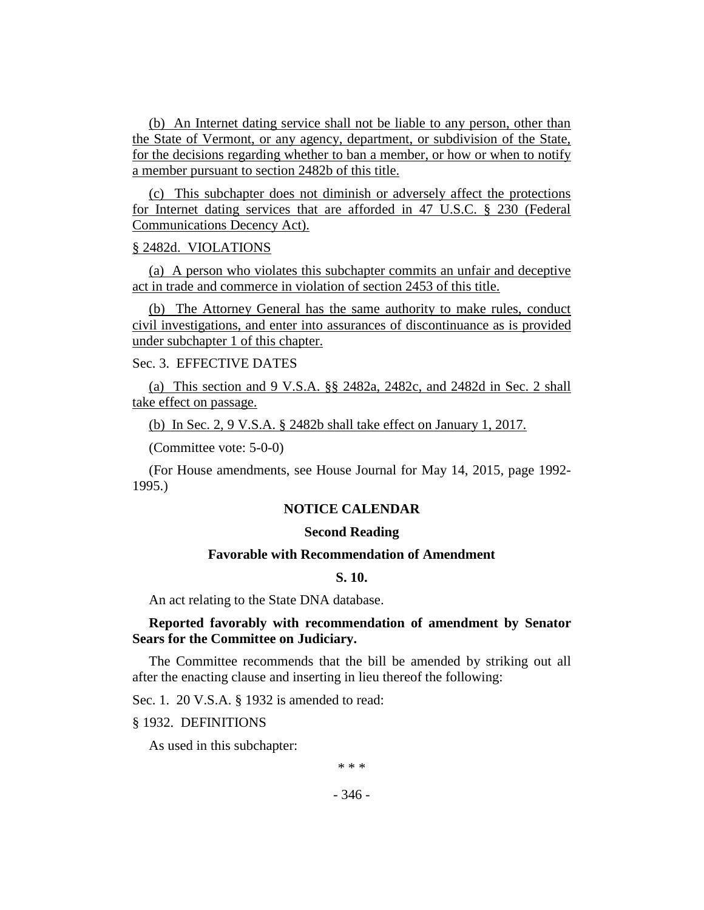(b) An Internet dating service shall not be liable to any person, other than the State of Vermont, or any agency, department, or subdivision of the State, for the decisions regarding whether to ban a member, or how or when to notify a member pursuant to section 2482b of this title.

(c) This subchapter does not diminish or adversely affect the protections for Internet dating services that are afforded in 47 U.S.C. § 230 (Federal Communications Decency Act).

§ 2482d. VIOLATIONS

(a) A person who violates this subchapter commits an unfair and deceptive act in trade and commerce in violation of section 2453 of this title.

(b) The Attorney General has the same authority to make rules, conduct civil investigations, and enter into assurances of discontinuance as is provided under subchapter 1 of this chapter.

Sec. 3. EFFECTIVE DATES

(a) This section and 9 V.S.A. §§ 2482a, 2482c, and 2482d in Sec. 2 shall take effect on passage.

(b) In Sec. 2, 9 V.S.A. § 2482b shall take effect on January 1, 2017.

(Committee vote: 5-0-0)

(For House amendments, see House Journal for May 14, 2015, page 1992-1995.)

## NOTICE CALENDAR

### Second Reading

### Favorable with Recommendation of Amendment

### S. 10.

An act relating to the State DNA database.

**Reported favorably with recommendation of amendment by Senator Sears for the Committee on Judiciary.**

The Committee recommends that the bill be amended by striking out all after the enacting clause and inserting in lieu thereof the following:

Sec. 1. 20 V.S.A. § 1932 is amended to read:

§ 1932. DEFINITIONS

As used in this subchapter:

\* \* \*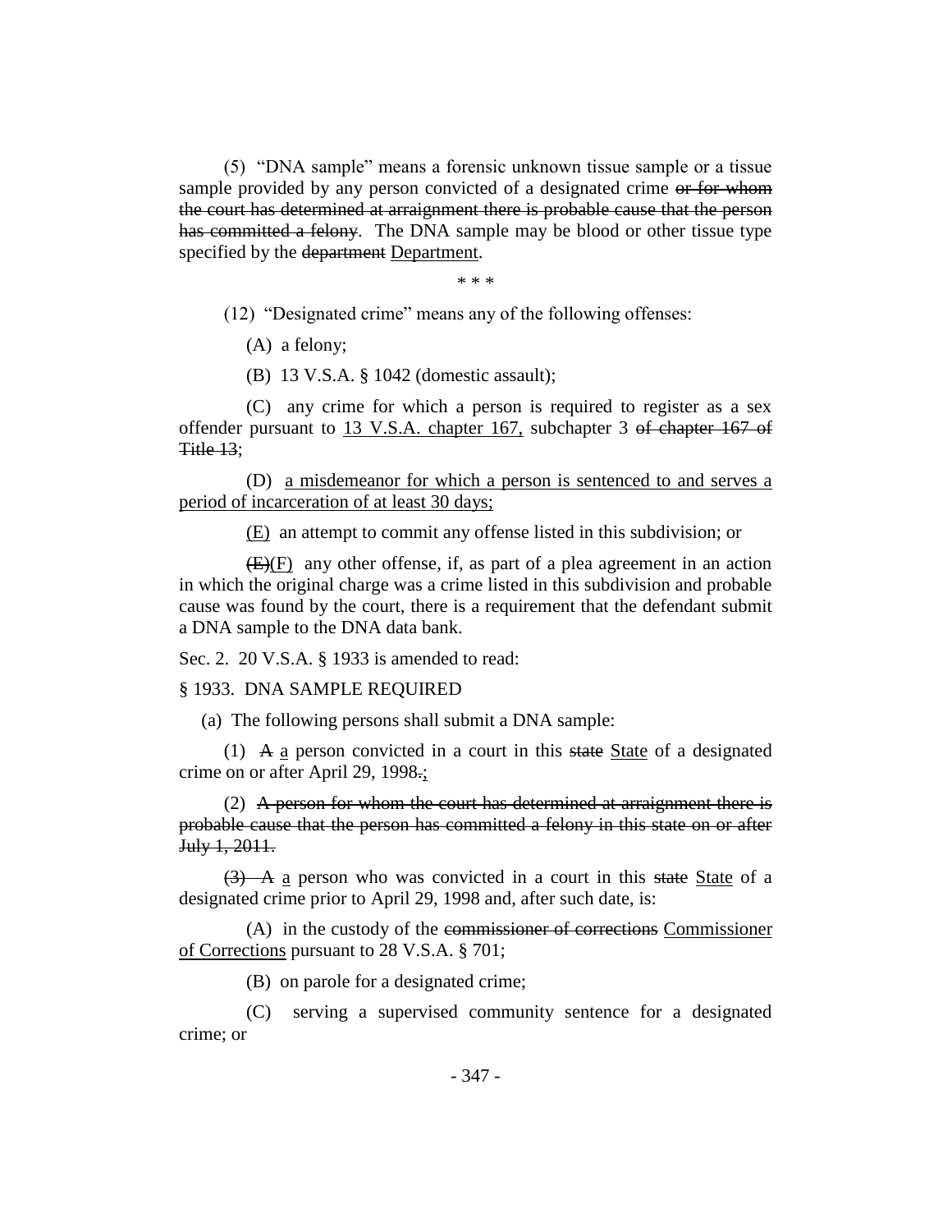(5) "DNA sample" means a forensic unknown tissue sample or a tissue sample provided by any person convicted of a designated crime ~~or for whom the court has determined at arraignment there is probable cause that the person has committed a felony~~. The DNA sample may be blood or other tissue type specified by the ~~department~~ <u>Department</u>.

\* \* \*

(12) "Designated crime" means any of the following offenses:

(A) a felony;

(B) 13 V.S.A. § 1042 (domestic assault);

(C) any crime for which a person is required to register as a sex offender pursuant to <u>13 V.S.A. chapter 167,</u> subchapter 3 ~~of chapter 167 of Title 13~~;

(D) <u>a misdemeanor for which a person is sentenced to and serves a period of incarceration of at least 30 days;</u>

<u>(E)</u> an attempt to commit any offense listed in this subdivision; or

~~(E)~~<u>(F)</u> any other offense, if, as part of a plea agreement in an action in which the original charge was a crime listed in this subdivision and probable cause was found by the court, there is a requirement that the defendant submit a DNA sample to the DNA data bank.

Sec. 2. 20 V.S.A. § 1933 is amended to read:

§ 1933. DNA SAMPLE REQUIRED

(a) The following persons shall submit a DNA sample:

(1) ~~A~~ <u>a</u> person convicted in a court in this ~~state~~ <u>State</u> of a designated crime on or after April 29, 1998~~.~~<u>;</u>

(2) ~~A person for whom the court has determined at arraignment there is probable cause that the person has committed a felony in this state on or after July 1, 2011.~~

~~(3) A~~ <u>a</u> person who was convicted in a court in this ~~state~~ <u>State</u> of a designated crime prior to April 29, 1998 and, after such date, is:

(A) in the custody of the ~~commissioner of corrections~~ <u>Commissioner of Corrections</u> pursuant to 28 V.S.A. § 701;

(B) on parole for a designated crime;

(C) serving a supervised community sentence for a designated crime; or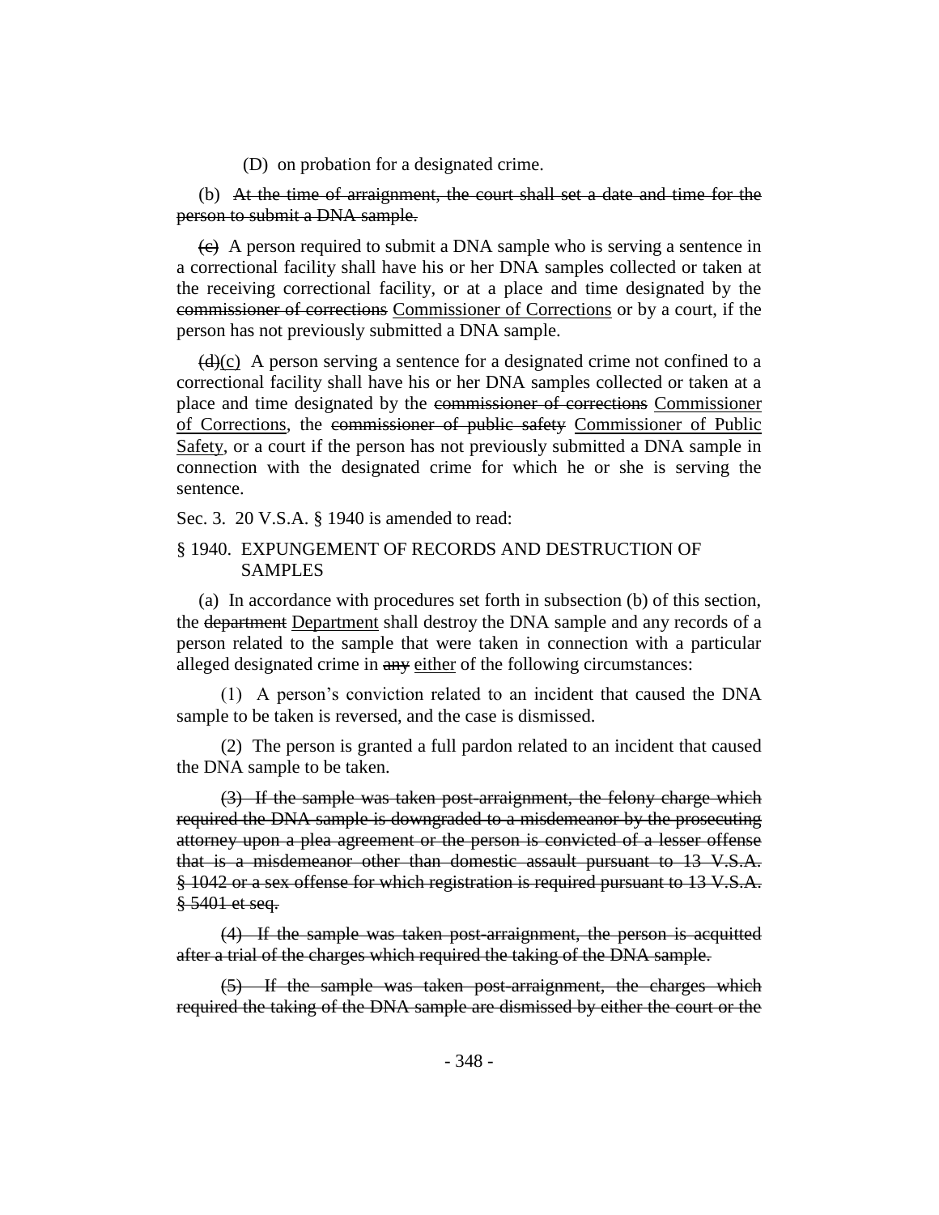(D) on probation for a designated crime.

(b) ~~At the time of arraignment, the court shall set a date and time for the person to submit a DNA sample.~~

~~(c)~~ A person required to submit a DNA sample who is serving a sentence in a correctional facility shall have his or her DNA samples collected or taken at the receiving correctional facility, or at a place and time designated by the ~~commissioner of corrections~~ Commissioner of Corrections or by a court, if the person has not previously submitted a DNA sample.

~~(d)~~(c) A person serving a sentence for a designated crime not confined to a correctional facility shall have his or her DNA samples collected or taken at a place and time designated by the ~~commissioner of corrections~~ Commissioner of Corrections, the ~~commissioner of public safety~~ Commissioner of Public Safety, or a court if the person has not previously submitted a DNA sample in connection with the designated crime for which he or she is serving the sentence.

Sec. 3. 20 V.S.A. § 1940 is amended to read:

§ 1940. EXPUNGEMENT OF RECORDS AND DESTRUCTION OF SAMPLES

(a) In accordance with procedures set forth in subsection (b) of this section, the ~~department~~ Department shall destroy the DNA sample and any records of a person related to the sample that were taken in connection with a particular alleged designated crime in ~~any~~ either of the following circumstances:

(1) A person's conviction related to an incident that caused the DNA sample to be taken is reversed, and the case is dismissed.

(2) The person is granted a full pardon related to an incident that caused the DNA sample to be taken.

~~(3) If the sample was taken post-arraignment, the felony charge which required the DNA sample is downgraded to a misdemeanor by the prosecuting attorney upon a plea agreement or the person is convicted of a lesser offense that is a misdemeanor other than domestic assault pursuant to 13 V.S.A. § 1042 or a sex offense for which registration is required pursuant to 13 V.S.A. § 5401 et seq.~~

~~(4) If the sample was taken post-arraignment, the person is acquitted after a trial of the charges which required the taking of the DNA sample.~~

~~(5) If the sample was taken post-arraignment, the charges which required the taking of the DNA sample are dismissed by either the court or the~~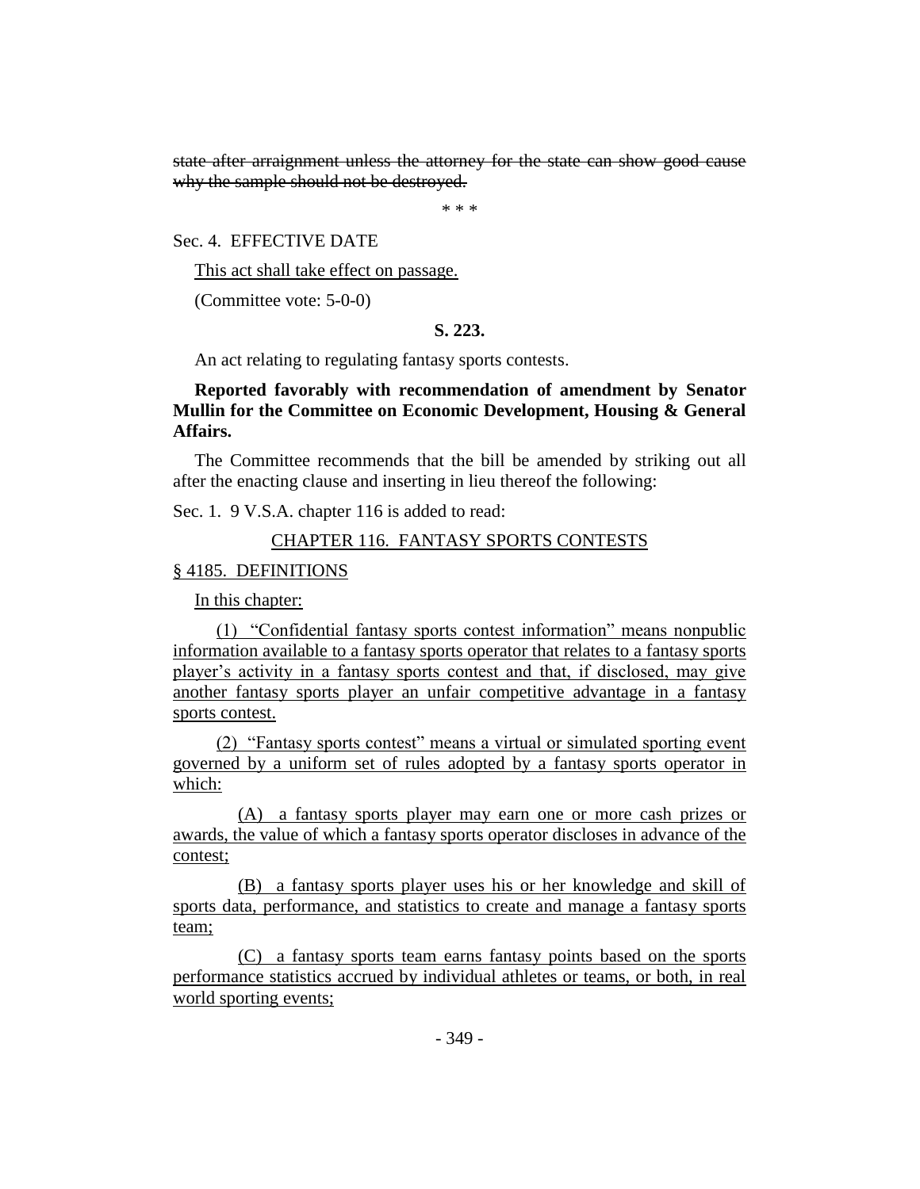~~state after arraignment unless the attorney for the state can show good cause why the sample should not be destroyed.~~

\* \* \*

Sec. 4. EFFECTIVE DATE

<u>This act shall take effect on passage.</u>

(Committee vote: 5-0-0)

**S. 223.**

An act relating to regulating fantasy sports contests.

**Reported favorably with recommendation of amendment by Senator Mullin for the Committee on Economic Development, Housing & General Affairs.**

The Committee recommends that the bill be amended by striking out all after the enacting clause and inserting in lieu thereof the following:

Sec. 1. 9 V.S.A. chapter 116 is added to read:

<u>CHAPTER 116. FANTASY SPORTS CONTESTS</u>

<u>§ 4185. DEFINITIONS</u>

<u>In this chapter:</u>

<u>(1) "Confidential fantasy sports contest information" means nonpublic information available to a fantasy sports operator that relates to a fantasy sports player's activity in a fantasy sports contest and that, if disclosed, may give another fantasy sports player an unfair competitive advantage in a fantasy sports contest.</u>

<u>(2) "Fantasy sports contest" means a virtual or simulated sporting event governed by a uniform set of rules adopted by a fantasy sports operator in which:</u>

<u>(A) a fantasy sports player may earn one or more cash prizes or awards, the value of which a fantasy sports operator discloses in advance of the contest;</u>

<u>(B) a fantasy sports player uses his or her knowledge and skill of sports data, performance, and statistics to create and manage a fantasy sports team;</u>

<u>(C) a fantasy sports team earns fantasy points based on the sports performance statistics accrued by individual athletes or teams, or both, in real world sporting events;</u>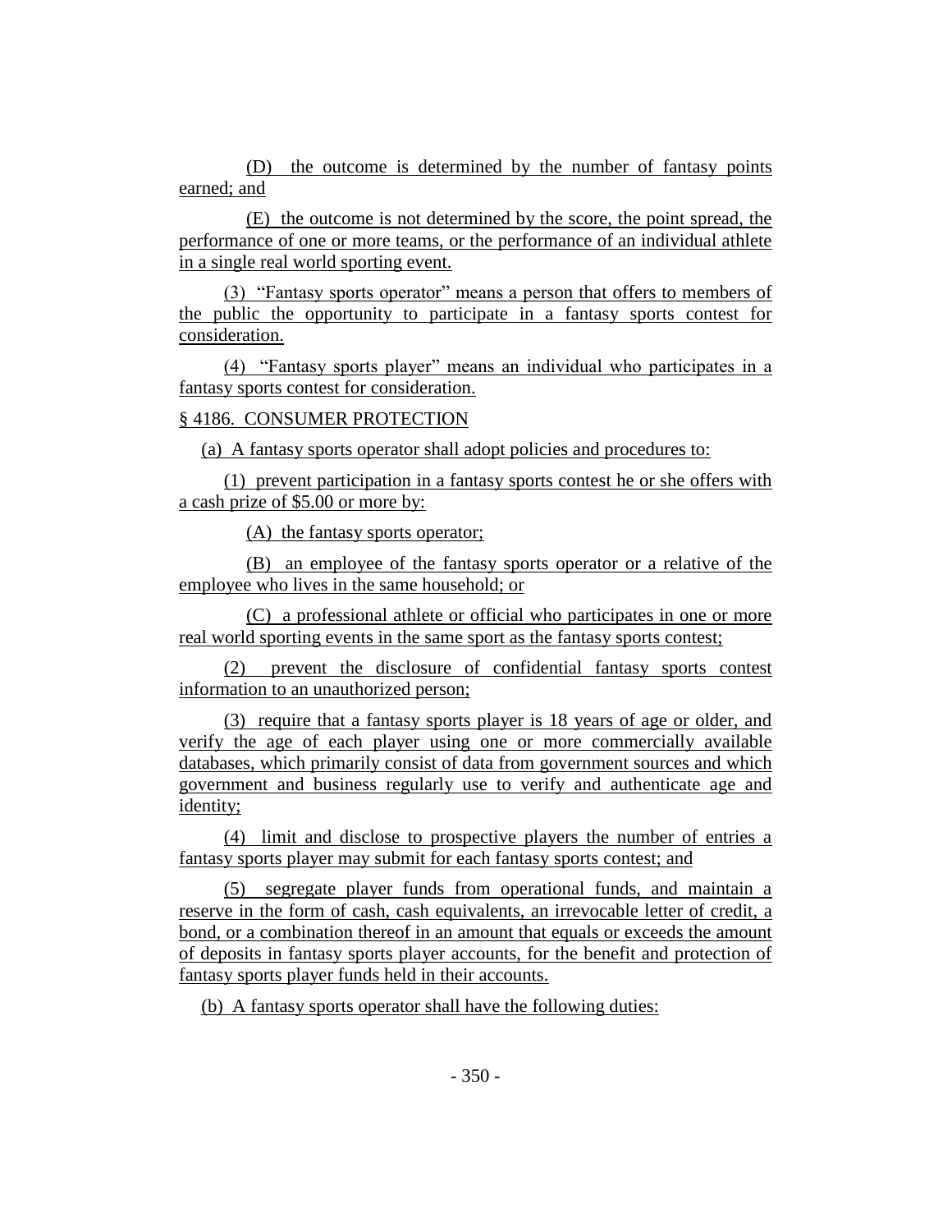(D) the outcome is determined by the number of fantasy points earned; and

(E) the outcome is not determined by the score, the point spread, the performance of one or more teams, or the performance of an individual athlete in a single real world sporting event.

(3) "Fantasy sports operator" means a person that offers to members of the public the opportunity to participate in a fantasy sports contest for consideration.

(4) "Fantasy sports player" means an individual who participates in a fantasy sports contest for consideration.

§ 4186. CONSUMER PROTECTION

(a) A fantasy sports operator shall adopt policies and procedures to:

(1) prevent participation in a fantasy sports contest he or she offers with a cash prize of $5.00 or more by:

(A) the fantasy sports operator;

(B) an employee of the fantasy sports operator or a relative of the employee who lives in the same household; or

(C) a professional athlete or official who participates in one or more real world sporting events in the same sport as the fantasy sports contest;

(2) prevent the disclosure of confidential fantasy sports contest information to an unauthorized person;

(3) require that a fantasy sports player is 18 years of age or older, and verify the age of each player using one or more commercially available databases, which primarily consist of data from government sources and which government and business regularly use to verify and authenticate age and identity;

(4) limit and disclose to prospective players the number of entries a fantasy sports player may submit for each fantasy sports contest; and

(5) segregate player funds from operational funds, and maintain a reserve in the form of cash, cash equivalents, an irrevocable letter of credit, a bond, or a combination thereof in an amount that equals or exceeds the amount of deposits in fantasy sports player accounts, for the benefit and protection of fantasy sports player funds held in their accounts.

(b) A fantasy sports operator shall have the following duties: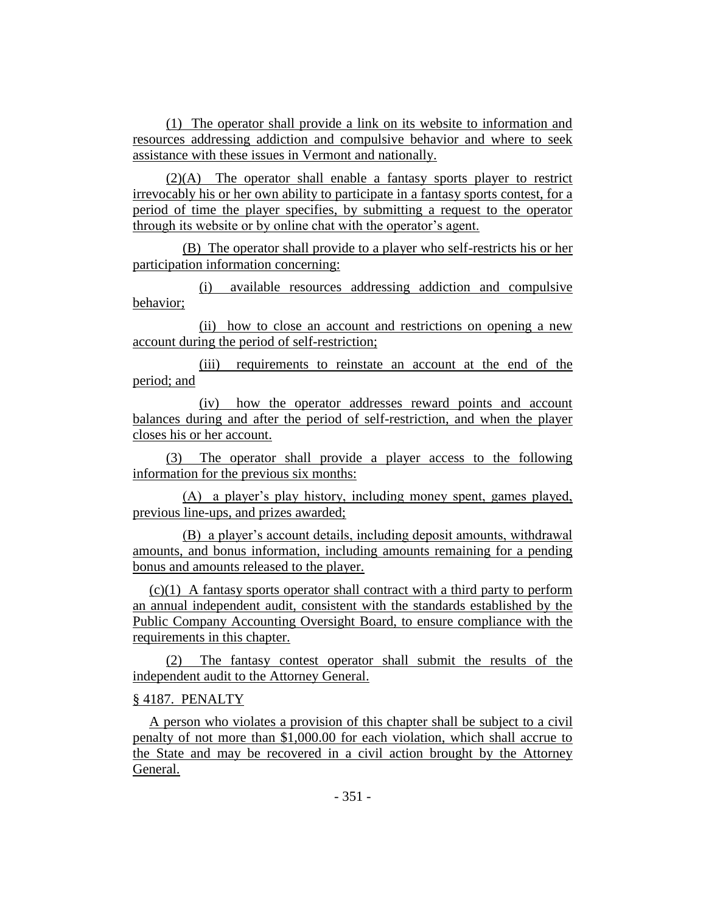(1) The operator shall provide a link on its website to information and resources addressing addiction and compulsive behavior and where to seek assistance with these issues in Vermont and nationally.

(2)(A) The operator shall enable a fantasy sports player to restrict irrevocably his or her own ability to participate in a fantasy sports contest, for a period of time the player specifies, by submitting a request to the operator through its website or by online chat with the operator's agent.

(B) The operator shall provide to a player who self-restricts his or her participation information concerning:

(i) available resources addressing addiction and compulsive behavior;

(ii) how to close an account and restrictions on opening a new account during the period of self-restriction;

(iii) requirements to reinstate an account at the end of the period; and

(iv) how the operator addresses reward points and account balances during and after the period of self-restriction, and when the player closes his or her account.

(3) The operator shall provide a player access to the following information for the previous six months:

(A) a player's play history, including money spent, games played, previous line-ups, and prizes awarded;

(B) a player's account details, including deposit amounts, withdrawal amounts, and bonus information, including amounts remaining for a pending bonus and amounts released to the player.

(c)(1) A fantasy sports operator shall contract with a third party to perform an annual independent audit, consistent with the standards established by the Public Company Accounting Oversight Board, to ensure compliance with the requirements in this chapter.

(2) The fantasy contest operator shall submit the results of the independent audit to the Attorney General.

§ 4187. PENALTY

A person who violates a provision of this chapter shall be subject to a civil penalty of not more than $1,000.00 for each violation, which shall accrue to the State and may be recovered in a civil action brought by the Attorney General.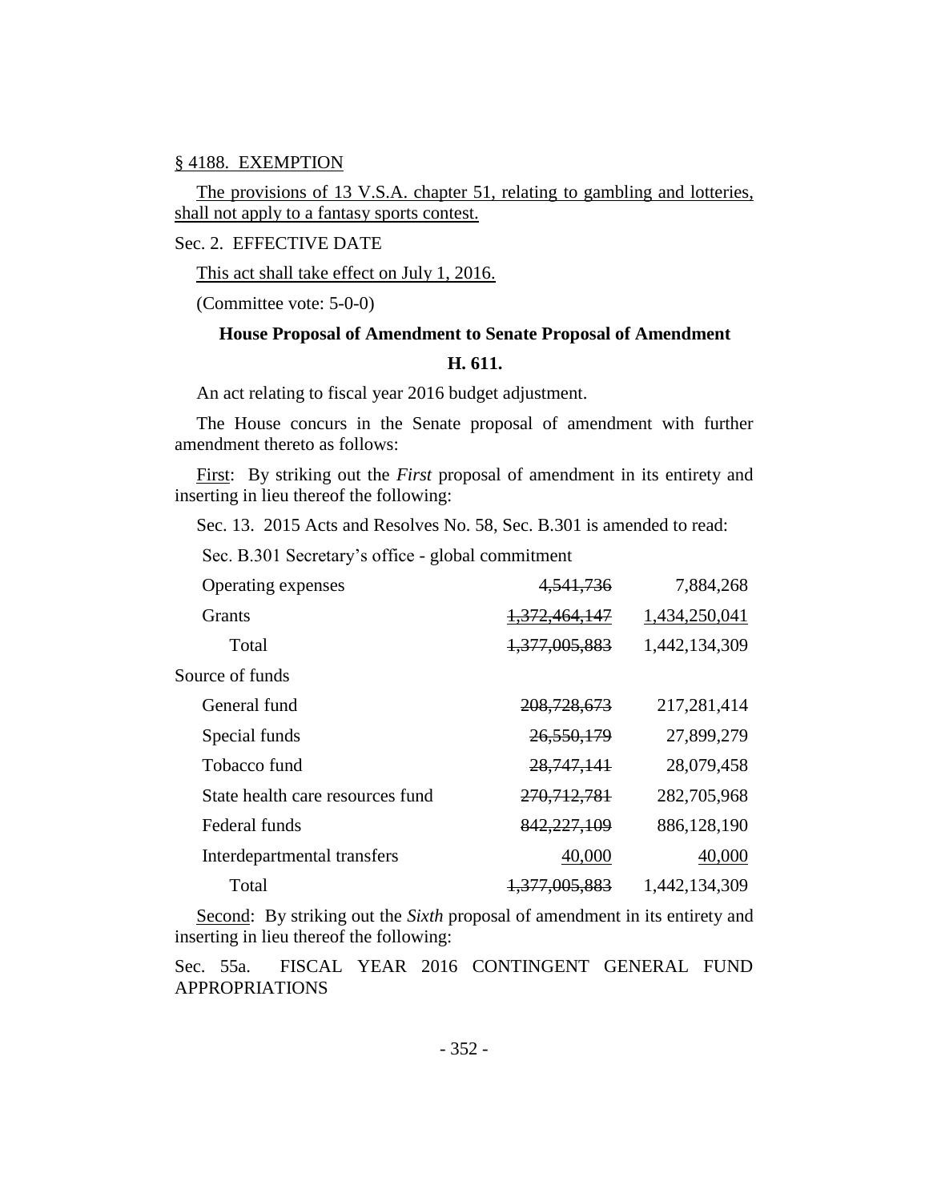§ 4188. EXEMPTION

The provisions of 13 V.S.A. chapter 51, relating to gambling and lotteries, shall not apply to a fantasy sports contest.

Sec. 2. EFFECTIVE DATE

This act shall take effect on July 1, 2016.

(Committee vote: 5-0-0)

**House Proposal of Amendment to Senate Proposal of Amendment**

**H. 611.**

An act relating to fiscal year 2016 budget adjustment.

The House concurs in the Senate proposal of amendment with further amendment thereto as follows:

First: By striking out the *First* proposal of amendment in its entirety and inserting in lieu thereof the following:

Sec. 13. 2015 Acts and Resolves No. 58, Sec. B.301 is amended to read:

Sec. B.301 Secretary's office - global commitment

| | | |
|---|---|---|
| Operating expenses | ~~4,541,736~~ | 7,884,268 |
| Grants | ~~1,372,464,147~~ | 1,434,250,041 |
| Total | ~~1,377,005,883~~ | 1,442,134,309 |
| Source of funds | | |
| General fund | ~~208,728,673~~ | 217,281,414 |
| Special funds | ~~26,550,179~~ | 27,899,279 |
| Tobacco fund | ~~28,747,141~~ | 28,079,458 |
| State health care resources fund | ~~270,712,781~~ | 282,705,968 |
| Federal funds | ~~842,227,109~~ | 886,128,190 |
| Interdepartmental transfers | 40,000 | 40,000 |
| Total | ~~1,377,005,883~~ | 1,442,134,309 |

Second: By striking out the *Sixth* proposal of amendment in its entirety and inserting in lieu thereof the following:

Sec. 55a. FISCAL YEAR 2016 CONTINGENT GENERAL FUND APPROPRIATIONS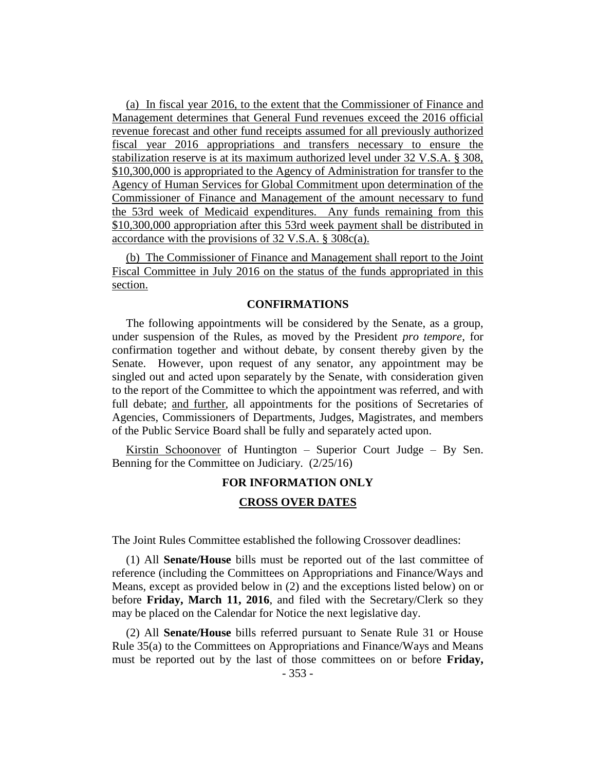(a) In fiscal year 2016, to the extent that the Commissioner of Finance and Management determines that General Fund revenues exceed the 2016 official revenue forecast and other fund receipts assumed for all previously authorized fiscal year 2016 appropriations and transfers necessary to ensure the stabilization reserve is at its maximum authorized level under 32 V.S.A. § 308, $10,300,000 is appropriated to the Agency of Administration for transfer to the Agency of Human Services for Global Commitment upon determination of the Commissioner of Finance and Management of the amount necessary to fund the 53rd week of Medicaid expenditures. Any funds remaining from this $10,300,000 appropriation after this 53rd week payment shall be distributed in accordance with the provisions of 32 V.S.A. § 308c(a).

(b) The Commissioner of Finance and Management shall report to the Joint Fiscal Committee in July 2016 on the status of the funds appropriated in this section.

## CONFIRMATIONS

The following appointments will be considered by the Senate, as a group, under suspension of the Rules, as moved by the President *pro tempore,* for confirmation together and without debate, by consent thereby given by the Senate. However, upon request of any senator, any appointment may be singled out and acted upon separately by the Senate, with consideration given to the report of the Committee to which the appointment was referred, and with full debate; and further, all appointments for the positions of Secretaries of Agencies, Commissioners of Departments, Judges, Magistrates, and members of the Public Service Board shall be fully and separately acted upon.

Kirstin Schoonover of Huntington – Superior Court Judge – By Sen. Benning for the Committee on Judiciary. (2/25/16)

## FOR INFORMATION ONLY

## CROSS OVER DATES

The Joint Rules Committee established the following Crossover deadlines:

(1) All **Senate/House** bills must be reported out of the last committee of reference (including the Committees on Appropriations and Finance/Ways and Means, except as provided below in (2) and the exceptions listed below) on or before **Friday, March 11, 2016**, and filed with the Secretary/Clerk so they may be placed on the Calendar for Notice the next legislative day.

(2) All **Senate/House** bills referred pursuant to Senate Rule 31 or House Rule 35(a) to the Committees on Appropriations and Finance/Ways and Means must be reported out by the last of those committees on or before **Friday,**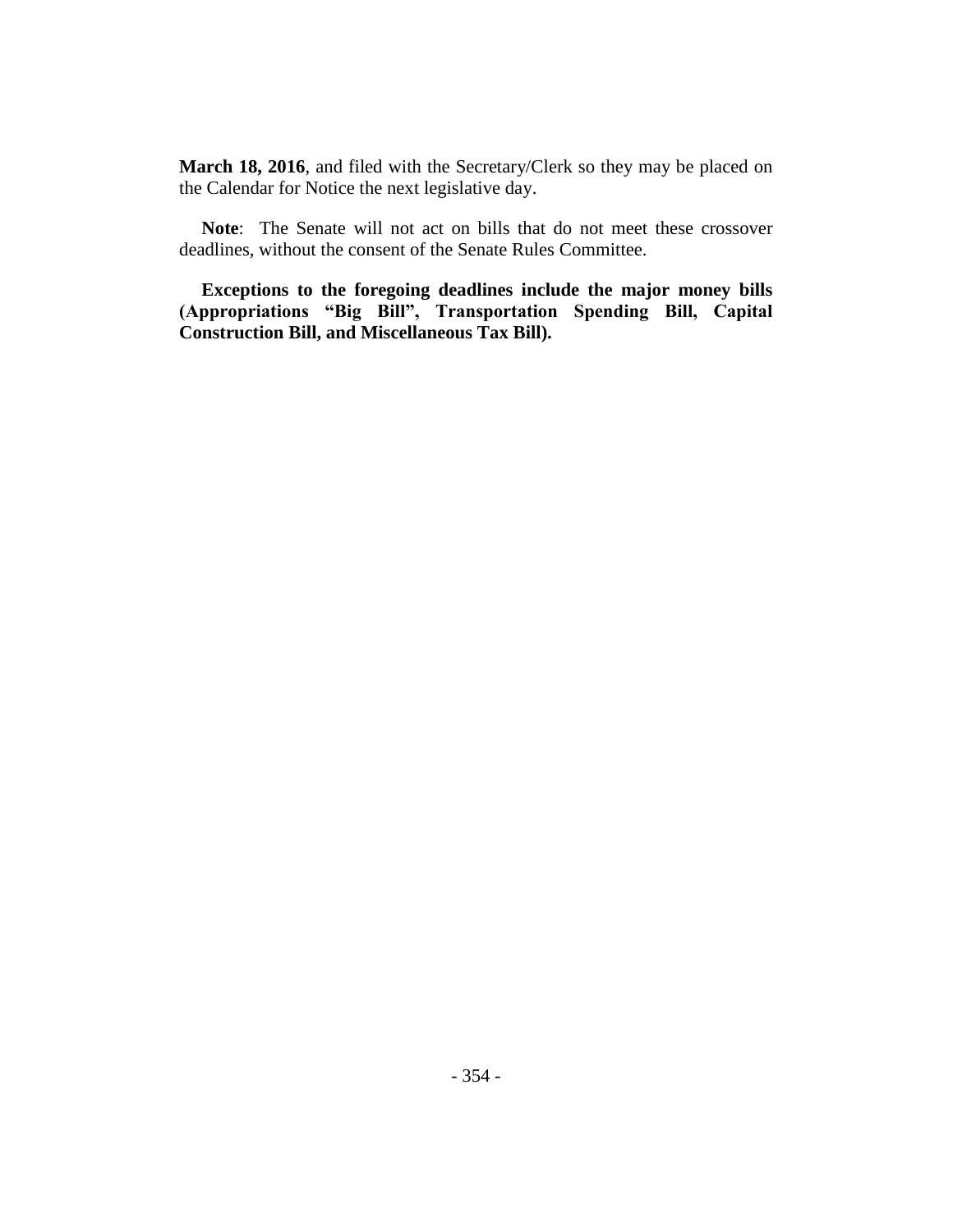**March 18, 2016**, and filed with the Secretary/Clerk so they may be placed on the Calendar for Notice the next legislative day.

**Note**: The Senate will not act on bills that do not meet these crossover deadlines, without the consent of the Senate Rules Committee.

**Exceptions to the foregoing deadlines include the major money bills (Appropriations "Big Bill", Transportation Spending Bill, Capital Construction Bill, and Miscellaneous Tax Bill).**